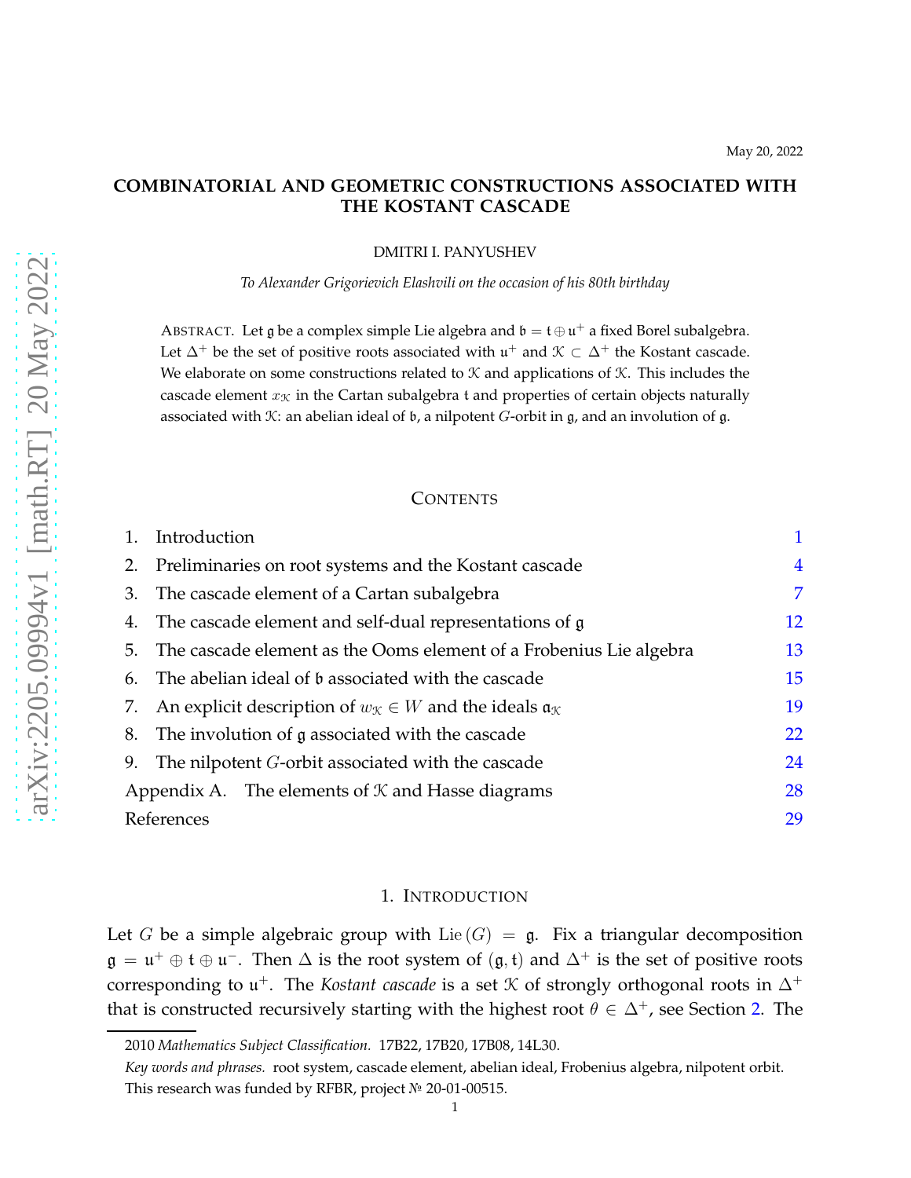May 20, 2022

# COMBINATORIAL AND GEOMETRIC CONSTRUCTIONS ASSOCIATED WITH THE KOSTANT CASCADE

DMITRI I. PANYUSHEV

*To Alexander Grigorievich Elashvili on the occasion of his 80th birthday*

ABSTRACT. Let $\mathfrak g$ be a complex simple Lie algebra and $\mathfrak b = \mathfrak t \oplus \mathfrak u^+$ a fixed Borel subalgebra. Let $\Delta^+$ be the set of positive roots associated with $\mathfrak u^+$ and $\mathcal K \subset \Delta^+$ the Kostant cascade. We elaborate on some constructions related to $\mathcal K$ and applications of $\mathcal K$. This includes the cascade element $x_{\mathcal K}$ in the Cartan subalgebra $\mathfrak t$ and properties of certain objects naturally associated with $\mathcal K$: an abelian ideal of $\mathfrak b$, a nilpotent $G$-orbit in $\mathfrak g$, and an involution of $\mathfrak g$.

## CONTENTS

1. Introduction — 1
2. Preliminaries on root systems and the Kostant cascade — 4
3. The cascade element of a Cartan subalgebra — 7
4. The cascade element and self-dual representations of $\mathfrak g$ — 12
5. The cascade element as the Ooms element of a Frobenius Lie algebra — 13
6. The abelian ideal of $\mathfrak b$ associated with the cascade — 15
7. An explicit description of $w_{\mathcal K} \in W$ and the ideals $\mathfrak a_{\mathcal K}$ — 19
8. The involution of $\mathfrak g$ associated with the cascade — 22
9. The nilpotent $G$-orbit associated with the cascade — 24

Appendix A. The elements of $\mathcal K$ and Hasse diagrams — 28

References — 29

## 1. INTRODUCTION

Let $G$ be a simple algebraic group with $\mathrm{Lie}\,(G) = \mathfrak g$. Fix a triangular decomposition $\mathfrak g = \mathfrak u^+ \oplus \mathfrak t \oplus \mathfrak u^-$. Then $\Delta$ is the root system of $(\mathfrak g, \mathfrak t)$ and $\Delta^+$ is the set of positive roots corresponding to $\mathfrak u^+$. The *Kostant cascade* is a set $\mathcal K$ of strongly orthogonal roots in $\Delta^+$ that is constructed recursively starting with the highest root $\theta \in \Delta^+$, see Section 2. The

2010 *Mathematics Subject Classification.* 17B22, 17B20, 17B08, 14L30.

*Key words and phrases.* root system, cascade element, abelian ideal, Frobenius algebra, nilpotent orbit.

This research was funded by RFBR, project № 20-01-00515.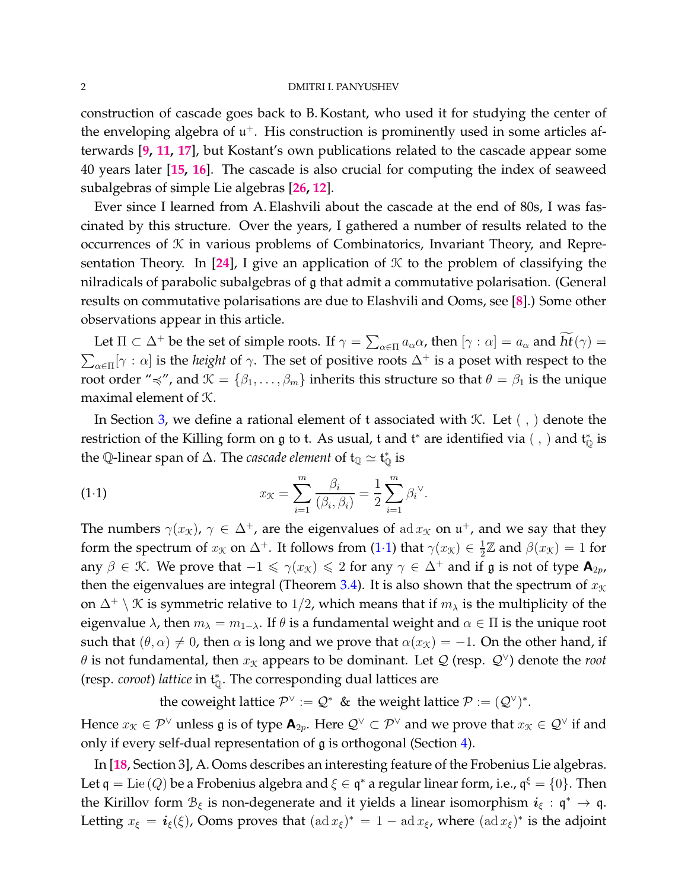construction of cascade goes back to B. Kostant, who used it for studying the center of the enveloping algebra of $\mathfrak{u}^+$. His construction is prominently used in some articles afterwards [9, 11, 17], but Kostant's own publications related to the cascade appear some 40 years later [15, 16]. The cascade is also crucial for computing the index of seaweed subalgebras of simple Lie algebras [26, 12].

Ever since I learned from A. Elashvili about the cascade at the end of 80s, I was fascinated by this structure. Over the years, I gathered a number of results related to the occurrences of $\mathcal{K}$ in various problems of Combinatorics, Invariant Theory, and Representation Theory. In [24], I give an application of $\mathcal{K}$ to the problem of classifying the nilradicals of parabolic subalgebras of $\mathfrak{g}$ that admit a commutative polarisation. (General results on commutative polarisations are due to Elashvili and Ooms, see [8].) Some other observations appear in this article.

Let $\Pi \subset \Delta^+$ be the set of simple roots. If $\gamma = \sum_{\alpha\in\Pi} a_\alpha \alpha$, then $[\gamma : \alpha] = a_\alpha$ and $\widetilde{ht}(\gamma) = \sum_{\alpha\in\Pi}[\gamma : \alpha]$ is the *height* of $\gamma$. The set of positive roots $\Delta^+$ is a poset with respect to the root order "$\preccurlyeq$", and $\mathcal{K} = \{\beta_1, \dots, \beta_m\}$ inherits this structure so that $\theta = \beta_1$ is the unique maximal element of $\mathcal{K}$.

In Section 3, we define a rational element of $\mathfrak{t}$ associated with $\mathcal{K}$. Let $(\ ,\ )$ denote the restriction of the Killing form on $\mathfrak{g}$ to $\mathfrak{t}$. As usual, $\mathfrak{t}$ and $\mathfrak{t}^*$ are identified via $(\ ,\ )$ and $\mathfrak{t}^*_{\mathbb{Q}}$ is the $\mathbb{Q}$-linear span of $\Delta$. The *cascade element* of $\mathfrak{t}_{\mathbb{Q}} \simeq \mathfrak{t}^*_{\mathbb{Q}}$ is

$$x_{\mathcal{K}} = \sum_{i=1}^{m} \frac{\beta_i}{(\beta_i, \beta_i)} = \frac{1}{2}\sum_{i=1}^{m} {\beta_i}^\vee. \tag{1·1}$$

The numbers $\gamma(x_{\mathcal{K}})$, $\gamma \in \Delta^+$, are the eigenvalues of $\operatorname{ad} x_{\mathcal{K}}$ on $\mathfrak{u}^+$, and we say that they form the spectrum of $x_{\mathcal{K}}$ on $\Delta^+$. It follows from (1·1) that $\gamma(x_{\mathcal{K}}) \in \frac{1}{2}\mathbb{Z}$ and $\beta(x_{\mathcal{K}}) = 1$ for any $\beta \in \mathcal{K}$. We prove that $-1 \leqslant \gamma(x_{\mathcal{K}}) \leqslant 2$ for any $\gamma \in \Delta^+$ and if $\mathfrak{g}$ is not of type $\mathbf{A}_{2p}$, then the eigenvalues are integral (Theorem 3.4). It is also shown that the spectrum of $x_{\mathcal{K}}$ on $\Delta^+ \setminus \mathcal{K}$ is symmetric relative to $1/2$, which means that if $m_\lambda$ is the multiplicity of the eigenvalue $\lambda$, then $m_\lambda = m_{1-\lambda}$. If $\theta$ is a fundamental weight and $\alpha \in \Pi$ is the unique root such that $(\theta, \alpha) \neq 0$, then $\alpha$ is long and we prove that $\alpha(x_{\mathcal{K}}) = -1$. On the other hand, if $\theta$ is not fundamental, then $x_{\mathcal{K}}$ appears to be dominant. Let $\mathcal{Q}$ (resp. $\mathcal{Q}^\vee$) denote the *root* (resp. *coroot*) *lattice* in $\mathfrak{t}^*_{\mathbb{Q}}$. The corresponding dual lattices are

$$\text{the coweight lattice } \mathcal{P}^\vee := \mathcal{Q}^* \ \ \&\ \ \text{the weight lattice } \mathcal{P} := (\mathcal{Q}^\vee)^*.$$

Hence $x_{\mathcal{K}} \in \mathcal{P}^\vee$ unless $\mathfrak{g}$ is of type $\mathbf{A}_{2p}$. Here $\mathcal{Q}^\vee \subset \mathcal{P}^\vee$ and we prove that $x_{\mathcal{K}} \in \mathcal{Q}^\vee$ if and only if every self-dual representation of $\mathfrak{g}$ is orthogonal (Section 4).

In [18, Section 3], A. Ooms describes an interesting feature of the Frobenius Lie algebras. Let $\mathfrak{q} = \operatorname{Lie}(Q)$ be a Frobenius algebra and $\xi \in \mathfrak{q}^*$ a regular linear form, i.e., $\mathfrak{q}^\xi = \{0\}$. Then the Kirillov form $\mathcal{B}_\xi$ is non-degenerate and it yields a linear isomorphism $\boldsymbol{i}_\xi : \mathfrak{q}^* \to \mathfrak{q}$. Letting $x_\xi = \boldsymbol{i}_\xi(\xi)$, Ooms proves that $(\operatorname{ad} x_\xi)^* = 1 - \operatorname{ad} x_\xi$, where $(\operatorname{ad} x_\xi)^*$ is the adjoint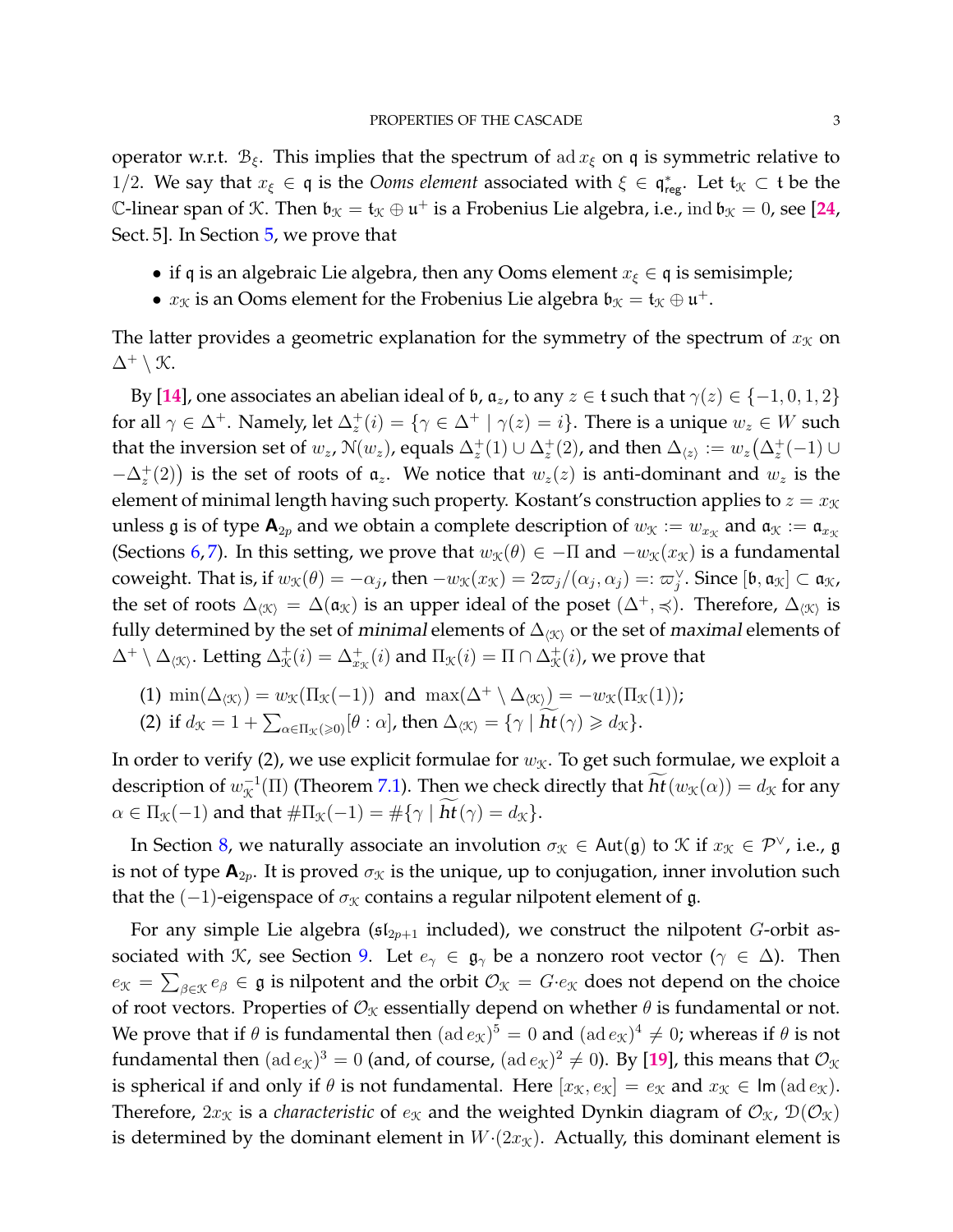operator w.r.t. $\mathcal{B}_\xi$. This implies that the spectrum of $\mathrm{ad}\, x_\xi$ on $\mathfrak{q}$ is symmetric relative to $1/2$. We say that $x_\xi \in \mathfrak{q}$ is the *Ooms element* associated with $\xi \in \mathfrak{q}^*_{\mathsf{reg}}$. Let $\mathfrak{t}_{\mathcal{K}} \subset \mathfrak{t}$ be the $\mathbb{C}$-linear span of $\mathcal{K}$. Then $\mathfrak{b}_{\mathcal{K}} = \mathfrak{t}_{\mathcal{K}} \oplus \mathfrak{u}^+$ is a Frobenius Lie algebra, i.e., $\mathrm{ind}\, \mathfrak{b}_{\mathcal{K}} = 0$, see [24, Sect. 5]. In Section 5, we prove that

- if $\mathfrak{q}$ is an algebraic Lie algebra, then any Ooms element $x_\xi \in \mathfrak{q}$ is semisimple;
- $x_{\mathcal{K}}$ is an Ooms element for the Frobenius Lie algebra $\mathfrak{b}_{\mathcal{K}} = \mathfrak{t}_{\mathcal{K}} \oplus \mathfrak{u}^+$.

The latter provides a geometric explanation for the symmetry of the spectrum of $x_{\mathcal{K}}$ on $\Delta^+ \setminus \mathcal{K}$.

By [14], one associates an abelian ideal of $\mathfrak{b}$, $\mathfrak{a}_z$, to any $z \in \mathfrak{t}$ such that $\gamma(z) \in \{-1, 0, 1, 2\}$ for all $\gamma \in \Delta^+$. Namely, let $\Delta^+_z(i) = \{\gamma \in \Delta^+ \mid \gamma(z) = i\}$. There is a unique $w_z \in W$ such that the inversion set of $w_z$, $\mathcal{N}(w_z)$, equals $\Delta^+_z(1) \cup \Delta^+_z(2)$, and then $\Delta_{\langle z \rangle} := w_z\big(\Delta^+_z(-1) \cup -\Delta^+_z(2)\big)$ is the set of roots of $\mathfrak{a}_z$. We notice that $w_z(z)$ is anti-dominant and $w_z$ is the element of minimal length having such property. Kostant's construction applies to $z = x_{\mathcal{K}}$ unless $\mathfrak{g}$ is of type $\mathbf{A}_{2p}$ and we obtain a complete description of $w_{\mathcal{K}} := w_{x_{\mathcal{K}}}$ and $\mathfrak{a}_{\mathcal{K}} := \mathfrak{a}_{x_{\mathcal{K}}}$ (Sections 6,7). In this setting, we prove that $w_{\mathcal{K}}(\theta) \in -\Pi$ and $-w_{\mathcal{K}}(x_{\mathcal{K}})$ is a fundamental coweight. That is, if $w_{\mathcal{K}}(\theta) = -\alpha_j$, then $-w_{\mathcal{K}}(x_{\mathcal{K}}) = 2\varpi_j/(\alpha_j, \alpha_j) =: \varpi_j^\vee$. Since $[\mathfrak{b}, \mathfrak{a}_{\mathcal{K}}] \subset \mathfrak{a}_{\mathcal{K}}$, the set of roots $\Delta_{\langle \mathcal{K} \rangle} = \Delta(\mathfrak{a}_{\mathcal{K}})$ is an upper ideal of the poset $(\Delta^+, \preccurlyeq)$. Therefore, $\Delta_{\langle \mathcal{K} \rangle}$ is fully determined by the set of *minimal* elements of $\Delta_{\langle \mathcal{K} \rangle}$ or the set of *maximal* elements of $\Delta^+ \setminus \Delta_{\langle \mathcal{K} \rangle}$. Letting $\Delta^+_{\mathcal{K}}(i) = \Delta^+_{x_{\mathcal{K}}}(i)$ and $\Pi_{\mathcal{K}}(i) = \Pi \cap \Delta^+_{\mathcal{K}}(i)$, we prove that

(1) $\min(\Delta_{\langle \mathcal{K} \rangle}) = w_{\mathcal{K}}(\Pi_{\mathcal{K}}(-1))$ and $\max(\Delta^+ \setminus \Delta_{\langle \mathcal{K} \rangle}) = -w_{\mathcal{K}}(\Pi_{\mathcal{K}}(1))$;

(2) if $d_{\mathcal{K}} = 1 + \sum_{\alpha \in \Pi_{\mathcal{K}}(\geqslant 0)} [\theta : \alpha]$, then $\Delta_{\langle \mathcal{K} \rangle} = \{\gamma \mid \widetilde{ht}(\gamma) \geqslant d_{\mathcal{K}}\}$.

In order to verify (2), we use explicit formulae for $w_{\mathcal{K}}$. To get such formulae, we exploit a description of $w_{\mathcal{K}}^{-1}(\Pi)$ (Theorem 7.1). Then we check directly that $\widetilde{ht}(w_{\mathcal{K}}(\alpha)) = d_{\mathcal{K}}$ for any $\alpha \in \Pi_{\mathcal{K}}(-1)$ and that $\#\Pi_{\mathcal{K}}(-1) = \#\{\gamma \mid \widetilde{ht}(\gamma) = d_{\mathcal{K}}\}$.

In Section 8, we naturally associate an involution $\sigma_{\mathcal{K}} \in \mathsf{Aut}(\mathfrak{g})$ to $\mathcal{K}$ if $x_{\mathcal{K}} \in \mathcal{P}^\vee$, i.e., $\mathfrak{g}$ is not of type $\mathbf{A}_{2p}$. It is proved $\sigma_{\mathcal{K}}$ is the unique, up to conjugation, inner involution such that the $(-1)$-eigenspace of $\sigma_{\mathcal{K}}$ contains a regular nilpotent element of $\mathfrak{g}$.

For any simple Lie algebra ($\mathfrak{sl}_{2p+1}$ included), we construct the nilpotent $G$-orbit associated with $\mathcal{K}$, see Section 9. Let $e_\gamma \in \mathfrak{g}_\gamma$ be a nonzero root vector ($\gamma \in \Delta$). Then $e_{\mathcal{K}} = \sum_{\beta \in \mathcal{K}} e_\beta \in \mathfrak{g}$ is nilpotent and the orbit $\mathcal{O}_{\mathcal{K}} = G{\cdot}e_{\mathcal{K}}$ does not depend on the choice of root vectors. Properties of $\mathcal{O}_{\mathcal{K}}$ essentially depend on whether $\theta$ is fundamental or not. We prove that if $\theta$ is fundamental then $(\mathrm{ad}\, e_{\mathcal{K}})^5 = 0$ and $(\mathrm{ad}\, e_{\mathcal{K}})^4 \neq 0$; whereas if $\theta$ is not fundamental then $(\mathrm{ad}\, e_{\mathcal{K}})^3 = 0$ (and, of course, $(\mathrm{ad}\, e_{\mathcal{K}})^2 \neq 0$). By [19], this means that $\mathcal{O}_{\mathcal{K}}$ is spherical if and only if $\theta$ is not fundamental. Here $[x_{\mathcal{K}}, e_{\mathcal{K}}] = e_{\mathcal{K}}$ and $x_{\mathcal{K}} \in \mathsf{Im}\,(\mathrm{ad}\, e_{\mathcal{K}})$. Therefore, $2x_{\mathcal{K}}$ is a *characteristic* of $e_{\mathcal{K}}$ and the weighted Dynkin diagram of $\mathcal{O}_{\mathcal{K}}$, $\mathcal{D}(\mathcal{O}_{\mathcal{K}})$ is determined by the dominant element in $W{\cdot}(2x_{\mathcal{K}})$. Actually, this dominant element is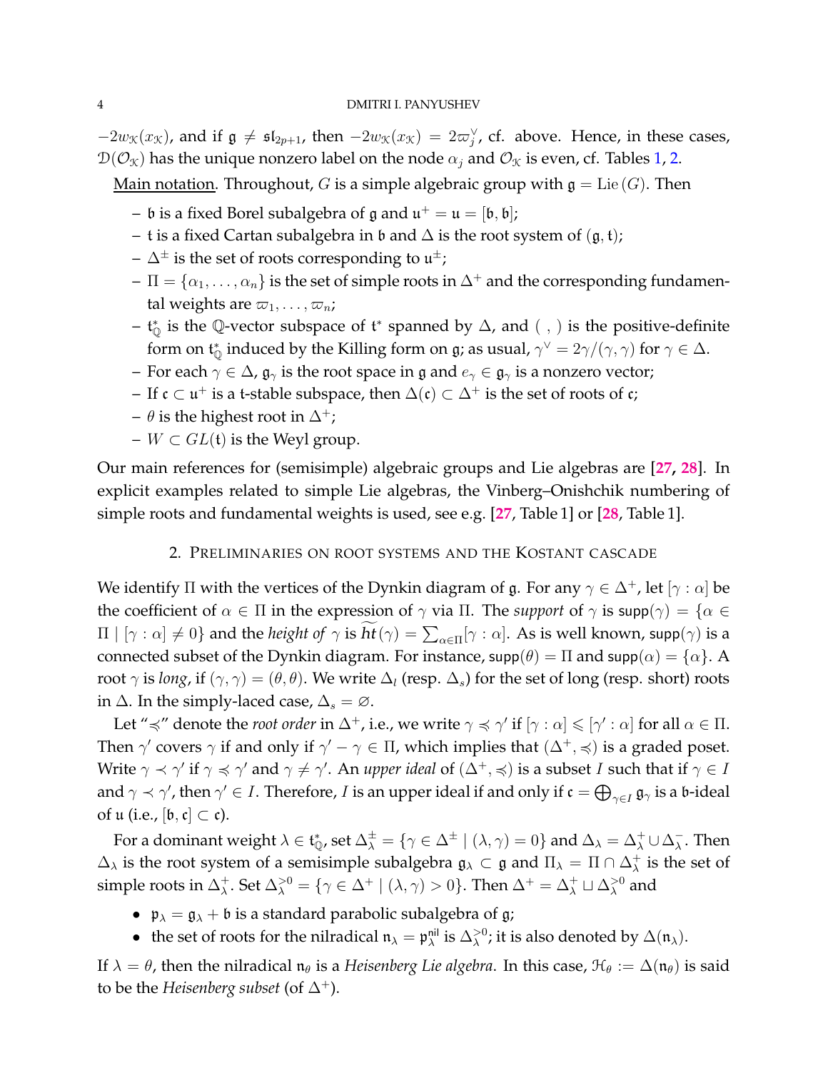$-2w_{\mathcal{K}}(x_{\mathcal{K}})$, and if $\mathfrak{g} \neq \mathfrak{sl}_{2p+1}$, then $-2w_{\mathcal{K}}(x_{\mathcal{K}}) = 2\varpi_j^\vee$, cf. above. Hence, in these cases, $\mathcal{D}(\mathcal{O}_{\mathcal{K}})$ has the unique nonzero label on the node $\alpha_j$ and $\mathcal{O}_{\mathcal{K}}$ is even, cf. Tables 1, 2.

Main notation. Throughout, $G$ is a simple algebraic group with $\mathfrak{g} = \mathrm{Lie}\,(G)$. Then

- $\mathfrak{b}$ is a fixed Borel subalgebra of $\mathfrak{g}$ and $\mathfrak{u}^+ = \mathfrak{u} = [\mathfrak{b}, \mathfrak{b}]$;
- $\mathfrak{t}$ is a fixed Cartan subalgebra in $\mathfrak{b}$ and $\Delta$ is the root system of $(\mathfrak{g}, \mathfrak{t})$;
- $\Delta^\pm$ is the set of roots corresponding to $\mathfrak{u}^\pm$;
- $\Pi = \{\alpha_1, \dots, \alpha_n\}$ is the set of simple roots in $\Delta^+$ and the corresponding fundamental weights are $\varpi_1, \dots, \varpi_n$;
- $\mathfrak{t}^*_{\mathbb{Q}}$ is the $\mathbb{Q}$-vector subspace of $\mathfrak{t}^*$ spanned by $\Delta$, and $(\ ,\ )$ is the positive-definite form on $\mathfrak{t}^*_{\mathbb{Q}}$ induced by the Killing form on $\mathfrak{g}$; as usual, $\gamma^\vee = 2\gamma/(\gamma, \gamma)$ for $\gamma \in \Delta$.
- For each $\gamma \in \Delta$, $\mathfrak{g}_\gamma$ is the root space in $\mathfrak{g}$ and $e_\gamma \in \mathfrak{g}_\gamma$ is a nonzero vector;
- If $\mathfrak{c} \subset \mathfrak{u}^+$ is a $\mathfrak{t}$-stable subspace, then $\Delta(\mathfrak{c}) \subset \Delta^+$ is the set of roots of $\mathfrak{c}$;
- $\theta$ is the highest root in $\Delta^+$;
- $W \subset GL(\mathfrak{t})$ is the Weyl group.

Our main references for (semisimple) algebraic groups and Lie algebras are [27, 28]. In explicit examples related to simple Lie algebras, the Vinberg–Onishchik numbering of simple roots and fundamental weights is used, see e.g. [27, Table 1] or [28, Table 1].

## 2. Preliminaries on root systems and the Kostant cascade

We identify $\Pi$ with the vertices of the Dynkin diagram of $\mathfrak{g}$. For any $\gamma \in \Delta^+$, let $[\gamma : \alpha]$ be the coefficient of $\alpha \in \Pi$ in the expression of $\gamma$ via $\Pi$. The *support* of $\gamma$ is $\mathsf{supp}(\gamma) = \{\alpha \in \Pi \mid [\gamma : \alpha] \neq 0\}$ and the *height of* $\gamma$ is $\widetilde{ht}(\gamma) = \sum_{\alpha \in \Pi} [\gamma : \alpha]$. As is well known, $\mathsf{supp}(\gamma)$ is a connected subset of the Dynkin diagram. For instance, $\mathsf{supp}(\theta) = \Pi$ and $\mathsf{supp}(\alpha) = \{\alpha\}$. A root $\gamma$ is *long*, if $(\gamma, \gamma) = (\theta, \theta)$. We write $\Delta_l$ (resp. $\Delta_s$) for the set of long (resp. short) roots in $\Delta$. In the simply-laced case, $\Delta_s = \varnothing$.

Let "$\preccurlyeq$" denote the *root order* in $\Delta^+$, i.e., we write $\gamma \preccurlyeq \gamma'$ if $[\gamma : \alpha] \leqslant [\gamma' : \alpha]$ for all $\alpha \in \Pi$. Then $\gamma'$ covers $\gamma$ if and only if $\gamma' - \gamma \in \Pi$, which implies that $(\Delta^+, \preccurlyeq)$ is a graded poset. Write $\gamma \prec \gamma'$ if $\gamma \preccurlyeq \gamma'$ and $\gamma \neq \gamma'$. An *upper ideal* of $(\Delta^+, \preccurlyeq)$ is a subset $I$ such that if $\gamma \in I$ and $\gamma \prec \gamma'$, then $\gamma' \in I$. Therefore, $I$ is an upper ideal if and only if $\mathfrak{c} = \bigoplus_{\gamma \in I} \mathfrak{g}_\gamma$ is a $\mathfrak{b}$-ideal of $\mathfrak{u}$ (i.e., $[\mathfrak{b}, \mathfrak{c}] \subset \mathfrak{c}$).

For a dominant weight $\lambda \in \mathfrak{t}^*_{\mathbb{Q}}$, set $\Delta^\pm_\lambda = \{\gamma \in \Delta^\pm \mid (\lambda, \gamma) = 0\}$ and $\Delta_\lambda = \Delta^+_\lambda \cup \Delta^-_\lambda$. Then $\Delta_\lambda$ is the root system of a semisimple subalgebra $\mathfrak{g}_\lambda \subset \mathfrak{g}$ and $\Pi_\lambda = \Pi \cap \Delta^+_\lambda$ is the set of simple roots in $\Delta^+_\lambda$. Set $\Delta^{>0}_\lambda = \{\gamma \in \Delta^+ \mid (\lambda, \gamma) > 0\}$. Then $\Delta^+ = \Delta^+_\lambda \sqcup \Delta^{>0}_\lambda$ and

- $\mathfrak{p}_\lambda = \mathfrak{g}_\lambda + \mathfrak{b}$ is a standard parabolic subalgebra of $\mathfrak{g}$;
- the set of roots for the nilradical $\mathfrak{n}_\lambda = \mathfrak{p}^{\mathsf{nil}}_\lambda$ is $\Delta^{>0}_\lambda$; it is also denoted by $\Delta(\mathfrak{n}_\lambda)$.

If $\lambda = \theta$, then the nilradical $\mathfrak{n}_\theta$ is a *Heisenberg Lie algebra*. In this case, $\mathcal{H}_\theta := \Delta(\mathfrak{n}_\theta)$ is said to be the *Heisenberg subset* (of $\Delta^+$).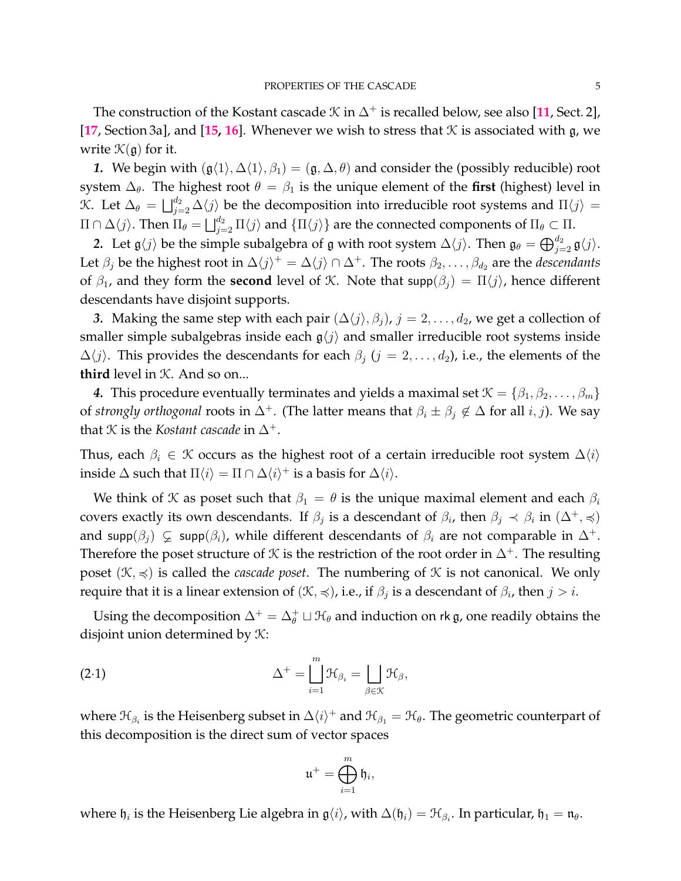The construction of the Kostant cascade $\mathcal{K}$ in $\Delta^+$ is recalled below, see also [11, Sect. 2], [17, Section 3a], and [15, 16]. Whenever we wish to stress that $\mathcal{K}$ is associated with $\mathfrak{g}$, we write $\mathcal{K}(\mathfrak{g})$ for it.

***1.*** We begin with $(\mathfrak{g}\langle 1\rangle, \Delta\langle 1\rangle, \beta_1) = (\mathfrak{g}, \Delta, \theta)$ and consider the (possibly reducible) root system $\Delta_\theta$. The highest root $\theta = \beta_1$ is the unique element of the **first** (highest) level in $\mathcal{K}$. Let $\Delta_\theta = \bigsqcup_{j=2}^{d_2} \Delta\langle j\rangle$ be the decomposition into irreducible root systems and $\Pi\langle j\rangle = \Pi \cap \Delta\langle j\rangle$. Then $\Pi_\theta = \bigsqcup_{j=2}^{d_2} \Pi\langle j\rangle$ and $\{\Pi\langle j\rangle\}$ are the connected components of $\Pi_\theta \subset \Pi$.

***2.*** Let $\mathfrak{g}\langle j\rangle$ be the simple subalgebra of $\mathfrak{g}$ with root system $\Delta\langle j\rangle$. Then $\mathfrak{g}_\theta = \bigoplus_{j=2}^{d_2} \mathfrak{g}\langle j\rangle$. Let $\beta_j$ be the highest root in $\Delta\langle j\rangle^+ = \Delta\langle j\rangle \cap \Delta^+$. The roots $\beta_2, \dots, \beta_{d_2}$ are the *descendants* of $\beta_1$, and they form the **second** level of $\mathcal{K}$. Note that $\mathsf{supp}(\beta_j) = \Pi\langle j\rangle$, hence different descendants have disjoint supports.

***3.*** Making the same step with each pair $(\Delta\langle j\rangle, \beta_j)$, $j = 2, \dots, d_2$, we get a collection of smaller simple subalgebras inside each $\mathfrak{g}\langle j\rangle$ and smaller irreducible root systems inside $\Delta\langle j\rangle$. This provides the descendants for each $\beta_j$ ($j = 2, \dots, d_2$), i.e., the elements of the **third** level in $\mathcal{K}$. And so on...

***4.*** This procedure eventually terminates and yields a maximal set $\mathcal{K} = \{\beta_1, \beta_2, \dots, \beta_m\}$ of *strongly orthogonal* roots in $\Delta^+$. (The latter means that $\beta_i \pm \beta_j \notin \Delta$ for all $i, j$). We say that $\mathcal{K}$ is the *Kostant cascade* in $\Delta^+$.

Thus, each $\beta_i \in \mathcal{K}$ occurs as the highest root of a certain irreducible root system $\Delta\langle i\rangle$ inside $\Delta$ such that $\Pi\langle i\rangle = \Pi \cap \Delta\langle i\rangle^+$ is a basis for $\Delta\langle i\rangle$.

We think of $\mathcal{K}$ as poset such that $\beta_1 = \theta$ is the unique maximal element and each $\beta_i$ covers exactly its own descendants. If $\beta_j$ is a descendant of $\beta_i$, then $\beta_j \prec \beta_i$ in $(\Delta^+, \preccurlyeq)$ and $\mathsf{supp}(\beta_j) \subsetneq \mathsf{supp}(\beta_i)$, while different descendants of $\beta_i$ are not comparable in $\Delta^+$. Therefore the poset structure of $\mathcal{K}$ is the restriction of the root order in $\Delta^+$. The resulting poset $(\mathcal{K}, \preccurlyeq)$ is called the *cascade poset*. The numbering of $\mathcal{K}$ is not canonical. We only require that it is a linear extension of $(\mathcal{K}, \preccurlyeq)$, i.e., if $\beta_j$ is a descendant of $\beta_i$, then $j > i$.

Using the decomposition $\Delta^+ = \Delta_\theta^+ \sqcup \mathcal{H}_\theta$ and induction on $\mathsf{rk}\,\mathfrak{g}$, one readily obtains the disjoint union determined by $\mathcal{K}$:

$$\Delta^+ = \bigsqcup_{i=1}^{m} \mathcal{H}_{\beta_i} = \bigsqcup_{\beta \in \mathcal{K}} \mathcal{H}_\beta, \tag{2·1}$$

where $\mathcal{H}_{\beta_i}$ is the Heisenberg subset in $\Delta\langle i\rangle^+$ and $\mathcal{H}_{\beta_1} = \mathcal{H}_\theta$. The geometric counterpart of this decomposition is the direct sum of vector spaces

$$\mathfrak{u}^+ = \bigoplus_{i=1}^{m} \mathfrak{h}_i,$$

where $\mathfrak{h}_i$ is the Heisenberg Lie algebra in $\mathfrak{g}\langle i\rangle$, with $\Delta(\mathfrak{h}_i) = \mathcal{H}_{\beta_i}$. In particular, $\mathfrak{h}_1 = \mathfrak{n}_\theta$.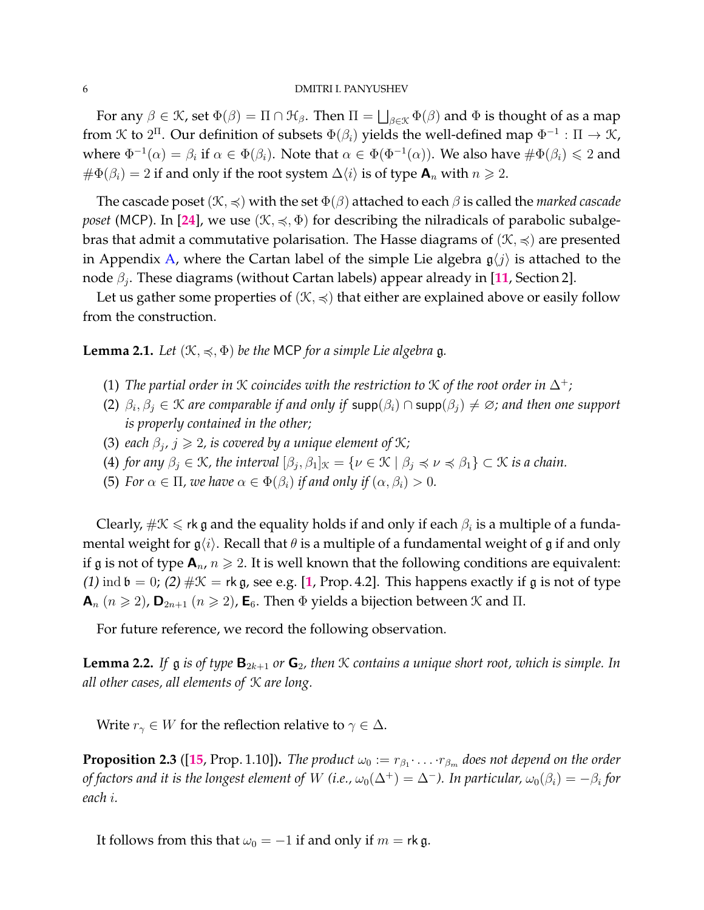For any $\beta \in \mathcal{K}$, set $\Phi(\beta) = \Pi \cap \mathcal{H}_\beta$. Then $\Pi = \bigsqcup_{\beta\in\mathcal{K}} \Phi(\beta)$ and $\Phi$ is thought of as a map from $\mathcal{K}$ to $2^\Pi$. Our definition of subsets $\Phi(\beta_i)$ yields the well-defined map $\Phi^{-1} : \Pi \to \mathcal{K}$, where $\Phi^{-1}(\alpha) = \beta_i$ if $\alpha \in \Phi(\beta_i)$. Note that $\alpha \in \Phi(\Phi^{-1}(\alpha))$. We also have $\#\Phi(\beta_i) \leqslant 2$ and $\#\Phi(\beta_i) = 2$ if and only if the root system $\Delta\langle i\rangle$ is of type $\mathbf{A}_n$ with $n \geqslant 2$.

The cascade poset $(\mathcal{K}, \preccurlyeq)$ with the set $\Phi(\beta)$ attached to each $\beta$ is called the *marked cascade poset* (MCP). In [24], we use $(\mathcal{K}, \preccurlyeq, \Phi)$ for describing the nilradicals of parabolic subalgebras that admit a commutative polarisation. The Hasse diagrams of $(\mathcal{K}, \preccurlyeq)$ are presented in Appendix A, where the Cartan label of the simple Lie algebra $\mathfrak{g}\langle j\rangle$ is attached to the node $\beta_j$. These diagrams (without Cartan labels) appear already in [11, Section 2].

Let us gather some properties of $(\mathcal{K}, \preccurlyeq)$ that either are explained above or easily follow from the construction.

**Lemma 2.1.** *Let $(\mathcal{K}, \preccurlyeq, \Phi)$ be the* MCP *for a simple Lie algebra $\mathfrak{g}$.*

1. *The partial order in $\mathcal{K}$ coincides with the restriction to $\mathcal{K}$ of the root order in $\Delta^+$;*
2. *$\beta_i, \beta_j \in \mathcal{K}$ are comparable if and only if $\mathsf{supp}(\beta_i) \cap \mathsf{supp}(\beta_j) \neq \varnothing$; and then one support is properly contained in the other;*
3. *each $\beta_j$, $j \geqslant 2$, is covered by a unique element of $\mathcal{K}$;*
4. *for any $\beta_j \in \mathcal{K}$, the interval $[\beta_j, \beta_1]_{\mathcal{K}} = \{\nu \in \mathcal{K} \mid \beta_j \preccurlyeq \nu \preccurlyeq \beta_1\} \subset \mathcal{K}$ is a chain.*
5. *For $\alpha \in \Pi$, we have $\alpha \in \Phi(\beta_i)$ if and only if $(\alpha, \beta_i) > 0$.*

Clearly, $\#\mathcal{K} \leqslant \mathsf{rk}\,\mathfrak{g}$ and the equality holds if and only if each $\beta_i$ is a multiple of a fundamental weight for $\mathfrak{g}\langle i\rangle$. Recall that $\theta$ is a multiple of a fundamental weight of $\mathfrak{g}$ if and only if $\mathfrak{g}$ is not of type $\mathbf{A}_n$, $n \geqslant 2$. It is well known that the following conditions are equivalent: *(1)* $\operatorname{ind}\mathfrak{b} = 0$; *(2)* $\#\mathcal{K} = \mathsf{rk}\,\mathfrak{g}$, see e.g. [1, Prop. 4.2]. This happens exactly if $\mathfrak{g}$ is not of type $\mathbf{A}_n$ $(n \geqslant 2)$, $\mathbf{D}_{2n+1}$ $(n \geqslant 2)$, $\mathbf{E}_6$. Then $\Phi$ yields a bijection between $\mathcal{K}$ and $\Pi$.

For future reference, we record the following observation.

**Lemma 2.2.** *If $\mathfrak{g}$ is of type $\mathbf{B}_{2k+1}$ or $\mathbf{G}_2$, then $\mathcal{K}$ contains a unique short root, which is simple. In all other cases, all elements of $\mathcal{K}$ are long.*

Write $r_\gamma \in W$ for the reflection relative to $\gamma \in \Delta$.

**Proposition 2.3** ([15, Prop. 1.10])**.** *The product $\omega_0 := r_{\beta_1} \cdot \ldots \cdot r_{\beta_m}$ does not depend on the order of factors and it is the longest element of $W$ (i.e., $\omega_0(\Delta^+) = \Delta^-$). In particular, $\omega_0(\beta_i) = -\beta_i$ for each $i$.*

It follows from this that $\omega_0 = -1$ if and only if $m = \mathsf{rk}\,\mathfrak{g}$.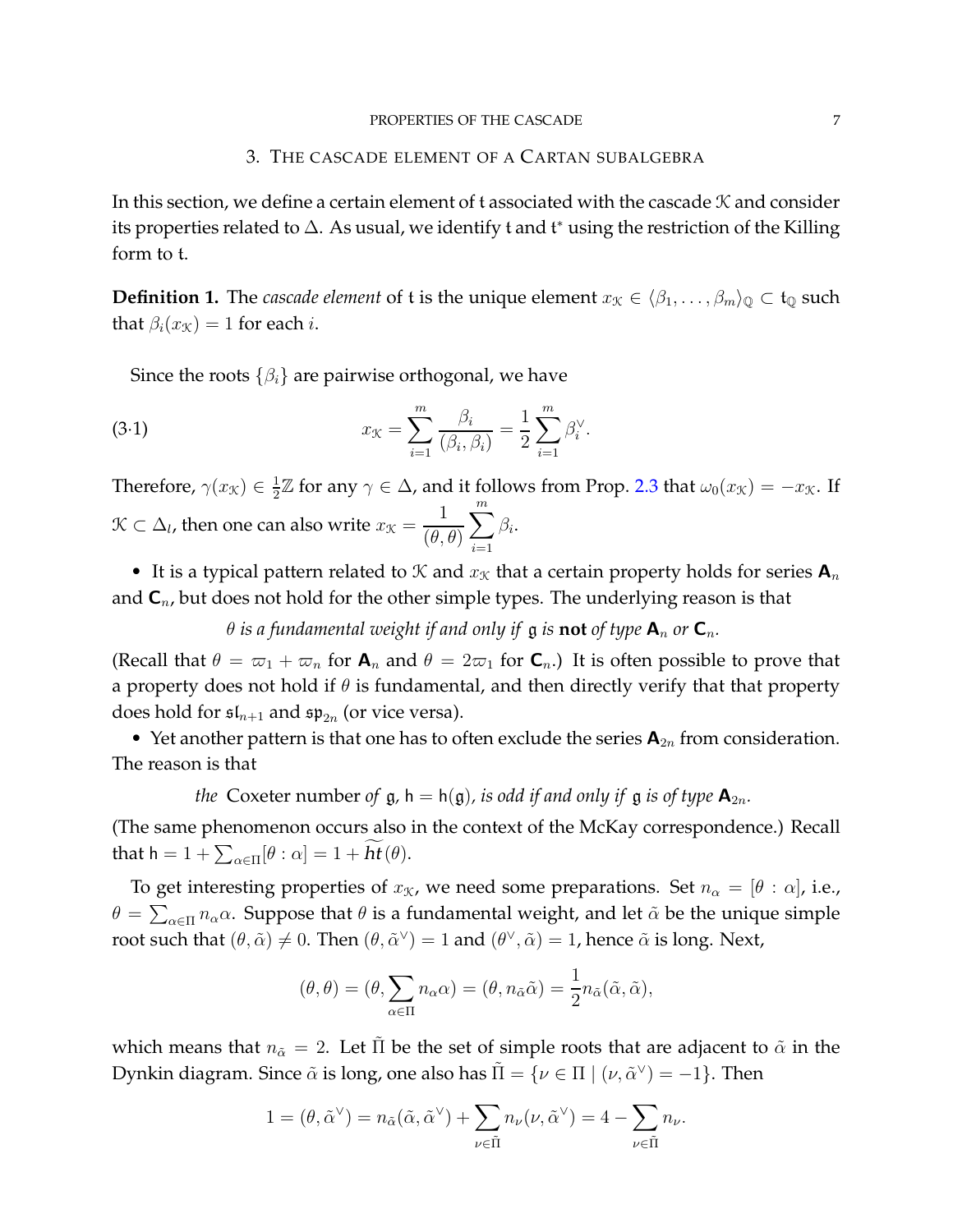## 3. The cascade element of a Cartan subalgebra

In this section, we define a certain element of $\mathfrak{t}$ associated with the cascade $\mathcal{K}$ and consider its properties related to $\Delta$. As usual, we identify $\mathfrak{t}$ and $\mathfrak{t}^*$ using the restriction of the Killing form to $\mathfrak{t}$.

**Definition 1.** The *cascade element* of $\mathfrak{t}$ is the unique element $x_{\mathcal{K}} \in \langle \beta_1, \dots, \beta_m \rangle_{\mathbb{Q}} \subset \mathfrak{t}_{\mathbb{Q}}$ such that $\beta_i(x_{\mathcal{K}}) = 1$ for each $i$.

Since the roots $\{\beta_i\}$ are pairwise orthogonal, we have

$$x_{\mathcal{K}} = \sum_{i=1}^{m} \frac{\beta_i}{(\beta_i, \beta_i)} = \frac{1}{2} \sum_{i=1}^{m} \beta_i^\vee. \tag{3·1}$$

Therefore, $\gamma(x_{\mathcal{K}}) \in \frac{1}{2}\mathbb{Z}$ for any $\gamma \in \Delta$, and it follows from Prop. 2.3 that $\omega_0(x_{\mathcal{K}}) = -x_{\mathcal{K}}$. If $\mathcal{K} \subset \Delta_l$, then one can also write $x_{\mathcal{K}} = \dfrac{1}{(\theta, \theta)} \displaystyle\sum_{i=1}^{m} \beta_i$.

- It is a typical pattern related to $\mathcal{K}$ and $x_{\mathcal{K}}$ that a certain property holds for series $\mathbf{A}_n$ and $\mathbf{C}_n$, but does not hold for the other simple types. The underlying reason is that

*$\theta$ is a fundamental weight if and only if $\mathfrak{g}$ is* **not** *of type $\mathbf{A}_n$ or $\mathbf{C}_n$.*

(Recall that $\theta = \varpi_1 + \varpi_n$ for $\mathbf{A}_n$ and $\theta = 2\varpi_1$ for $\mathbf{C}_n$.) It is often possible to prove that a property does not hold if $\theta$ is fundamental, and then directly verify that that property does hold for $\mathfrak{sl}_{n+1}$ and $\mathfrak{sp}_{2n}$ (or vice versa).

- Yet another pattern is that one has to often exclude the series $\mathbf{A}_{2n}$ from consideration. The reason is that

*the* Coxeter number *of $\mathfrak{g}$, $\mathsf{h} = \mathsf{h}(\mathfrak{g})$, is odd if and only if $\mathfrak{g}$ is of type $\mathbf{A}_{2n}$.*

(The same phenomenon occurs also in the context of the McKay correspondence.) Recall that $\mathsf{h} = 1 + \sum_{\alpha \in \Pi} [\theta : \alpha] = 1 + \widetilde{ht}(\theta)$.

To get interesting properties of $x_{\mathcal{K}}$, we need some preparations. Set $n_\alpha = [\theta : \alpha]$, i.e., $\theta = \sum_{\alpha \in \Pi} n_\alpha \alpha$. Suppose that $\theta$ is a fundamental weight, and let $\tilde{\alpha}$ be the unique simple root such that $(\theta, \tilde{\alpha}) \neq 0$. Then $(\theta, \tilde{\alpha}^\vee) = 1$ and $(\theta^\vee, \tilde{\alpha}) = 1$, hence $\tilde{\alpha}$ is long. Next,

$$(\theta, \theta) = (\theta, \sum_{\alpha \in \Pi} n_\alpha \alpha) = (\theta, n_{\tilde{\alpha}} \tilde{\alpha}) = \frac{1}{2} n_{\tilde{\alpha}} (\tilde{\alpha}, \tilde{\alpha}),$$

which means that $n_{\tilde{\alpha}} = 2$. Let $\tilde{\Pi}$ be the set of simple roots that are adjacent to $\tilde{\alpha}$ in the Dynkin diagram. Since $\tilde{\alpha}$ is long, one also has $\tilde{\Pi} = \{\nu \in \Pi \mid (\nu, \tilde{\alpha}^\vee) = -1\}$. Then

$$1 = (\theta, \tilde{\alpha}^\vee) = n_{\tilde{\alpha}} (\tilde{\alpha}, \tilde{\alpha}^\vee) + \sum_{\nu \in \tilde{\Pi}} n_\nu (\nu, \tilde{\alpha}^\vee) = 4 - \sum_{\nu \in \tilde{\Pi}} n_\nu.$$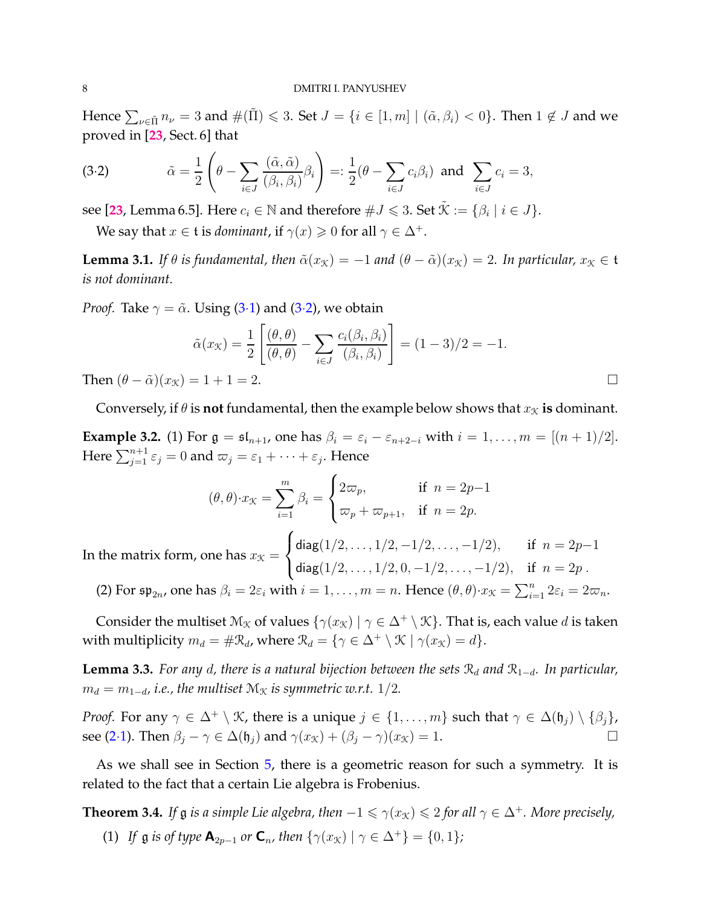Hence $\sum_{\nu\in\tilde\Pi} n_\nu = 3$ and $\#(\tilde\Pi) \leqslant 3$. Set $J = \{i \in [1,m] \mid (\tilde\alpha, \beta_i) < 0\}$. Then $1 \notin J$ and we proved in [23, Sect. 6] that

$$
\tilde\alpha = \frac{1}{2}\left(\theta - \sum_{i\in J} \frac{(\tilde\alpha,\tilde\alpha)}{(\beta_i,\beta_i)}\beta_i\right) =: \frac{1}{2}(\theta - \sum_{i\in J} c_i\beta_i) \ \text{ and } \ \sum_{i\in J} c_i = 3, \tag{3·2}
$$

see [23, Lemma 6.5]. Here $c_i \in \mathbb{N}$ and therefore $\#J \leqslant 3$. Set $\tilde{\mathcal{K}} := \{\beta_i \mid i \in J\}$.

We say that $x \in \mathfrak{t}$ is *dominant*, if $\gamma(x) \geqslant 0$ for all $\gamma \in \Delta^+$.

**Lemma 3.1.** *If $\theta$ is fundamental, then $\tilde\alpha(x_{\mathcal{K}}) = -1$ and $(\theta - \tilde\alpha)(x_{\mathcal{K}}) = 2$. In particular, $x_{\mathcal{K}} \in \mathfrak{t}$ is not dominant.*

*Proof.* Take $\gamma = \tilde\alpha$. Using (3·1) and (3·2), we obtain

$$
\tilde\alpha(x_{\mathcal{K}}) = \frac{1}{2}\left[\frac{(\theta,\theta)}{(\theta,\theta)} - \sum_{i\in J} \frac{c_i(\beta_i,\beta_i)}{(\beta_i,\beta_i)}\right] = (1-3)/2 = -1.
$$

Then $(\theta - \tilde\alpha)(x_{\mathcal{K}}) = 1 + 1 = 2$. $\square$

Conversely, if $\theta$ is **not** fundamental, then the example below shows that $x_{\mathcal{K}}$ **is** dominant.

**Example 3.2.** (1) For $\mathfrak{g} = \mathfrak{sl}_{n+1}$, one has $\beta_i = \varepsilon_i - \varepsilon_{n+2-i}$ with $i = 1, \dots, m = [(n+1)/2]$. Here $\sum_{j=1}^{n+1} \varepsilon_j = 0$ and $\varpi_j = \varepsilon_1 + \dots + \varepsilon_j$. Hence

$$
(\theta,\theta){\cdot}x_{\mathcal{K}} = \sum_{i=1}^{m} \beta_i = \begin{cases} 2\varpi_p, & \text{if } \ n = 2p{-}1 \\ \varpi_p + \varpi_{p+1}, & \text{if } \ n = 2p. \end{cases}
$$

In the matrix form, one has $x_{\mathcal{K}} = \begin{cases} \mathsf{diag}(1/2, \dots, 1/2, -1/2, \dots, -1/2), & \text{if } \ n = 2p{-}1 \\ \mathsf{diag}(1/2, \dots, 1/2, 0, -1/2, \dots, -1/2), & \text{if } \ n = 2p\, . \end{cases}$

(2) For $\mathfrak{sp}_{2n}$, one has $\beta_i = 2\varepsilon_i$ with $i = 1, \dots, m = n$. Hence $(\theta,\theta){\cdot}x_{\mathcal{K}} = \sum_{i=1}^{n} 2\varepsilon_i = 2\varpi_n$.

Consider the multiset $\mathcal{M}_{\mathcal{K}}$ of values $\{\gamma(x_{\mathcal{K}}) \mid \gamma \in \Delta^+ \setminus \mathcal{K}\}$. That is, each value $d$ is taken with multiplicity $m_d = \#\mathcal{R}_d$, where $\mathcal{R}_d = \{\gamma \in \Delta^+ \setminus \mathcal{K} \mid \gamma(x_{\mathcal{K}}) = d\}$.

**Lemma 3.3.** *For any $d$, there is a natural bijection between the sets $\mathcal{R}_d$ and $\mathcal{R}_{1-d}$. In particular, $m_d = m_{1-d}$, i.e., the multiset $\mathcal{M}_{\mathcal{K}}$ is symmetric w.r.t. $1/2$.*

*Proof.* For any $\gamma \in \Delta^+ \setminus \mathcal{K}$, there is a unique $j \in \{1, \dots, m\}$ such that $\gamma \in \Delta(\mathfrak{h}_j) \setminus \{\beta_j\}$, see (2·1). Then $\beta_j - \gamma \in \Delta(\mathfrak{h}_j)$ and $\gamma(x_{\mathcal{K}}) + (\beta_j - \gamma)(x_{\mathcal{K}}) = 1$. $\square$

As we shall see in Section 5, there is a geometric reason for such a symmetry. It is related to the fact that a certain Lie algebra is Frobenius.

**Theorem 3.4.** *If $\mathfrak{g}$ is a simple Lie algebra, then $-1 \leqslant \gamma(x_{\mathcal{K}}) \leqslant 2$ for all $\gamma \in \Delta^+$. More precisely,*

1. *If $\mathfrak{g}$ is of type $\mathbf{A}_{2p-1}$ or $\mathbf{C}_n$, then $\{\gamma(x_{\mathcal{K}}) \mid \gamma \in \Delta^+\} = \{0, 1\}$;*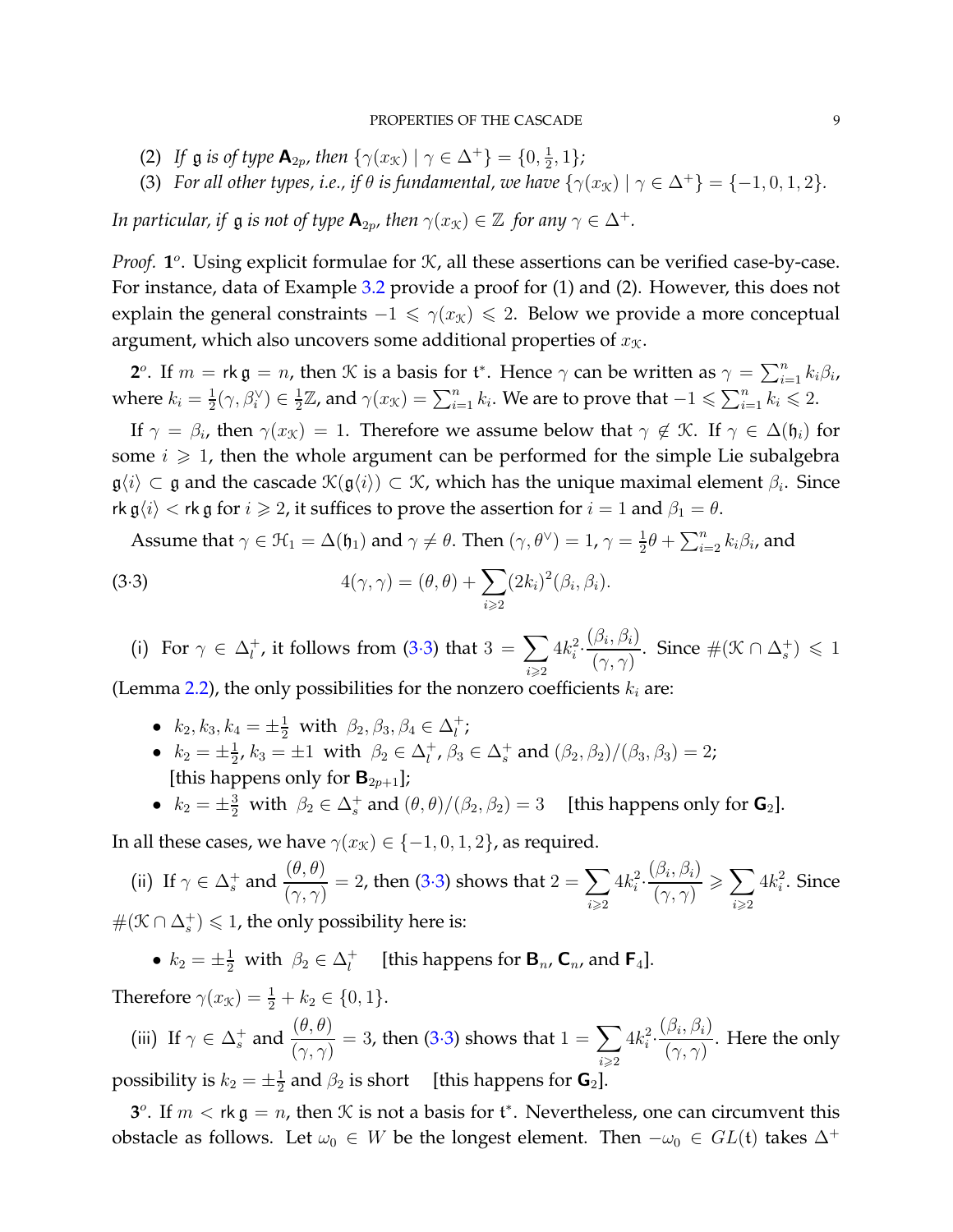(2) *If $\mathfrak{g}$ is of type $\mathbf{A}_{2p}$, then $\{\gamma(x_{\mathcal{K}}) \mid \gamma \in \Delta^+\} = \{0, \frac{1}{2}, 1\}$;*

(3) *For all other types, i.e., if $\theta$ is fundamental, we have $\{\gamma(x_{\mathcal{K}}) \mid \gamma \in \Delta^+\} = \{-1, 0, 1, 2\}$.*

*In particular, if $\mathfrak{g}$ is not of type $\mathbf{A}_{2p}$, then $\gamma(x_{\mathcal{K}}) \in \mathbb{Z}$ for any $\gamma \in \Delta^+$.*

*Proof.* **1**$^o$. Using explicit formulae for $\mathcal{K}$, all these assertions can be verified case-by-case. For instance, data of Example 3.2 provide a proof for (1) and (2). However, this does not explain the general constraints $-1 \leqslant \gamma(x_{\mathcal{K}}) \leqslant 2$. Below we provide a more conceptual argument, which also uncovers some additional properties of $x_{\mathcal{K}}$.

**2**$^o$. If $m = \mathsf{rk}\,\mathfrak{g} = n$, then $\mathcal{K}$ is a basis for $\mathfrak{t}^*$. Hence $\gamma$ can be written as $\gamma = \sum_{i=1}^n k_i\beta_i$, where $k_i = \frac{1}{2}(\gamma, \beta_i^\vee) \in \frac{1}{2}\mathbb{Z}$, and $\gamma(x_{\mathcal{K}}) = \sum_{i=1}^n k_i$. We are to prove that $-1 \leqslant \sum_{i=1}^n k_i \leqslant 2$.

If $\gamma = \beta_i$, then $\gamma(x_{\mathcal{K}}) = 1$. Therefore we assume below that $\gamma \notin \mathcal{K}$. If $\gamma \in \Delta(\mathfrak{h}_i)$ for some $i \geqslant 1$, then the whole argument can be performed for the simple Lie subalgebra $\mathfrak{g}\langle i\rangle \subset \mathfrak{g}$ and the cascade $\mathcal{K}(\mathfrak{g}\langle i\rangle) \subset \mathcal{K}$, which has the unique maximal element $\beta_i$. Since $\mathsf{rk}\,\mathfrak{g}\langle i\rangle < \mathsf{rk}\,\mathfrak{g}$ for $i \geqslant 2$, it suffices to prove the assertion for $i = 1$ and $\beta_1 = \theta$.

Assume that $\gamma \in \mathcal{H}_1 = \Delta(\mathfrak{h}_1)$ and $\gamma \neq \theta$. Then $(\gamma, \theta^\vee) = 1$, $\gamma = \frac{1}{2}\theta + \sum_{i=2}^n k_i\beta_i$, and

$$4(\gamma, \gamma) = (\theta, \theta) + \sum_{i \geqslant 2}(2k_i)^2(\beta_i, \beta_i). \tag{3·3}$$

(i) For $\gamma \in \Delta_l^+$, it follows from (3·3) that $3 = \displaystyle\sum_{i \geqslant 2} 4k_i^2 \cdot \frac{(\beta_i, \beta_i)}{(\gamma, \gamma)}$. Since $\#(\mathcal{K} \cap \Delta_s^+) \leqslant 1$ (Lemma 2.2), the only possibilities for the nonzero coefficients $k_i$ are:

- $k_2, k_3, k_4 = \pm\frac{1}{2}$ with $\beta_2, \beta_3, \beta_4 \in \Delta_l^+$;
- $k_2 = \pm\frac{1}{2}$, $k_3 = \pm 1$ with $\beta_2 \in \Delta_l^+$, $\beta_3 \in \Delta_s^+$ and $(\beta_2, \beta_2)/(\beta_3, \beta_3) = 2$; [this happens only for $\mathbf{B}_{2p+1}$];
- $k_2 = \pm\frac{3}{2}$ with $\beta_2 \in \Delta_s^+$ and $(\theta, \theta)/(\beta_2, \beta_2) = 3$ [this happens only for $\mathbf{G}_2$].

In all these cases, we have $\gamma(x_{\mathcal{K}}) \in \{-1, 0, 1, 2\}$, as required.

(ii) If $\gamma \in \Delta_s^+$ and $\dfrac{(\theta, \theta)}{(\gamma, \gamma)} = 2$, then (3·3) shows that $2 = \displaystyle\sum_{i \geqslant 2} 4k_i^2 \cdot \frac{(\beta_i, \beta_i)}{(\gamma, \gamma)} \geqslant \sum_{i \geqslant 2} 4k_i^2$. Since $\#(\mathcal{K} \cap \Delta_s^+) \leqslant 1$, the only possibility here is:

- $k_2 = \pm\frac{1}{2}$ with $\beta_2 \in \Delta_l^+$ [this happens for $\mathbf{B}_n$, $\mathbf{C}_n$, and $\mathbf{F}_4$].

Therefore $\gamma(x_{\mathcal{K}}) = \frac{1}{2} + k_2 \in \{0, 1\}$.

(iii) If $\gamma \in \Delta_s^+$ and $\dfrac{(\theta, \theta)}{(\gamma, \gamma)} = 3$, then (3·3) shows that $1 = \displaystyle\sum_{i \geqslant 2} 4k_i^2 \cdot \frac{(\beta_i, \beta_i)}{(\gamma, \gamma)}$. Here the only possibility is $k_2 = \pm\frac{1}{2}$ and $\beta_2$ is short [this happens for $\mathbf{G}_2$].

**3**$^o$. If $m < \mathsf{rk}\,\mathfrak{g} = n$, then $\mathcal{K}$ is not a basis for $\mathfrak{t}^*$. Nevertheless, one can circumvent this obstacle as follows. Let $\omega_0 \in W$ be the longest element. Then $-\omega_0 \in GL(\mathfrak{t})$ takes $\Delta^+$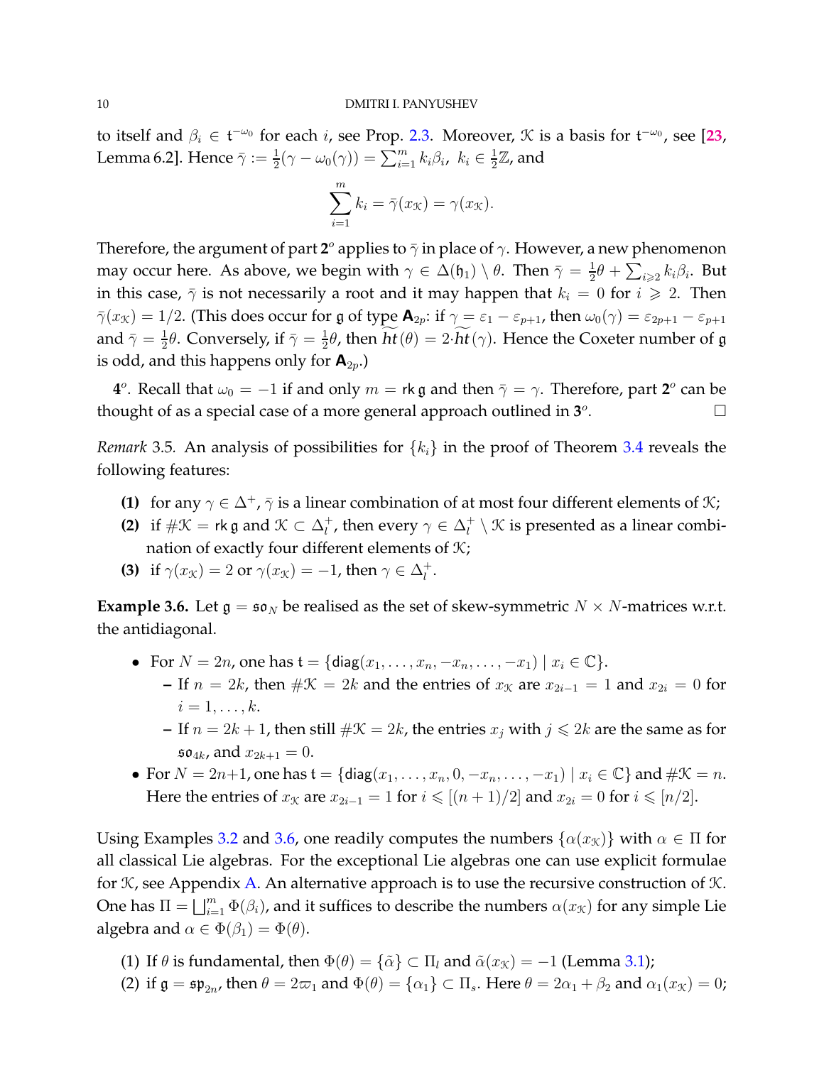to itself and $\beta_i \in \mathfrak{t}^{-\omega_0}$ for each $i$, see Prop. 2.3. Moreover, $\mathcal{K}$ is a basis for $\mathfrak{t}^{-\omega_0}$, see [23, Lemma 6.2]. Hence $\bar\gamma := \frac{1}{2}(\gamma - \omega_0(\gamma)) = \sum_{i=1}^{m} k_i\beta_i$, $k_i \in \frac{1}{2}\mathbb{Z}$, and

$$\sum_{i=1}^{m} k_i = \bar\gamma(x_{\mathcal{K}}) = \gamma(x_{\mathcal{K}}).$$

Therefore, the argument of part **2**$^o$ applies to $\bar\gamma$ in place of $\gamma$. However, a new phenomenon may occur here. As above, we begin with $\gamma \in \Delta(\mathfrak{h}_1) \setminus \theta$. Then $\bar\gamma = \frac{1}{2}\theta + \sum_{i\geqslant 2} k_i\beta_i$. But in this case, $\bar\gamma$ is not necessarily a root and it may happen that $k_i = 0$ for $i \geqslant 2$. Then $\bar\gamma(x_{\mathcal{K}}) = 1/2$. (This does occur for $\mathfrak{g}$ of type $\mathsf{A}_{2p}$: if $\gamma = \varepsilon_1 - \varepsilon_{p+1}$, then $\omega_0(\gamma) = \varepsilon_{2p+1} - \varepsilon_{p+1}$ and $\bar\gamma = \frac{1}{2}\theta$. Conversely, if $\bar\gamma = \frac{1}{2}\theta$, then $\widetilde{ht}(\theta) = 2{\cdot}\widetilde{ht}(\gamma)$. Hence the Coxeter number of $\mathfrak{g}$ is odd, and this happens only for $\mathsf{A}_{2p}$.)

**4**$^o$. Recall that $\omega_0 = -1$ if and only $m = \mathsf{rk}\,\mathfrak{g}$ and then $\bar\gamma = \gamma$. Therefore, part **2**$^o$ can be thought of as a special case of a more general approach outlined in **3**$^o$. □

*Remark* 3.5. An analysis of possibilities for $\{k_i\}$ in the proof of Theorem 3.4 reveals the following features:

**(1)** for any $\gamma \in \Delta^+$, $\bar\gamma$ is a linear combination of at most four different elements of $\mathcal{K}$;

**(2)** if $\#\mathcal{K} = \mathsf{rk}\,\mathfrak{g}$ and $\mathcal{K} \subset \Delta^+_l$, then every $\gamma \in \Delta^+_l \setminus \mathcal{K}$ is presented as a linear combination of exactly four different elements of $\mathcal{K}$;

**(3)** if $\gamma(x_{\mathcal{K}}) = 2$ or $\gamma(x_{\mathcal{K}}) = -1$, then $\gamma \in \Delta^+_l$.

**Example 3.6.** Let $\mathfrak{g} = \mathfrak{so}_N$ be realised as the set of skew-symmetric $N \times N$-matrices w.r.t. the antidiagonal.

- For $N = 2n$, one has $\mathfrak{t} = \{\mathsf{diag}(x_1, \dots, x_n, -x_n, \dots, -x_1) \mid x_i \in \mathbb{C}\}$.
  - If $n = 2k$, then $\#\mathcal{K} = 2k$ and the entries of $x_{\mathcal{K}}$ are $x_{2i-1} = 1$ and $x_{2i} = 0$ for $i = 1, \dots, k$.
  - If $n = 2k+1$, then still $\#\mathcal{K} = 2k$, the entries $x_j$ with $j \leqslant 2k$ are the same as for $\mathfrak{so}_{4k}$, and $x_{2k+1} = 0$.
- For $N = 2n{+}1$, one has $\mathfrak{t} = \{\mathsf{diag}(x_1, \dots, x_n, 0, -x_n, \dots, -x_1) \mid x_i \in \mathbb{C}\}$ and $\#\mathcal{K} = n$. Here the entries of $x_{\mathcal{K}}$ are $x_{2i-1} = 1$ for $i \leqslant [(n+1)/2]$ and $x_{2i} = 0$ for $i \leqslant [n/2]$.

Using Examples 3.2 and 3.6, one readily computes the numbers $\{\alpha(x_{\mathcal{K}})\}$ with $\alpha \in \Pi$ for all classical Lie algebras. For the exceptional Lie algebras one can use explicit formulae for $\mathcal{K}$, see Appendix A. An alternative approach is to use the recursive construction of $\mathcal{K}$. One has $\Pi = \bigsqcup_{i=1}^{m} \Phi(\beta_i)$, and it suffices to describe the numbers $\alpha(x_{\mathcal{K}})$ for any simple Lie algebra and $\alpha \in \Phi(\beta_1) = \Phi(\theta)$.

(1) If $\theta$ is fundamental, then $\Phi(\theta) = \{\tilde\alpha\} \subset \Pi_l$ and $\tilde\alpha(x_{\mathcal{K}}) = -1$ (Lemma 3.1);

(2) if $\mathfrak{g} = \mathfrak{sp}_{2n}$, then $\theta = 2\varpi_1$ and $\Phi(\theta) = \{\alpha_1\} \subset \Pi_s$. Here $\theta = 2\alpha_1 + \beta_2$ and $\alpha_1(x_{\mathcal{K}}) = 0$;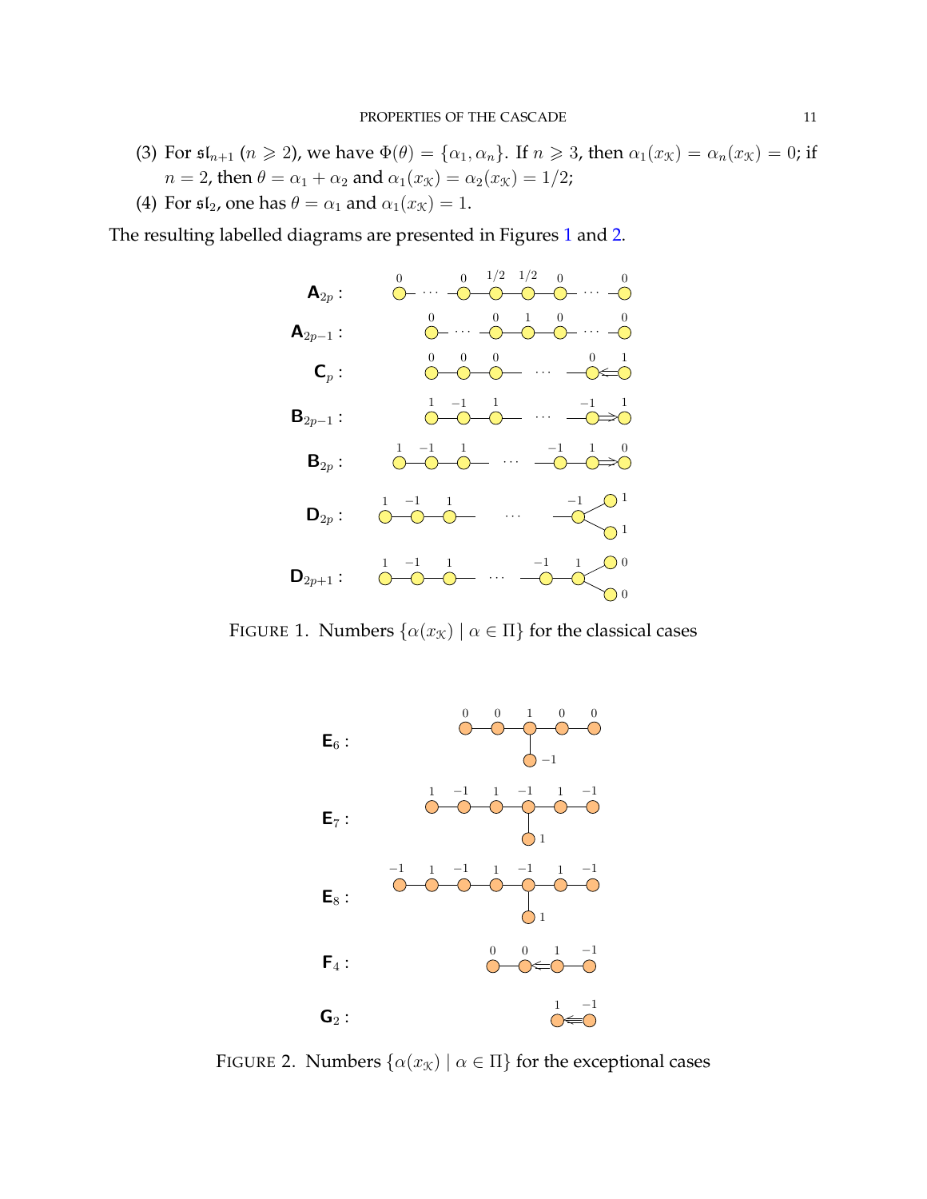(3) For $\mathfrak{sl}_{n+1}$ ($n \geqslant 2$), we have $\Phi(\theta) = \{\alpha_1, \alpha_n\}$. If $n \geqslant 3$, then $\alpha_1(x_{\mathcal{K}}) = \alpha_n(x_{\mathcal{K}}) = 0$; if $n = 2$, then $\theta = \alpha_1 + \alpha_2$ and $\alpha_1(x_{\mathcal{K}}) = \alpha_2(x_{\mathcal{K}}) = 1/2$;

(4) For $\mathfrak{sl}_2$, one has $\theta = \alpha_1$ and $\alpha_1(x_{\mathcal{K}}) = 1$.

The resulting labelled diagrams are presented in Figures 1 and 2.

$\mathsf{A}_{2p}$ : $0 \ \cdots \ 0 \ \ 1/2 \ \ 1/2 \ \ 0 \ \cdots \ 0$

$\mathsf{A}_{2p-1}$ : $0 \ \cdots \ 0 \ \ 1 \ \ 0 \ \cdots \ 0$

$\mathsf{C}_p$ : $0 \ \ 0 \ \ 0 \ \cdots \ 0 \Leftarrow 1$

$\mathsf{B}_{2p-1}$ : $1 \ \ {-1} \ \ 1 \ \cdots \ {-1} \Rightarrow 1$

$\mathsf{B}_{2p}$ : $1 \ \ {-1} \ \ 1 \ \cdots \ {-1} \ \ 1 \Rightarrow 0$

$\mathsf{D}_{2p}$ : $1 \ \ {-1} \ \ 1 \ \cdots \ {-1}$, branch nodes $1$, $1$

$\mathsf{D}_{2p+1}$ : $1 \ \ {-1} \ \ 1 \ \cdots \ {-1} \ \ 1$, branch nodes $0$, $0$

FIGURE 1. Numbers $\{\alpha(x_{\mathcal{K}}) \mid \alpha \in \Pi\}$ for the classical cases

$\mathsf{E}_6$ : $0 \ \ 0 \ \ 1 \ \ 0 \ \ 0$, branch node $-1$

$\mathsf{E}_7$ : $1 \ \ {-1} \ \ 1 \ \ {-1} \ \ 1 \ \ {-1}$, branch node $1$

$\mathsf{E}_8$ : ${-1} \ \ 1 \ \ {-1} \ \ 1 \ \ {-1} \ \ 1 \ \ {-1}$, branch node $1$

$\mathsf{F}_4$ : $0 \ \ 0 \Leftarrow 1 \ \ {-1}$

$\mathsf{G}_2$ : $1 \Lleftarrow {-1}$

FIGURE 2. Numbers $\{\alpha(x_{\mathcal{K}}) \mid \alpha \in \Pi\}$ for the exceptional cases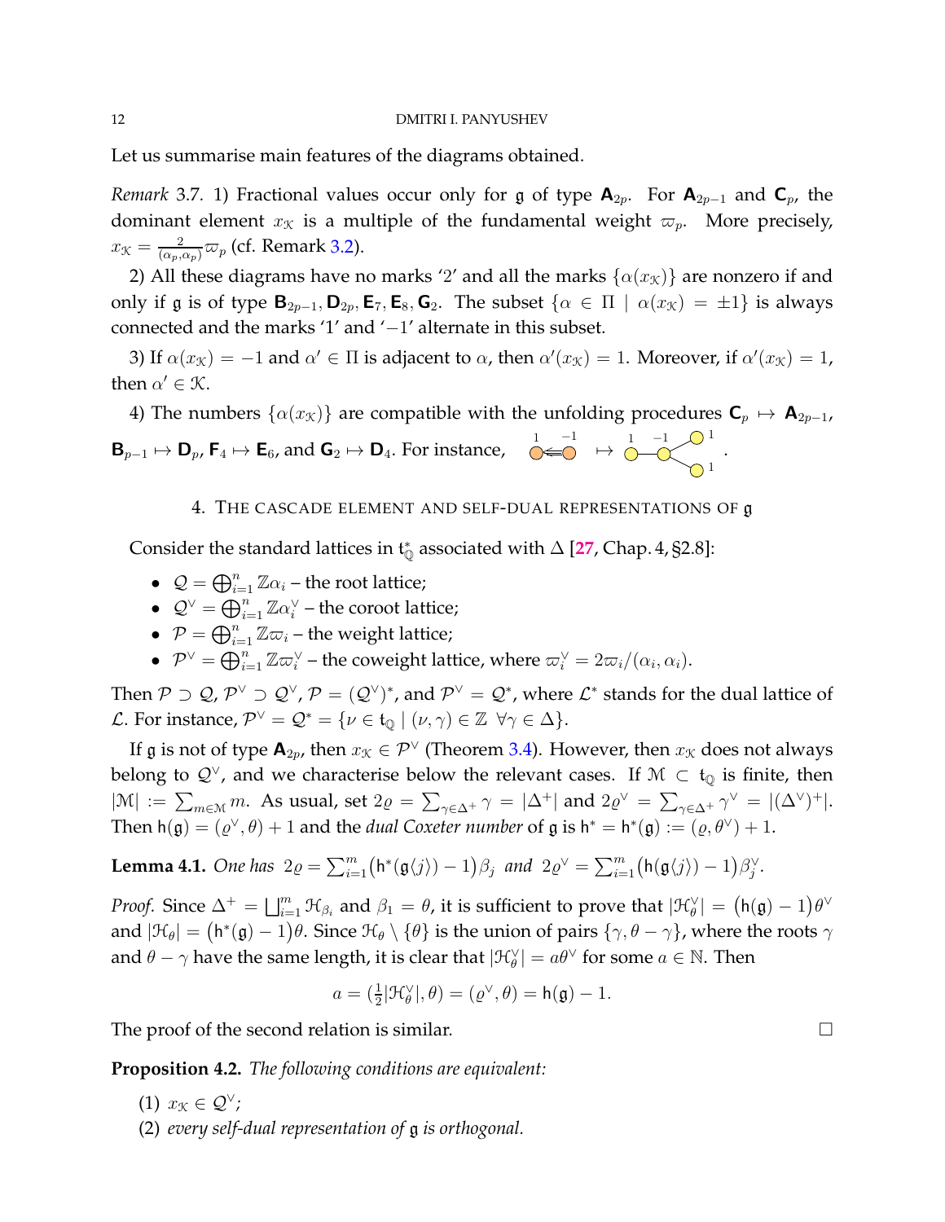Let us summarise main features of the diagrams obtained.

*Remark* 3.7. 1) Fractional values occur only for $\mathfrak g$ of type $\mathbf{A}_{2p}$. For $\mathbf{A}_{2p-1}$ and $\mathbf{C}_p$, the dominant element $x_{\mathcal K}$ is a multiple of the fundamental weight $\varpi_p$. More precisely, $x_{\mathcal K} = \frac{2}{(\alpha_p,\alpha_p)}\varpi_p$ (cf. Remark 3.2).

2) All these diagrams have no marks '2' and all the marks $\{\alpha(x_{\mathcal K})\}$ are nonzero if and only if $\mathfrak g$ is of type $\mathbf{B}_{2p-1}, \mathbf{D}_{2p}, \mathbf{E}_7, \mathbf{E}_8, \mathbf{G}_2$. The subset $\{\alpha\in\Pi \mid \alpha(x_{\mathcal K}) = \pm 1\}$ is always connected and the marks '1' and '$-1$' alternate in this subset.

3) If $\alpha(x_{\mathcal K}) = -1$ and $\alpha'\in\Pi$ is adjacent to $\alpha$, then $\alpha'(x_{\mathcal K}) = 1$. Moreover, if $\alpha'(x_{\mathcal K}) = 1$, then $\alpha'\in\mathcal K$.

4) The numbers $\{\alpha(x_{\mathcal K})\}$ are compatible with the unfolding procedures $\mathbf{C}_p \mapsto \mathbf{A}_{2p-1}$, $\mathbf{B}_{p-1}\mapsto \mathbf{D}_p$, $\mathbf{F}_4\mapsto\mathbf{E}_6$, and $\mathbf{G}_2\mapsto\mathbf{D}_4$. For instance, $\overset{1}{\circ}\Lleftarrow\overset{-1}{\circ} \;\mapsto\; \overset{1}{\circ}-\overset{-1}{\circ}<^{\circ\,1}_{\circ\,1}$ .

## 4. The cascade element and self-dual representations of $\mathfrak g$

Consider the standard lattices in $\mathfrak t^*_{\mathbb Q}$ associated with $\Delta$ [27, Chap. 4, §2.8]:

- $\mathcal Q = \bigoplus_{i=1}^n \mathbb Z\alpha_i$ – the root lattice;
- $\mathcal Q^\vee = \bigoplus_{i=1}^n \mathbb Z\alpha_i^\vee$ – the coroot lattice;
- $\mathcal P = \bigoplus_{i=1}^n \mathbb Z\varpi_i$ – the weight lattice;
- $\mathcal P^\vee = \bigoplus_{i=1}^n \mathbb Z\varpi_i^\vee$ – the coweight lattice, where $\varpi_i^\vee = 2\varpi_i/(\alpha_i,\alpha_i)$.

Then $\mathcal P\supset\mathcal Q$, $\mathcal P^\vee\supset\mathcal Q^\vee$, $\mathcal P = (\mathcal Q^\vee)^*$, and $\mathcal P^\vee = \mathcal Q^*$, where $\mathcal L^*$ stands for the dual lattice of $\mathcal L$. For instance, $\mathcal P^\vee = \mathcal Q^* = \{\nu\in\mathfrak t_{\mathbb Q} \mid (\nu,\gamma)\in\mathbb Z \ \ \forall\gamma\in\Delta\}$.

If $\mathfrak g$ is not of type $\mathbf{A}_{2p}$, then $x_{\mathcal K}\in\mathcal P^\vee$ (Theorem 3.4). However, then $x_{\mathcal K}$ does not always belong to $\mathcal Q^\vee$, and we characterise below the relevant cases. If $\mathcal M\subset\mathfrak t_{\mathbb Q}$ is finite, then $|\mathcal M| := \sum_{m\in\mathcal M} m$. As usual, set $2\varrho = \sum_{\gamma\in\Delta^+}\gamma = |\Delta^+|$ and $2\varrho^\vee = \sum_{\gamma\in\Delta^+}\gamma^\vee = |(\Delta^\vee)^+|$. Then $\mathsf h(\mathfrak g) = (\varrho^\vee,\theta)+1$ and the *dual Coxeter number* of $\mathfrak g$ is $\mathsf h^* = \mathsf h^*(\mathfrak g) := (\varrho,\theta^\vee)+1$.

**Lemma 4.1.** *One has* $2\varrho = \sum_{i=1}^m \big(\mathsf h^*(\mathfrak g\langle j\rangle)-1\big)\beta_j$ *and* $2\varrho^\vee = \sum_{i=1}^m \big(\mathsf h(\mathfrak g\langle j\rangle)-1\big)\beta_j^\vee$.

*Proof.* Since $\Delta^+ = \bigsqcup_{i=1}^m \mathcal H_{\beta_i}$ and $\beta_1=\theta$, it is sufficient to prove that $|\mathcal H_\theta^\vee| = \big(\mathsf h(\mathfrak g)-1\big)\theta^\vee$ and $|\mathcal H_\theta| = \big(\mathsf h^*(\mathfrak g)-1\big)\theta$. Since $\mathcal H_\theta\setminus\{\theta\}$ is the union of pairs $\{\gamma,\theta-\gamma\}$, where the roots $\gamma$ and $\theta-\gamma$ have the same length, it is clear that $|\mathcal H_\theta^\vee| = a\theta^\vee$ for some $a\in\mathbb N$. Then

$$a = (\tfrac12|\mathcal H_\theta^\vee|,\theta) = (\varrho^\vee,\theta) = \mathsf h(\mathfrak g)-1.$$

The proof of the second relation is similar. $\square$

**Proposition 4.2.** *The following conditions are equivalent:*

(1) $x_{\mathcal K}\in\mathcal Q^\vee$;

(2) *every self-dual representation of* $\mathfrak g$ *is orthogonal.*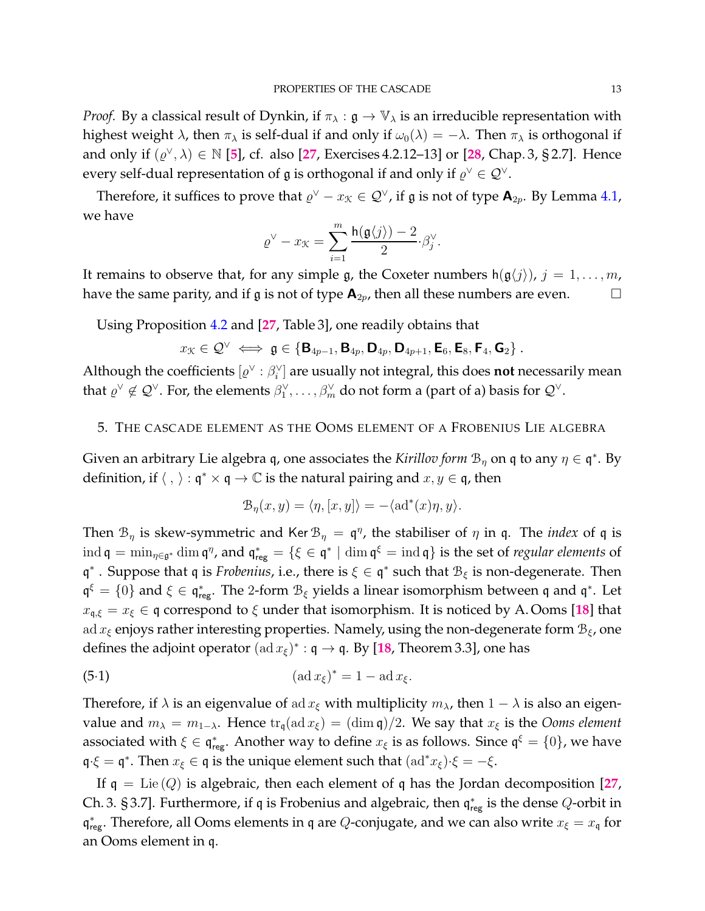*Proof.* By a classical result of Dynkin, if $\pi_\lambda : \mathfrak{g} \to \mathbb{V}_\lambda$ is an irreducible representation with highest weight $\lambda$, then $\pi_\lambda$ is self-dual if and only if $\omega_0(\lambda) = -\lambda$. Then $\pi_\lambda$ is orthogonal if and only if $(\varrho^\vee, \lambda) \in \mathbb{N}$ [5], cf. also [27, Exercises 4.2.12–13] or [28, Chap. 3, § 2.7]. Hence every self-dual representation of $\mathfrak{g}$ is orthogonal if and only if $\varrho^\vee \in \mathcal{Q}^\vee$.

Therefore, it suffices to prove that $\varrho^\vee - x_{\mathcal{K}} \in \mathcal{Q}^\vee$, if $\mathfrak{g}$ is not of type $\mathbf{A}_{2p}$. By Lemma 4.1, we have

$$\varrho^\vee - x_{\mathcal{K}} = \sum_{i=1}^{m} \frac{\mathsf{h}(\mathfrak{g}\langle j\rangle) - 2}{2} \cdot \beta_j^\vee.$$

It remains to observe that, for any simple $\mathfrak{g}$, the Coxeter numbers $\mathsf{h}(\mathfrak{g}\langle j\rangle)$, $j = 1, \dots, m$, have the same parity, and if $\mathfrak{g}$ is not of type $\mathbf{A}_{2p}$, then all these numbers are even. $\square$

Using Proposition 4.2 and [27, Table 3], one readily obtains that

$$x_{\mathcal{K}} \in \mathcal{Q}^\vee \iff \mathfrak{g} \in \{\mathbf{B}_{4p-1}, \mathbf{B}_{4p}, \mathbf{D}_{4p}, \mathbf{D}_{4p+1}, \mathbf{E}_6, \mathbf{E}_8, \mathbf{F}_4, \mathbf{G}_2\}.$$

Although the coefficients $[\varrho^\vee : \beta_i^\vee]$ are usually not integral, this does **not** necessarily mean that $\varrho^\vee \notin \mathcal{Q}^\vee$. For, the elements $\beta_1^\vee, \dots, \beta_m^\vee$ do not form a (part of a) basis for $\mathcal{Q}^\vee$.

## 5. The cascade element as the Ooms element of a Frobenius Lie algebra

Given an arbitrary Lie algebra $\mathfrak{q}$, one associates the *Kirillov form* $\mathcal{B}_\eta$ on $\mathfrak{q}$ to any $\eta \in \mathfrak{q}^*$. By definition, if $\langle\ ,\ \rangle : \mathfrak{q}^* \times \mathfrak{q} \to \mathbb{C}$ is the natural pairing and $x, y \in \mathfrak{q}$, then

$$\mathcal{B}_\eta(x, y) = \langle \eta, [x, y]\rangle = -\langle \mathrm{ad}^*(x)\eta, y\rangle.$$

Then $\mathcal{B}_\eta$ is skew-symmetric and $\mathsf{Ker}\,\mathcal{B}_\eta = \mathfrak{q}^\eta$, the stabiliser of $\eta$ in $\mathfrak{q}$. The *index* of $\mathfrak{q}$ is $\mathrm{ind}\,\mathfrak{q} = \min_{\eta \in \mathfrak{g}^*} \dim \mathfrak{q}^\eta$, and $\mathfrak{q}^*_{\mathsf{reg}} = \{\xi \in \mathfrak{q}^* \mid \dim \mathfrak{q}^\xi = \mathrm{ind}\,\mathfrak{q}\}$ is the set of *regular elements* of $\mathfrak{q}^*$. Suppose that $\mathfrak{q}$ is *Frobenius*, i.e., there is $\xi \in \mathfrak{q}^*$ such that $\mathcal{B}_\xi$ is non-degenerate. Then $\mathfrak{q}^\xi = \{0\}$ and $\xi \in \mathfrak{q}^*_{\mathsf{reg}}$. The 2-form $\mathcal{B}_\xi$ yields a linear isomorphism between $\mathfrak{q}$ and $\mathfrak{q}^*$. Let $x_{\mathfrak{q},\xi} = x_\xi \in \mathfrak{q}$ correspond to $\xi$ under that isomorphism. It is noticed by A. Ooms [18] that $\mathrm{ad}\, x_\xi$ enjoys rather interesting properties. Namely, using the non-degenerate form $\mathcal{B}_\xi$, one defines the adjoint operator $(\mathrm{ad}\, x_\xi)^* : \mathfrak{q} \to \mathfrak{q}$. By [18, Theorem 3.3], one has

$$(\mathrm{ad}\, x_\xi)^* = 1 - \mathrm{ad}\, x_\xi. \tag{5·1}$$

Therefore, if $\lambda$ is an eigenvalue of $\mathrm{ad}\, x_\xi$ with multiplicity $m_\lambda$, then $1 - \lambda$ is also an eigenvalue and $m_\lambda = m_{1-\lambda}$. Hence $\mathrm{tr}_{\mathfrak{q}}(\mathrm{ad}\, x_\xi) = (\dim \mathfrak{q})/2$. We say that $x_\xi$ is the *Ooms element* associated with $\xi \in \mathfrak{q}^*_{\mathsf{reg}}$. Another way to define $x_\xi$ is as follows. Since $\mathfrak{q}^\xi = \{0\}$, we have $\mathfrak{q}\cdot\xi = \mathfrak{q}^*$. Then $x_\xi \in \mathfrak{q}$ is the unique element such that $(\mathrm{ad}^* x_\xi)\cdot\xi = -\xi$.

If $\mathfrak{q} = \mathrm{Lie}\,(Q)$ is algebraic, then each element of $\mathfrak{q}$ has the Jordan decomposition [27, Ch. 3. § 3.7]. Furthermore, if $\mathfrak{q}$ is Frobenius and algebraic, then $\mathfrak{q}^*_{\mathsf{reg}}$ is the dense $Q$-orbit in $\mathfrak{q}^*_{\mathsf{reg}}$. Therefore, all Ooms elements in $\mathfrak{q}$ are $Q$-conjugate, and we can also write $x_\xi = x_{\mathfrak{q}}$ for an Ooms element in $\mathfrak{q}$.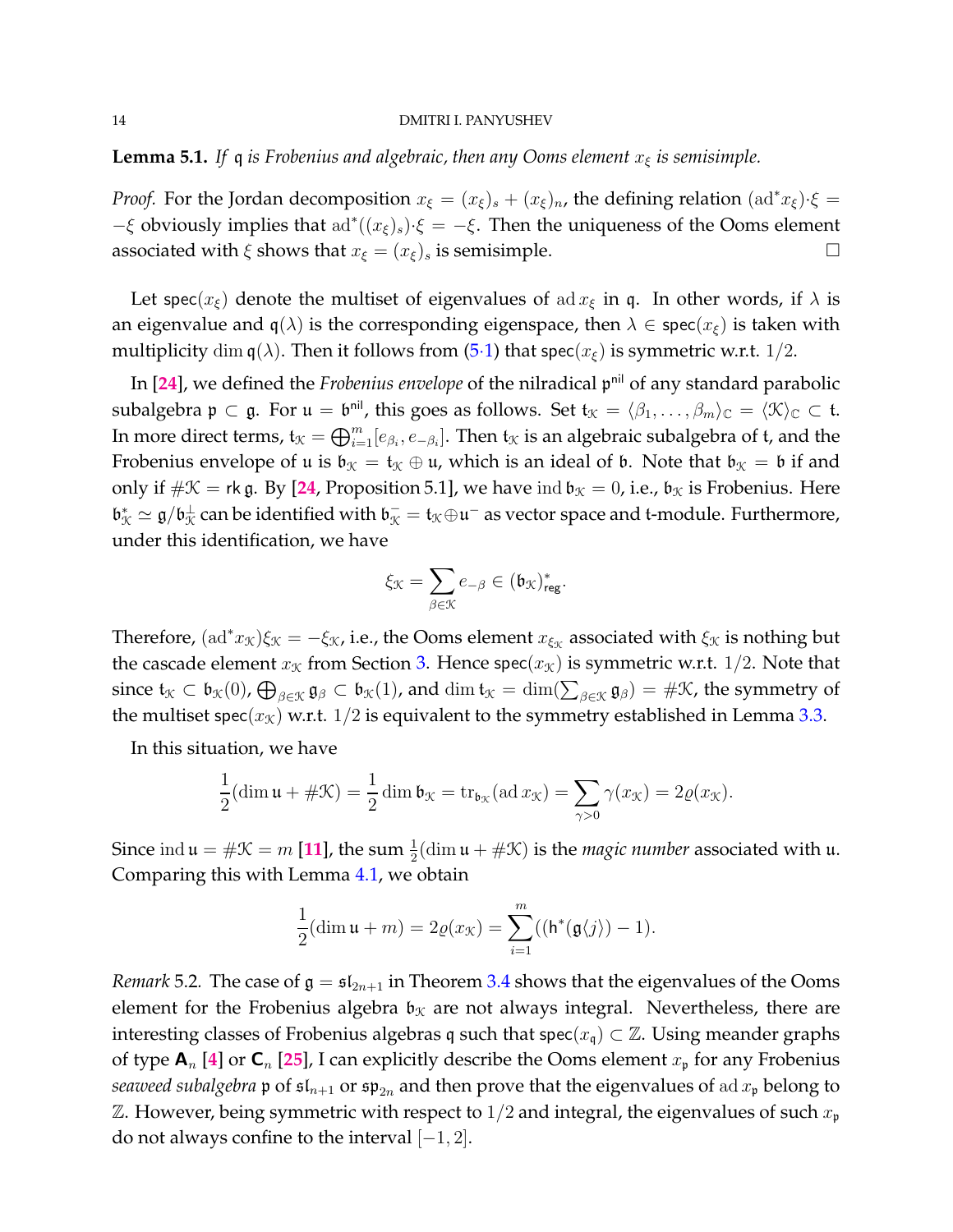**Lemma 5.1.** *If $\mathfrak q$ is Frobenius and algebraic, then any Ooms element $x_\xi$ is semisimple.*

*Proof.* For the Jordan decomposition $x_\xi = (x_\xi)_s + (x_\xi)_n$, the defining relation $(\mathrm{ad}^* x_\xi){\cdot}\xi = -\xi$ obviously implies that $\mathrm{ad}^*((x_\xi)_s){\cdot}\xi = -\xi$. Then the uniqueness of the Ooms element associated with $\xi$ shows that $x_\xi = (x_\xi)_s$ is semisimple. □

Let $\mathsf{spec}(x_\xi)$ denote the multiset of eigenvalues of $\mathrm{ad}\, x_\xi$ in $\mathfrak q$. In other words, if $\lambda$ is an eigenvalue and $\mathfrak q(\lambda)$ is the corresponding eigenspace, then $\lambda \in \mathsf{spec}(x_\xi)$ is taken with multiplicity $\dim \mathfrak q(\lambda)$. Then it follows from (5·1) that $\mathsf{spec}(x_\xi)$ is symmetric w.r.t. $1/2$.

In [24], we defined the *Frobenius envelope* of the nilradical $\mathfrak p^{\mathsf{nil}}$ of any standard parabolic subalgebra $\mathfrak p \subset \mathfrak g$. For $\mathfrak u = \mathfrak b^{\mathsf{nil}}$, this goes as follows. Set $\mathfrak t_{\mathcal K} = \langle \beta_1, \dots, \beta_m\rangle_{\mathbb C} = \langle \mathcal K\rangle_{\mathbb C} \subset \mathfrak t$. In more direct terms, $\mathfrak t_{\mathcal K} = \bigoplus_{i=1}^m [e_{\beta_i}, e_{-\beta_i}]$. Then $\mathfrak t_{\mathcal K}$ is an algebraic subalgebra of $\mathfrak t$, and the Frobenius envelope of $\mathfrak u$ is $\mathfrak b_{\mathcal K} = \mathfrak t_{\mathcal K} \oplus \mathfrak u$, which is an ideal of $\mathfrak b$. Note that $\mathfrak b_{\mathcal K} = \mathfrak b$ if and only if $\#\mathcal K = \mathsf{rk}\,\mathfrak g$. By [24, Proposition 5.1], we have $\mathrm{ind}\,\mathfrak b_{\mathcal K} = 0$, i.e., $\mathfrak b_{\mathcal K}$ is Frobenius. Here $\mathfrak b_{\mathcal K}^* \simeq \mathfrak g/\mathfrak b_{\mathcal K}^{\perp}$ can be identified with $\mathfrak b_{\mathcal K}^- = \mathfrak t_{\mathcal K} \oplus \mathfrak u^-$ as vector space and $\mathfrak t$-module. Furthermore, under this identification, we have

$$\xi_{\mathcal K} = \sum_{\beta\in\mathcal K} e_{-\beta} \in (\mathfrak b_{\mathcal K})^*_{\mathsf{reg}}.$$

Therefore, $(\mathrm{ad}^* x_{\mathcal K})\xi_{\mathcal K} = -\xi_{\mathcal K}$, i.e., the Ooms element $x_{\xi_{\mathcal K}}$ associated with $\xi_{\mathcal K}$ is nothing but the cascade element $x_{\mathcal K}$ from Section 3. Hence $\mathsf{spec}(x_{\mathcal K})$ is symmetric w.r.t. $1/2$. Note that since $\mathfrak t_{\mathcal K} \subset \mathfrak b_{\mathcal K}(0)$, $\bigoplus_{\beta\in\mathcal K}\mathfrak g_\beta \subset \mathfrak b_{\mathcal K}(1)$, and $\dim \mathfrak t_{\mathcal K} = \dim(\sum_{\beta\in\mathcal K}\mathfrak g_\beta) = \#\mathcal K$, the symmetry of the multiset $\mathsf{spec}(x_{\mathcal K})$ w.r.t. $1/2$ is equivalent to the symmetry established in Lemma 3.3.

In this situation, we have

$$\frac{1}{2}(\dim \mathfrak u + \#\mathcal K) = \frac{1}{2}\dim \mathfrak b_{\mathcal K} = \mathrm{tr}_{\mathfrak b_{\mathcal K}}(\mathrm{ad}\, x_{\mathcal K}) = \sum_{\gamma>0}\gamma(x_{\mathcal K}) = 2\varrho(x_{\mathcal K}).$$

Since $\mathrm{ind}\,\mathfrak u = \#\mathcal K = m$ [11], the sum $\frac{1}{2}(\dim\mathfrak u + \#\mathcal K)$ is the *magic number* associated with $\mathfrak u$. Comparing this with Lemma 4.1, we obtain

$$\frac{1}{2}(\dim \mathfrak u + m) = 2\varrho(x_{\mathcal K}) = \sum_{i=1}^m ((\mathsf h^*(\mathfrak g\langle j\rangle) - 1).$$

*Remark* 5.2. The case of $\mathfrak g = \mathfrak{sl}_{2n+1}$ in Theorem 3.4 shows that the eigenvalues of the Ooms element for the Frobenius algebra $\mathfrak b_{\mathcal K}$ are not always integral. Nevertheless, there are interesting classes of Frobenius algebras $\mathfrak q$ such that $\mathsf{spec}(x_{\mathfrak q}) \subset \mathbb Z$. Using meander graphs of type $\mathbf A_n$ [4] or $\mathbf C_n$ [25], I can explicitly describe the Ooms element $x_{\mathfrak p}$ for any Frobenius *seaweed subalgebra* $\mathfrak p$ of $\mathfrak{sl}_{n+1}$ or $\mathfrak{sp}_{2n}$ and then prove that the eigenvalues of $\mathrm{ad}\, x_{\mathfrak p}$ belong to $\mathbb Z$. However, being symmetric with respect to $1/2$ and integral, the eigenvalues of such $x_{\mathfrak p}$ do not always confine to the interval $[-1, 2]$.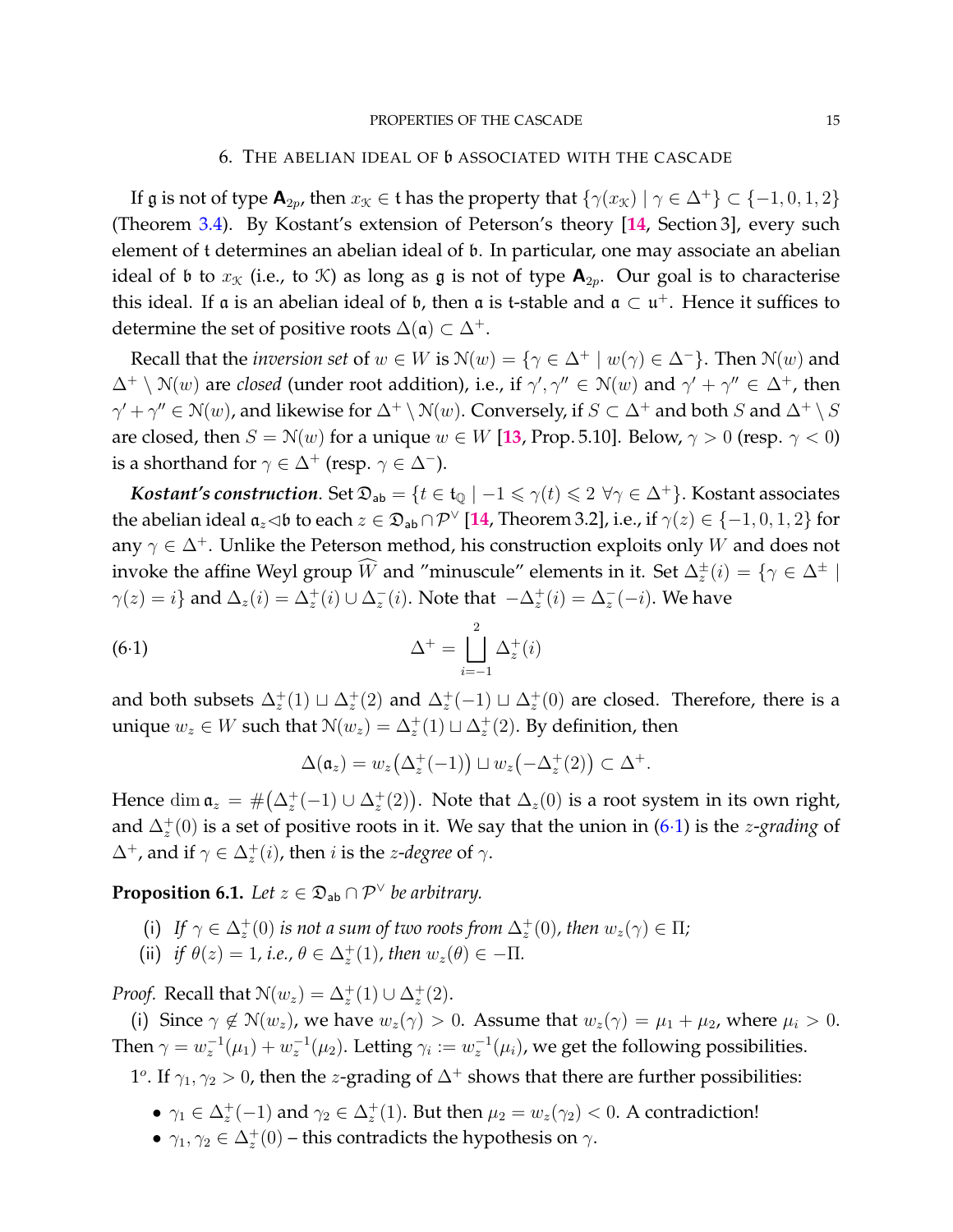## 6. The abelian ideal of $\mathfrak{b}$ associated with the cascade

If $\mathfrak{g}$ is not of type $\mathbf{A}_{2p}$, then $x_{\mathcal{K}} \in \mathfrak{t}$ has the property that $\{\gamma(x_{\mathcal{K}}) \mid \gamma \in \Delta^+\} \subset \{-1, 0, 1, 2\}$ (Theorem 3.4). By Kostant's extension of Peterson's theory [14, Section 3], every such element of $\mathfrak{t}$ determines an abelian ideal of $\mathfrak{b}$. In particular, one may associate an abelian ideal of $\mathfrak{b}$ to $x_{\mathcal{K}}$ (i.e., to $\mathcal{K}$) as long as $\mathfrak{g}$ is not of type $\mathbf{A}_{2p}$. Our goal is to characterise this ideal. If $\mathfrak{a}$ is an abelian ideal of $\mathfrak{b}$, then $\mathfrak{a}$ is $\mathfrak{t}$-stable and $\mathfrak{a} \subset \mathfrak{u}^+$. Hence it suffices to determine the set of positive roots $\Delta(\mathfrak{a}) \subset \Delta^+$.

Recall that the *inversion set* of $w \in W$ is $\mathcal{N}(w) = \{\gamma \in \Delta^+ \mid w(\gamma) \in \Delta^-\}$. Then $\mathcal{N}(w)$ and $\Delta^+ \setminus \mathcal{N}(w)$ are *closed* (under root addition), i.e., if $\gamma', \gamma'' \in \mathcal{N}(w)$ and $\gamma' + \gamma'' \in \Delta^+$, then $\gamma' + \gamma'' \in \mathcal{N}(w)$, and likewise for $\Delta^+ \setminus \mathcal{N}(w)$. Conversely, if $S \subset \Delta^+$ and both $S$ and $\Delta^+ \setminus S$ are closed, then $S = \mathcal{N}(w)$ for a unique $w \in W$ [13, Prop. 5.10]. Below, $\gamma > 0$ (resp. $\gamma < 0$) is a shorthand for $\gamma \in \Delta^+$ (resp. $\gamma \in \Delta^-$).

***Kostant's construction***. Set $\mathfrak{D}_{\mathsf{ab}} = \{t \in \mathfrak{t}_{\mathbb{Q}} \mid -1 \leqslant \gamma(t) \leqslant 2 \ \forall \gamma \in \Delta^+\}$. Kostant associates the abelian ideal $\mathfrak{a}_z \lhd \mathfrak{b}$ to each $z \in \mathfrak{D}_{\mathsf{ab}} \cap \mathcal{P}^\vee$ [14, Theorem 3.2], i.e., if $\gamma(z) \in \{-1, 0, 1, 2\}$ for any $\gamma \in \Delta^+$. Unlike the Peterson method, his construction exploits only $W$ and does not invoke the affine Weyl group $\widehat{W}$ and "minuscule" elements in it. Set $\Delta_z^{\pm}(i) = \{\gamma \in \Delta^{\pm} \mid \gamma(z) = i\}$ and $\Delta_z(i) = \Delta_z^+(i) \cup \Delta_z^-(i)$. Note that $-\Delta_z^+(i) = \Delta_z^-(-i)$. We have

$$\Delta^+ = \bigsqcup_{i=-1}^{2} \Delta_z^+(i) \tag{6·1}$$

and both subsets $\Delta_z^+(1) \sqcup \Delta_z^+(2)$ and $\Delta_z^+(-1) \sqcup \Delta_z^+(0)$ are closed. Therefore, there is a unique $w_z \in W$ such that $\mathcal{N}(w_z) = \Delta_z^+(1) \sqcup \Delta_z^+(2)$. By definition, then

$$\Delta(\mathfrak{a}_z) = w_z\big(\Delta_z^+(-1)\big) \sqcup w_z\big(-\Delta_z^+(2)\big) \subset \Delta^+.$$

Hence $\dim \mathfrak{a}_z = \#\big(\Delta_z^+(-1) \cup \Delta_z^+(2)\big)$. Note that $\Delta_z(0)$ is a root system in its own right, and $\Delta_z^+(0)$ is a set of positive roots in it. We say that the union in (6·1) is the *$z$-grading* of $\Delta^+$, and if $\gamma \in \Delta_z^+(i)$, then $i$ is the *$z$-degree* of $\gamma$.

**Proposition 6.1.** *Let $z \in \mathfrak{D}_{\mathsf{ab}} \cap \mathcal{P}^\vee$ be arbitrary.*

- (i) *If $\gamma \in \Delta_z^+(0)$ is not a sum of two roots from $\Delta_z^+(0)$, then $w_z(\gamma) \in \Pi$;*
- (ii) *if $\theta(z) = 1$, i.e., $\theta \in \Delta_z^+(1)$, then $w_z(\theta) \in -\Pi$.*

*Proof.* Recall that $\mathcal{N}(w_z) = \Delta_z^+(1) \cup \Delta_z^+(2)$.

(i) Since $\gamma \notin \mathcal{N}(w_z)$, we have $w_z(\gamma) > 0$. Assume that $w_z(\gamma) = \mu_1 + \mu_2$, where $\mu_i > 0$. Then $\gamma = w_z^{-1}(\mu_1) + w_z^{-1}(\mu_2)$. Letting $\gamma_i := w_z^{-1}(\mu_i)$, we get the following possibilities.

$1^o$. If $\gamma_1, \gamma_2 > 0$, then the $z$-grading of $\Delta^+$ shows that there are further possibilities:

- $\gamma_1 \in \Delta_z^+(-1)$ and $\gamma_2 \in \Delta_z^+(1)$. But then $\mu_2 = w_z(\gamma_2) < 0$. A contradiction!
- $\gamma_1, \gamma_2 \in \Delta_z^+(0)$ – this contradicts the hypothesis on $\gamma$.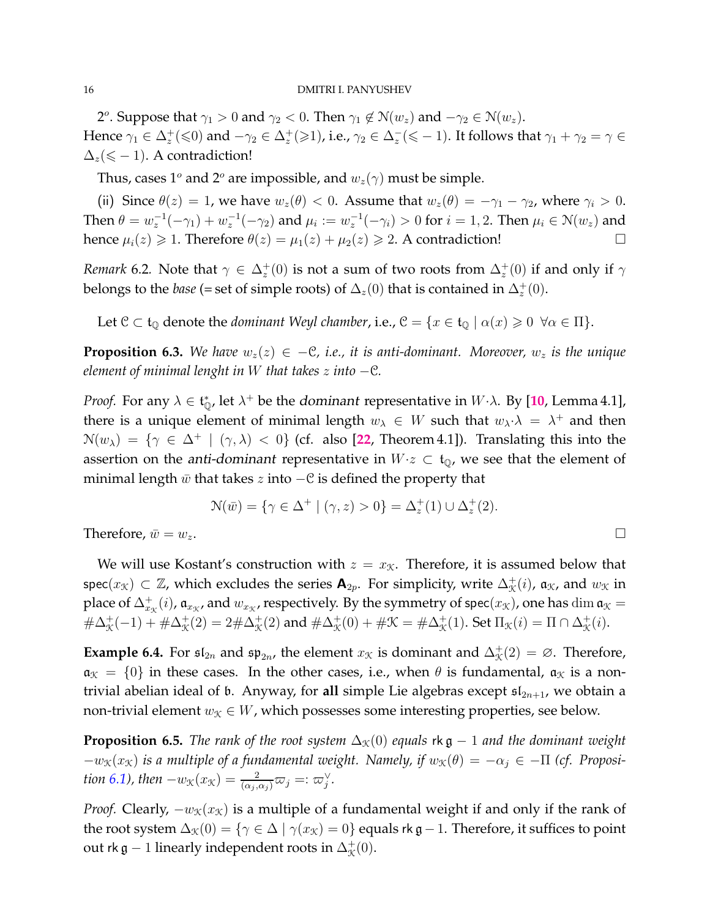$2^o$. Suppose that $\gamma_1 > 0$ and $\gamma_2 < 0$. Then $\gamma_1 \notin \mathcal{N}(w_z)$ and $-\gamma_2 \in \mathcal{N}(w_z)$. Hence $\gamma_1 \in \Delta_z^+(\leqslant 0)$ and $-\gamma_2 \in \Delta_z^+(\geqslant 1)$, i.e., $\gamma_2 \in \Delta_z^-(\leqslant -1)$. It follows that $\gamma_1 + \gamma_2 = \gamma \in \Delta_z(\leqslant -1)$. A contradiction!

Thus, cases $1^o$ and $2^o$ are impossible, and $w_z(\gamma)$ must be simple.

(ii) Since $\theta(z) = 1$, we have $w_z(\theta) < 0$. Assume that $w_z(\theta) = -\gamma_1 - \gamma_2$, where $\gamma_i > 0$. Then $\theta = w_z^{-1}(-\gamma_1) + w_z^{-1}(-\gamma_2)$ and $\mu_i := w_z^{-1}(-\gamma_i) > 0$ for $i = 1, 2$. Then $\mu_i \in \mathcal{N}(w_z)$ and hence $\mu_i(z) \geqslant 1$. Therefore $\theta(z) = \mu_1(z) + \mu_2(z) \geqslant 2$. A contradiction! □

*Remark* 6.2. Note that $\gamma \in \Delta_z^+(0)$ is not a sum of two roots from $\Delta_z^+(0)$ if and only if $\gamma$ belongs to the *base* (= set of simple roots) of $\Delta_z(0)$ that is contained in $\Delta_z^+(0)$.

Let $\mathcal{C} \subset \mathfrak{t}_{\mathbb{Q}}$ denote the *dominant Weyl chamber*, i.e., $\mathcal{C} = \{x \in \mathfrak{t}_{\mathbb{Q}} \mid \alpha(x) \geqslant 0 \ \ \forall \alpha \in \Pi\}$.

**Proposition 6.3.** *We have $w_z(z) \in -\mathcal{C}$, i.e., it is anti-dominant. Moreover, $w_z$ is the unique element of minimal lenght in $W$ that takes $z$ into $-\mathcal{C}$.*

*Proof.* For any $\lambda \in \mathfrak{t}_{\mathbb{Q}}^*$, let $\lambda^+$ be the *dominant* representative in $W{\cdot}\lambda$. By [10, Lemma 4.1], there is a unique element of minimal length $w_\lambda \in W$ such that $w_\lambda{\cdot}\lambda = \lambda^+$ and then $\mathcal{N}(w_\lambda) = \{\gamma \in \Delta^+ \mid (\gamma, \lambda) < 0\}$ (cf. also [22, Theorem 4.1]). Translating this into the assertion on the *anti-dominant* representative in $W{\cdot}z \subset \mathfrak{t}_{\mathbb{Q}}$, we see that the element of minimal length $\bar{w}$ that takes $z$ into $-\mathcal{C}$ is defined the property that

$$\mathcal{N}(\bar{w}) = \{\gamma \in \Delta^+ \mid (\gamma, z) > 0\} = \Delta_z^+(1) \cup \Delta_z^+(2).$$

Therefore, $\bar{w} = w_z$. □

We will use Kostant's construction with $z = x_{\mathcal{K}}$. Therefore, it is assumed below that $\mathsf{spec}(x_{\mathcal{K}}) \subset \mathbb{Z}$, which excludes the series $\mathbf{A}_{2p}$. For simplicity, write $\Delta_{\mathcal{K}}^+(i)$, $\mathfrak{a}_{\mathcal{K}}$, and $w_{\mathcal{K}}$ in place of $\Delta_{x_{\mathcal{K}}}^+(i)$, $\mathfrak{a}_{x_{\mathcal{K}}}$, and $w_{x_{\mathcal{K}}}$, respectively. By the symmetry of $\mathsf{spec}(x_{\mathcal{K}})$, one has $\dim \mathfrak{a}_{\mathcal{K}} = \#\Delta_{\mathcal{K}}^+(-1) + \#\Delta_{\mathcal{K}}^+(2) = 2\#\Delta_{\mathcal{K}}^+(2)$ and $\#\Delta_{\mathcal{K}}^+(0) + \#\mathcal{K} = \#\Delta_{\mathcal{K}}^+(1)$. Set $\Pi_{\mathcal{K}}(i) = \Pi \cap \Delta_{\mathcal{K}}^+(i)$.

**Example 6.4.** For $\mathfrak{sl}_{2n}$ and $\mathfrak{sp}_{2n}$, the element $x_{\mathcal{K}}$ is dominant and $\Delta_{\mathcal{K}}^+(2) = \varnothing$. Therefore, $\mathfrak{a}_{\mathcal{K}} = \{0\}$ in these cases. In the other cases, i.e., when $\theta$ is fundamental, $\mathfrak{a}_{\mathcal{K}}$ is a non-trivial abelian ideal of $\mathfrak{b}$. Anyway, for **all** simple Lie algebras except $\mathfrak{sl}_{2n+1}$, we obtain a non-trivial element $w_{\mathcal{K}} \in W$, which possesses some interesting properties, see below.

**Proposition 6.5.** *The rank of the root system $\Delta_{\mathcal{K}}(0)$ equals $\mathsf{rk}\,\mathfrak{g} - 1$ and the dominant weight $-w_{\mathcal{K}}(x_{\mathcal{K}})$ is a multiple of a fundamental weight. Namely, if $w_{\mathcal{K}}(\theta) = -\alpha_j \in -\Pi$ (cf. Proposition 6.1), then $-w_{\mathcal{K}}(x_{\mathcal{K}}) = \frac{2}{(\alpha_j, \alpha_j)}\varpi_j =: \varpi_j^\vee$.*

*Proof.* Clearly, $-w_{\mathcal{K}}(x_{\mathcal{K}})$ is a multiple of a fundamental weight if and only if the rank of the root system $\Delta_{\mathcal{K}}(0) = \{\gamma \in \Delta \mid \gamma(x_{\mathcal{K}}) = 0\}$ equals $\mathsf{rk}\,\mathfrak{g} - 1$. Therefore, it suffices to point out $\mathsf{rk}\,\mathfrak{g} - 1$ linearly independent roots in $\Delta_{\mathcal{K}}^+(0)$.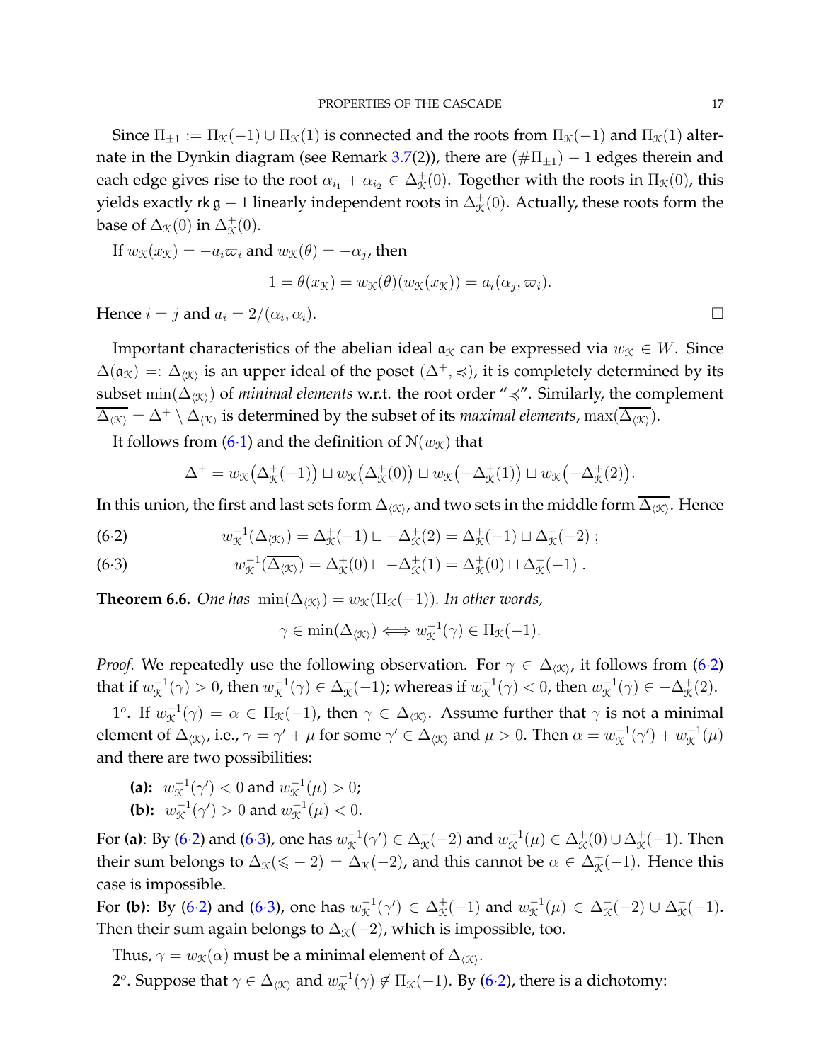Since $\Pi_{\pm 1} := \Pi_{\mathcal{K}}(-1) \cup \Pi_{\mathcal{K}}(1)$ is connected and the roots from $\Pi_{\mathcal{K}}(-1)$ and $\Pi_{\mathcal{K}}(1)$ alternate in the Dynkin diagram (see Remark 3.7(2)), there are $(\#\Pi_{\pm 1}) - 1$ edges therein and each edge gives rise to the root $\alpha_{i_1} + \alpha_{i_2} \in \Delta^+_{\mathcal{K}}(0)$. Together with the roots in $\Pi_{\mathcal{K}}(0)$, this yields exactly $\mathsf{rk}\,\mathfrak{g} - 1$ linearly independent roots in $\Delta^+_{\mathcal{K}}(0)$. Actually, these roots form the base of $\Delta_{\mathcal{K}}(0)$ in $\Delta^+_{\mathcal{K}}(0)$.

If $w_{\mathcal{K}}(x_{\mathcal{K}}) = -a_i\varpi_i$ and $w_{\mathcal{K}}(\theta) = -\alpha_j$, then

$$1 = \theta(x_{\mathcal{K}}) = w_{\mathcal{K}}(\theta)(w_{\mathcal{K}}(x_{\mathcal{K}})) = a_i(\alpha_j, \varpi_i).$$

Hence $i = j$ and $a_i = 2/(\alpha_i, \alpha_i)$. □

Important characteristics of the abelian ideal $\mathfrak{a}_{\mathcal{K}}$ can be expressed via $w_{\mathcal{K}} \in W$. Since $\Delta(\mathfrak{a}_{\mathcal{K}}) =: \Delta_{\langle\mathcal{K}\rangle}$ is an upper ideal of the poset $(\Delta^+, \preccurlyeq)$, it is completely determined by its subset $\min(\Delta_{\langle\mathcal{K}\rangle})$ of *minimal elements* w.r.t. the root order "$\preccurlyeq$". Similarly, the complement $\overline{\Delta_{\langle\mathcal{K}\rangle}} = \Delta^+ \setminus \Delta_{\langle\mathcal{K}\rangle}$ is determined by the subset of its *maximal elements*, $\max(\overline{\Delta_{\langle\mathcal{K}\rangle}})$.

It follows from (6·1) and the definition of $\mathcal{N}(w_{\mathcal{K}})$ that

$$\Delta^+ = w_{\mathcal{K}}\big(\Delta^+_{\mathcal{K}}(-1)\big) \sqcup w_{\mathcal{K}}\big(\Delta^+_{\mathcal{K}}(0)\big) \sqcup w_{\mathcal{K}}\big(-\Delta^+_{\mathcal{K}}(1)\big) \sqcup w_{\mathcal{K}}\big(-\Delta^+_{\mathcal{K}}(2)\big).$$

In this union, the first and last sets form $\Delta_{\langle\mathcal{K}\rangle}$, and two sets in the middle form $\overline{\Delta_{\langle\mathcal{K}\rangle}}$. Hence

$$w_{\mathcal{K}}^{-1}(\Delta_{\langle\mathcal{K}\rangle}) = \Delta^+_{\mathcal{K}}(-1) \sqcup -\Delta^+_{\mathcal{K}}(2) = \Delta^+_{\mathcal{K}}(-1) \sqcup \Delta^-_{\mathcal{K}}(-2)\ ; \tag{6·2}$$

$$w_{\mathcal{K}}^{-1}(\overline{\Delta_{\langle\mathcal{K}\rangle}}) = \Delta^+_{\mathcal{K}}(0) \sqcup -\Delta^+_{\mathcal{K}}(1) = \Delta^+_{\mathcal{K}}(0) \sqcup \Delta^-_{\mathcal{K}}(-1)\ . \tag{6·3}$$

**Theorem 6.6.** *One has* $\min(\Delta_{\langle\mathcal{K}\rangle}) = w_{\mathcal{K}}(\Pi_{\mathcal{K}}(-1))$. *In other words,*

$$\gamma \in \min(\Delta_{\langle\mathcal{K}\rangle}) \Longleftrightarrow w_{\mathcal{K}}^{-1}(\gamma) \in \Pi_{\mathcal{K}}(-1).$$

*Proof.* We repeatedly use the following observation. For $\gamma \in \Delta_{\langle\mathcal{K}\rangle}$, it follows from (6·2) that if $w_{\mathcal{K}}^{-1}(\gamma) > 0$, then $w_{\mathcal{K}}^{-1}(\gamma) \in \Delta^+_{\mathcal{K}}(-1)$; whereas if $w_{\mathcal{K}}^{-1}(\gamma) < 0$, then $w_{\mathcal{K}}^{-1}(\gamma) \in -\Delta^+_{\mathcal{K}}(2)$.

$1^o$. If $w_{\mathcal{K}}^{-1}(\gamma) = \alpha \in \Pi_{\mathcal{K}}(-1)$, then $\gamma \in \Delta_{\langle\mathcal{K}\rangle}$. Assume further that $\gamma$ is not a minimal element of $\Delta_{\langle\mathcal{K}\rangle}$, i.e., $\gamma = \gamma' + \mu$ for some $\gamma' \in \Delta_{\langle\mathcal{K}\rangle}$ and $\mu > 0$. Then $\alpha = w_{\mathcal{K}}^{-1}(\gamma') + w_{\mathcal{K}}^{-1}(\mu)$ and there are two possibilities:

- **(a):** $w_{\mathcal{K}}^{-1}(\gamma') < 0$ and $w_{\mathcal{K}}^{-1}(\mu) > 0$;
- **(b):** $w_{\mathcal{K}}^{-1}(\gamma') > 0$ and $w_{\mathcal{K}}^{-1}(\mu) < 0$.

For **(a)**: By (6·2) and (6·3), one has $w_{\mathcal{K}}^{-1}(\gamma') \in \Delta^-_{\mathcal{K}}(-2)$ and $w_{\mathcal{K}}^{-1}(\mu) \in \Delta^+_{\mathcal{K}}(0) \cup \Delta^+_{\mathcal{K}}(-1)$. Then their sum belongs to $\Delta_{\mathcal{K}}(\leqslant -2) = \Delta_{\mathcal{K}}(-2)$, and this cannot be $\alpha \in \Delta^+_{\mathcal{K}}(-1)$. Hence this case is impossible.
For **(b)**: By (6·2) and (6·3), one has $w_{\mathcal{K}}^{-1}(\gamma') \in \Delta^+_{\mathcal{K}}(-1)$ and $w_{\mathcal{K}}^{-1}(\mu) \in \Delta^-_{\mathcal{K}}(-2) \cup \Delta^-_{\mathcal{K}}(-1)$. Then their sum again belongs to $\Delta_{\mathcal{K}}(-2)$, which is impossible, too.

Thus, $\gamma = w_{\mathcal{K}}(\alpha)$ must be a minimal element of $\Delta_{\langle\mathcal{K}\rangle}$.

$2^o$. Suppose that $\gamma \in \Delta_{\langle\mathcal{K}\rangle}$ and $w_{\mathcal{K}}^{-1}(\gamma) \notin \Pi_{\mathcal{K}}(-1)$. By (6·2), there is a dichotomy: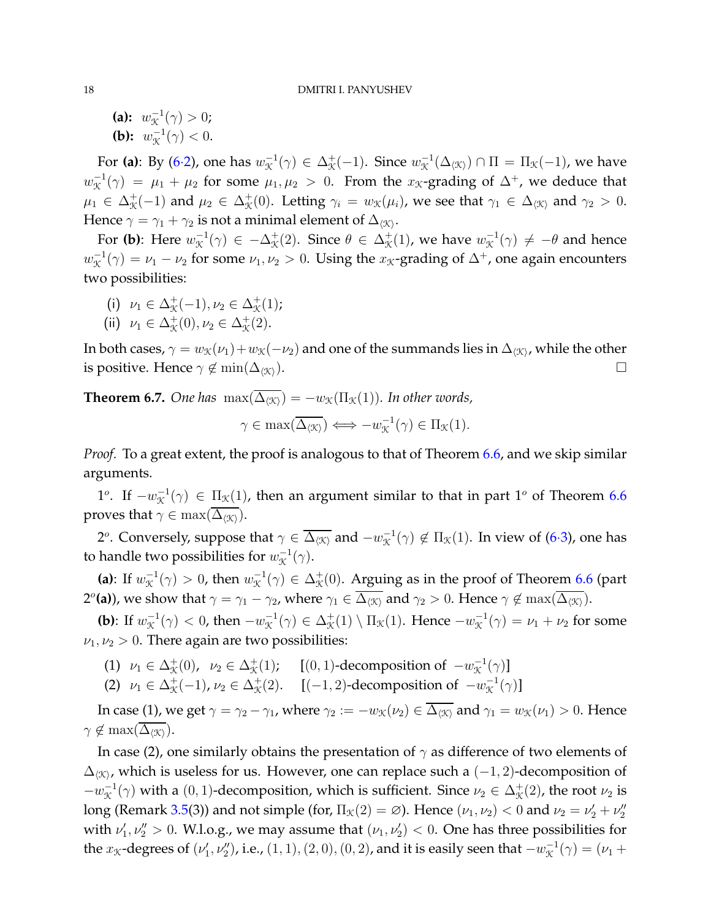**(a):** $w_{\mathcal{K}}^{-1}(\gamma) > 0$;
**(b):** $w_{\mathcal{K}}^{-1}(\gamma) < 0$.

For **(a)**: By (6·2), one has $w_{\mathcal{K}}^{-1}(\gamma) \in \Delta^+_{\mathcal{K}}(-1)$. Since $w_{\mathcal{K}}^{-1}(\Delta_{\langle\mathcal{K}\rangle}) \cap \Pi = \Pi_{\mathcal{K}}(-1)$, we have $w_{\mathcal{K}}^{-1}(\gamma) = \mu_1 + \mu_2$ for some $\mu_1, \mu_2 > 0$. From the $x_{\mathcal{K}}$-grading of $\Delta^+$, we deduce that $\mu_1 \in \Delta^+_{\mathcal{K}}(-1)$ and $\mu_2 \in \Delta^+_{\mathcal{K}}(0)$. Letting $\gamma_i = w_{\mathcal{K}}(\mu_i)$, we see that $\gamma_1 \in \Delta_{\langle\mathcal{K}\rangle}$ and $\gamma_2 > 0$. Hence $\gamma = \gamma_1 + \gamma_2$ is not a minimal element of $\Delta_{\langle\mathcal{K}\rangle}$.

For **(b)**: Here $w_{\mathcal{K}}^{-1}(\gamma) \in -\Delta^+_{\mathcal{K}}(2)$. Since $\theta \in \Delta^+_{\mathcal{K}}(1)$, we have $w_{\mathcal{K}}^{-1}(\gamma) \ne -\theta$ and hence $w_{\mathcal{K}}^{-1}(\gamma) = \nu_1 - \nu_2$ for some $\nu_1, \nu_2 > 0$. Using the $x_{\mathcal{K}}$-grading of $\Delta^+$, one again encounters two possibilities:

(i) $\nu_1 \in \Delta^+_{\mathcal{K}}(-1), \nu_2 \in \Delta^+_{\mathcal{K}}(1)$;
(ii) $\nu_1 \in \Delta^+_{\mathcal{K}}(0), \nu_2 \in \Delta^+_{\mathcal{K}}(2)$.

In both cases, $\gamma = w_{\mathcal{K}}(\nu_1) + w_{\mathcal{K}}(-\nu_2)$ and one of the summands lies in $\Delta_{\langle\mathcal{K}\rangle}$, while the other is positive. Hence $\gamma \notin \min(\Delta_{\langle\mathcal{K}\rangle})$. □

**Theorem 6.7.** *One has* $\max(\overline{\Delta_{\langle\mathcal{K}\rangle}}) = -w_{\mathcal{K}}(\Pi_{\mathcal{K}}(1))$. *In other words,*

$$\gamma \in \max(\overline{\Delta_{\langle\mathcal{K}\rangle}}) \iff -w_{\mathcal{K}}^{-1}(\gamma) \in \Pi_{\mathcal{K}}(1).$$

*Proof.* To a great extent, the proof is analogous to that of Theorem 6.6, and we skip similar arguments.

$1^o$. If $-w_{\mathcal{K}}^{-1}(\gamma) \in \Pi_{\mathcal{K}}(1)$, then an argument similar to that in part $1^o$ of Theorem 6.6 proves that $\gamma \in \max(\overline{\Delta_{\langle\mathcal{K}\rangle}})$.

$2^o$. Conversely, suppose that $\gamma \in \overline{\Delta_{\langle\mathcal{K}\rangle}}$ and $-w_{\mathcal{K}}^{-1}(\gamma) \notin \Pi_{\mathcal{K}}(1)$. In view of (6·3), one has to handle two possibilities for $w_{\mathcal{K}}^{-1}(\gamma)$.

**(a)**: If $w_{\mathcal{K}}^{-1}(\gamma) > 0$, then $w_{\mathcal{K}}^{-1}(\gamma) \in \Delta^+_{\mathcal{K}}(0)$. Arguing as in the proof of Theorem 6.6 (part $2^o$**(a)**), we show that $\gamma = \gamma_1 - \gamma_2$, where $\gamma_1 \in \overline{\Delta_{\langle\mathcal{K}\rangle}}$ and $\gamma_2 > 0$. Hence $\gamma \notin \max(\overline{\Delta_{\langle\mathcal{K}\rangle}})$.

**(b)**: If $w_{\mathcal{K}}^{-1}(\gamma) < 0$, then $-w_{\mathcal{K}}^{-1}(\gamma) \in \Delta^+_{\mathcal{K}}(1) \setminus \Pi_{\mathcal{K}}(1)$. Hence $-w_{\mathcal{K}}^{-1}(\gamma) = \nu_1 + \nu_2$ for some $\nu_1, \nu_2 > 0$. There again are two possibilities:

(1) $\nu_1 \in \Delta^+_{\mathcal{K}}(0), \ \nu_2 \in \Delta^+_{\mathcal{K}}(1)$; [$(0,1)$-decomposition of $-w_{\mathcal{K}}^{-1}(\gamma)$]
(2) $\nu_1 \in \Delta^+_{\mathcal{K}}(-1), \nu_2 \in \Delta^+_{\mathcal{K}}(2)$. [$(-1,2)$-decomposition of $-w_{\mathcal{K}}^{-1}(\gamma)$]

In case (1), we get $\gamma = \gamma_2 - \gamma_1$, where $\gamma_2 := -w_{\mathcal{K}}(\nu_2) \in \overline{\Delta_{\langle\mathcal{K}\rangle}}$ and $\gamma_1 = w_{\mathcal{K}}(\nu_1) > 0$. Hence $\gamma \notin \max(\overline{\Delta_{\langle\mathcal{K}\rangle}})$.

In case (2), one similarly obtains the presentation of $\gamma$ as difference of two elements of $\Delta_{\langle\mathcal{K}\rangle}$, which is useless for us. However, one can replace such a $(-1,2)$-decomposition of $-w_{\mathcal{K}}^{-1}(\gamma)$ with a $(0,1)$-decomposition, which is sufficient. Since $\nu_2 \in \Delta^+_{\mathcal{K}}(2)$, the root $\nu_2$ is long (Remark 3.5(3)) and not simple (for, $\Pi_{\mathcal{K}}(2) = \varnothing$). Hence $(\nu_1, \nu_2) < 0$ and $\nu_2 = \nu_2' + \nu_2''$ with $\nu_1', \nu_2'' > 0$. W.l.o.g., we may assume that $(\nu_1, \nu_2') < 0$. One has three possibilities for the $x_{\mathcal{K}}$-degrees of $(\nu_1', \nu_2'')$, i.e., $(1,1), (2,0), (0,2)$, and it is easily seen that $-w_{\mathcal{K}}^{-1}(\gamma) = (\nu_1 +$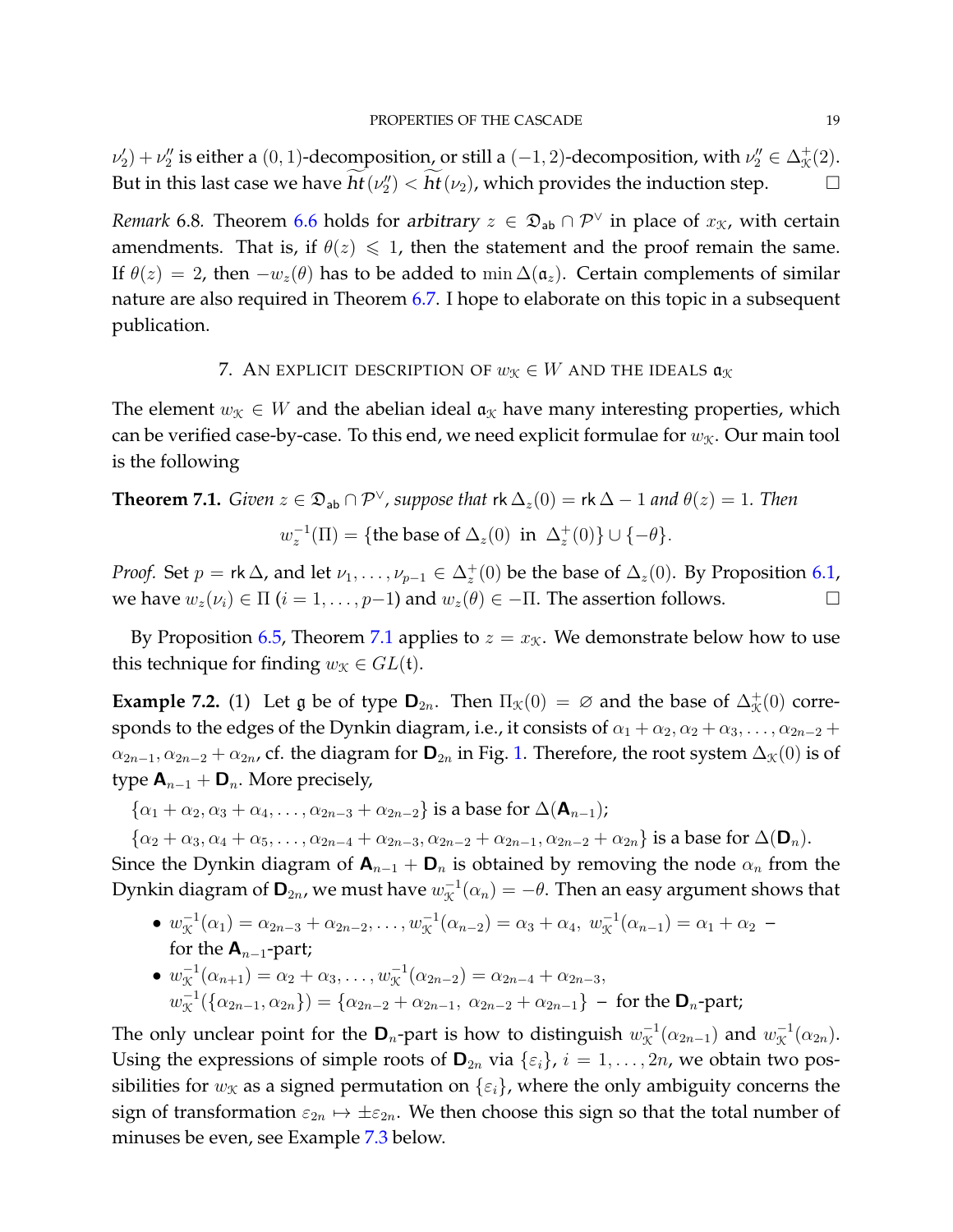$\nu_2') + \nu_2''$ is either a $(0,1)$-decomposition, or still a $(-1,2)$-decomposition, with $\nu_2'' \in \Delta^+_{\mathcal{K}}(2)$. But in this last case we have $\widetilde{ht}(\nu_2'') < \widetilde{ht}(\nu_2)$, which provides the induction step. $\square$

*Remark* 6.8. Theorem 6.6 holds for *arbitrary* $z \in \mathfrak{D}_{\mathsf{ab}} \cap \mathcal{P}^\vee$ in place of $x_{\mathcal{K}}$, with certain amendments. That is, if $\theta(z) \leqslant 1$, then the statement and the proof remain the same. If $\theta(z) = 2$, then $-w_z(\theta)$ has to be added to $\min \Delta(\mathfrak{a}_z)$. Certain complements of similar nature are also required in Theorem 6.7. I hope to elaborate on this topic in a subsequent publication.

## 7. An explicit description of $w_{\mathcal{K}} \in W$ and the ideals $\mathfrak{a}_{\mathcal{K}}$

The element $w_{\mathcal{K}} \in W$ and the abelian ideal $\mathfrak{a}_{\mathcal{K}}$ have many interesting properties, which can be verified case-by-case. To this end, we need explicit formulae for $w_{\mathcal{K}}$. Our main tool is the following

**Theorem 7.1.** *Given $z \in \mathfrak{D}_{\mathsf{ab}} \cap \mathcal{P}^\vee$, suppose that $\mathsf{rk}\,\Delta_z(0) = \mathsf{rk}\,\Delta - 1$ and $\theta(z) = 1$. Then*

$$w_z^{-1}(\Pi) = \{\text{the base of } \Delta_z(0) \text{ in } \Delta_z^+(0)\} \cup \{-\theta\}.$$

*Proof.* Set $p = \mathsf{rk}\,\Delta$, and let $\nu_1, \dots, \nu_{p-1} \in \Delta^+_z(0)$ be the base of $\Delta_z(0)$. By Proposition 6.1, we have $w_z(\nu_i) \in \Pi$ $(i = 1, \dots, p-1)$ and $w_z(\theta) \in -\Pi$. The assertion follows. $\square$

By Proposition 6.5, Theorem 7.1 applies to $z = x_{\mathcal{K}}$. We demonstrate below how to use this technique for finding $w_{\mathcal{K}} \in GL(\mathfrak{t})$.

**Example 7.2.** (1) Let $\mathfrak{g}$ be of type $\mathbf{D}_{2n}$. Then $\Pi_{\mathcal{K}}(0) = \varnothing$ and the base of $\Delta^+_{\mathcal{K}}(0)$ corresponds to the edges of the Dynkin diagram, i.e., it consists of $\alpha_1 + \alpha_2, \alpha_2 + \alpha_3, \dots, \alpha_{2n-2} + \alpha_{2n-1}, \alpha_{2n-2} + \alpha_{2n}$, cf. the diagram for $\mathbf{D}_{2n}$ in Fig. 1. Therefore, the root system $\Delta_{\mathcal{K}}(0)$ is of type $\mathbf{A}_{n-1} + \mathbf{D}_n$. More precisely,

$\{\alpha_1 + \alpha_2, \alpha_3 + \alpha_4, \dots, \alpha_{2n-3} + \alpha_{2n-2}\}$ is a base for $\Delta(\mathbf{A}_{n-1})$;

$\{\alpha_2 + \alpha_3, \alpha_4 + \alpha_5, \dots, \alpha_{2n-4} + \alpha_{2n-3}, \alpha_{2n-2} + \alpha_{2n-1}, \alpha_{2n-2} + \alpha_{2n}\}$ is a base for $\Delta(\mathbf{D}_n)$.

Since the Dynkin diagram of $\mathbf{A}_{n-1} + \mathbf{D}_n$ is obtained by removing the node $\alpha_n$ from the Dynkin diagram of $\mathbf{D}_{2n}$, we must have $w_{\mathcal{K}}^{-1}(\alpha_n) = -\theta$. Then an easy argument shows that

- $w_{\mathcal{K}}^{-1}(\alpha_1) = \alpha_{2n-3} + \alpha_{2n-2}, \dots, w_{\mathcal{K}}^{-1}(\alpha_{n-2}) = \alpha_3 + \alpha_4,\ w_{\mathcal{K}}^{-1}(\alpha_{n-1}) = \alpha_1 + \alpha_2$ – for the $\mathbf{A}_{n-1}$-part;
- $w_{\mathcal{K}}^{-1}(\alpha_{n+1}) = \alpha_2 + \alpha_3, \dots, w_{\mathcal{K}}^{-1}(\alpha_{2n-2}) = \alpha_{2n-4} + \alpha_{2n-3}$,
  $w_{\mathcal{K}}^{-1}(\{\alpha_{2n-1}, \alpha_{2n}\}) = \{\alpha_{2n-2} + \alpha_{2n-1},\ \alpha_{2n-2} + \alpha_{2n-1}\}$ – for the $\mathbf{D}_n$-part;

The only unclear point for the $\mathbf{D}_n$-part is how to distinguish $w_{\mathcal{K}}^{-1}(\alpha_{2n-1})$ and $w_{\mathcal{K}}^{-1}(\alpha_{2n})$. Using the expressions of simple roots of $\mathbf{D}_{2n}$ via $\{\varepsilon_i\}$, $i = 1, \dots, 2n$, we obtain two possibilities for $w_{\mathcal{K}}$ as a signed permutation on $\{\varepsilon_i\}$, where the only ambiguity concerns the sign of transformation $\varepsilon_{2n} \mapsto \pm\varepsilon_{2n}$. We then choose this sign so that the total number of minuses be even, see Example 7.3 below.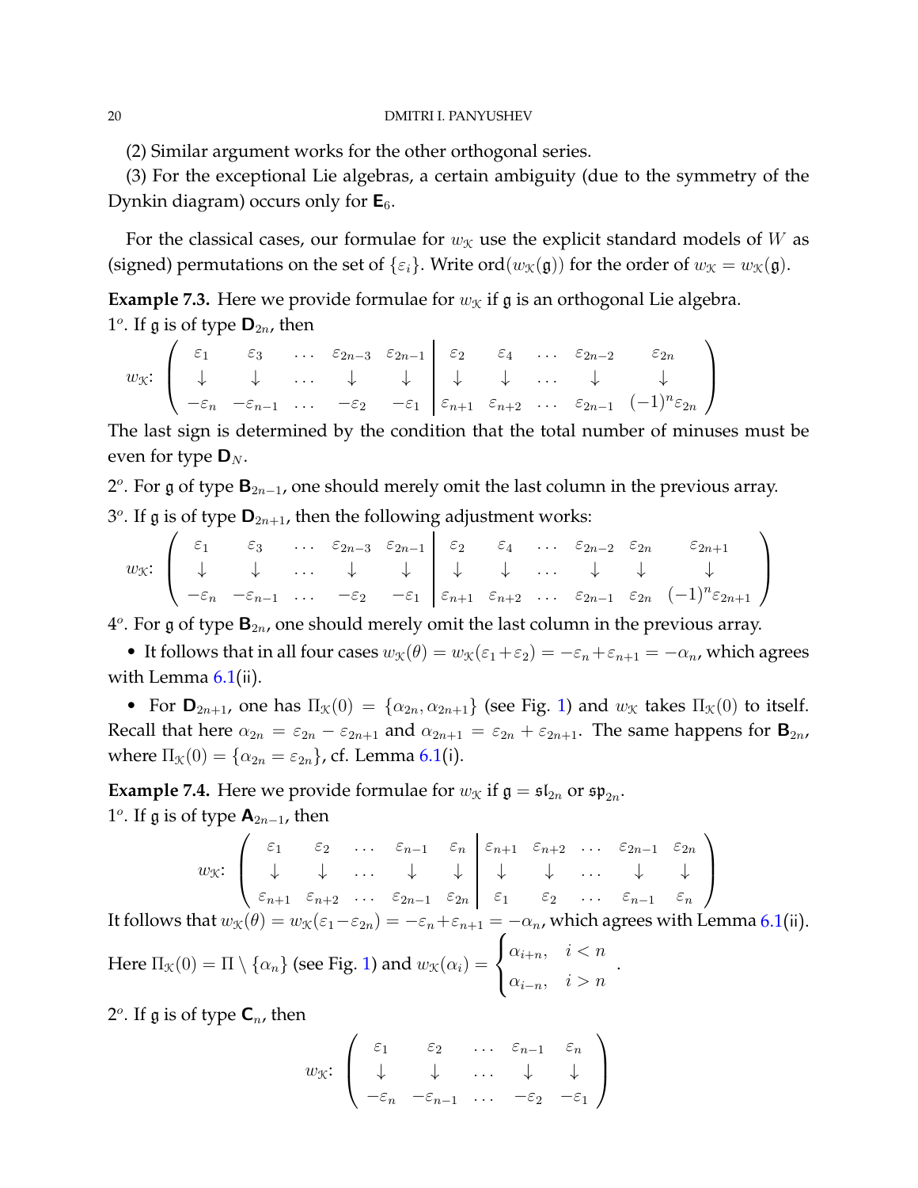(2) Similar argument works for the other orthogonal series.

(3) For the exceptional Lie algebras, a certain ambiguity (due to the symmetry of the Dynkin diagram) occurs only for $\mathsf{E}_6$.

For the classical cases, our formulae for $w_{\mathcal{K}}$ use the explicit standard models of $W$ as (signed) permutations on the set of $\{\varepsilon_i\}$. Write $\mathrm{ord}(w_{\mathcal{K}}(\mathfrak{g}))$ for the order of $w_{\mathcal{K}} = w_{\mathcal{K}}(\mathfrak{g})$.

**Example 7.3.** Here we provide formulae for $w_{\mathcal{K}}$ if $\mathfrak{g}$ is an orthogonal Lie algebra.

$1^o$. If $\mathfrak{g}$ is of type $\mathsf{D}_{2n}$, then

$$w_{\mathcal{K}}\colon \left(\begin{array}{ccccc|ccccc} \varepsilon_1 & \varepsilon_3 & \dots & \varepsilon_{2n-3} & \varepsilon_{2n-1} & \varepsilon_2 & \varepsilon_4 & \dots & \varepsilon_{2n-2} & \varepsilon_{2n} \\ \downarrow & \downarrow & \dots & \downarrow & \downarrow & \downarrow & \downarrow & \dots & \downarrow & \downarrow \\ -\varepsilon_n & -\varepsilon_{n-1} & \dots & -\varepsilon_2 & -\varepsilon_1 & \varepsilon_{n+1} & \varepsilon_{n+2} & \dots & \varepsilon_{2n-1} & (-1)^n\varepsilon_{2n} \end{array}\right)$$

The last sign is determined by the condition that the total number of minuses must be even for type $\mathsf{D}_N$.

$2^o$. For $\mathfrak{g}$ of type $\mathsf{B}_{2n-1}$, one should merely omit the last column in the previous array.

$3^o$. If $\mathfrak{g}$ is of type $\mathsf{D}_{2n+1}$, then the following adjustment works:

$$w_{\mathcal{K}}\colon \left(\begin{array}{ccccc|cccccc} \varepsilon_1 & \varepsilon_3 & \dots & \varepsilon_{2n-3} & \varepsilon_{2n-1} & \varepsilon_2 & \varepsilon_4 & \dots & \varepsilon_{2n-2} & \varepsilon_{2n} & \varepsilon_{2n+1} \\ \downarrow & \downarrow & \dots & \downarrow & \downarrow & \downarrow & \downarrow & \dots & \downarrow & \downarrow & \downarrow \\ -\varepsilon_n & -\varepsilon_{n-1} & \dots & -\varepsilon_2 & -\varepsilon_1 & \varepsilon_{n+1} & \varepsilon_{n+2} & \dots & \varepsilon_{2n-1} & \varepsilon_{2n} & (-1)^n\varepsilon_{2n+1} \end{array}\right)$$

$4^o$. For $\mathfrak{g}$ of type $\mathsf{B}_{2n}$, one should merely omit the last column in the previous array.

- It follows that in all four cases $w_{\mathcal{K}}(\theta) = w_{\mathcal{K}}(\varepsilon_1+\varepsilon_2) = -\varepsilon_n+\varepsilon_{n+1} = -\alpha_n$, which agrees with Lemma 6.1(ii).

- For $\mathsf{D}_{2n+1}$, one has $\Pi_{\mathcal{K}}(0) = \{\alpha_{2n}, \alpha_{2n+1}\}$ (see Fig. 1) and $w_{\mathcal{K}}$ takes $\Pi_{\mathcal{K}}(0)$ to itself. Recall that here $\alpha_{2n} = \varepsilon_{2n} - \varepsilon_{2n+1}$ and $\alpha_{2n+1} = \varepsilon_{2n} + \varepsilon_{2n+1}$. The same happens for $\mathsf{B}_{2n}$, where $\Pi_{\mathcal{K}}(0) = \{\alpha_{2n} = \varepsilon_{2n}\}$, cf. Lemma 6.1(i).

**Example 7.4.** Here we provide formulae for $w_{\mathcal{K}}$ if $\mathfrak{g} = \mathfrak{sl}_{2n}$ or $\mathfrak{sp}_{2n}$.

$1^o$. If $\mathfrak{g}$ is of type $\mathsf{A}_{2n-1}$, then

$$w_{\mathcal{K}}\colon \left(\begin{array}{ccccc|ccccc} \varepsilon_1 & \varepsilon_2 & \dots & \varepsilon_{n-1} & \varepsilon_n & \varepsilon_{n+1} & \varepsilon_{n+2} & \dots & \varepsilon_{2n-1} & \varepsilon_{2n} \\ \downarrow & \downarrow & \dots & \downarrow & \downarrow & \downarrow & \downarrow & \dots & \downarrow & \downarrow \\ \varepsilon_{n+1} & \varepsilon_{n+2} & \dots & \varepsilon_{2n-1} & \varepsilon_{2n} & \varepsilon_1 & \varepsilon_2 & \dots & \varepsilon_{n-1} & \varepsilon_n \end{array}\right)$$

It follows that $w_{\mathcal{K}}(\theta) = w_{\mathcal{K}}(\varepsilon_1-\varepsilon_{2n}) = -\varepsilon_n+\varepsilon_{n+1} = -\alpha_n$, which agrees with Lemma 6.1(ii).

Here $\Pi_{\mathcal{K}}(0) = \Pi \setminus \{\alpha_n\}$ (see Fig. 1) and $w_{\mathcal{K}}(\alpha_i) = \begin{cases} \alpha_{i+n}, & i < n \\ \alpha_{i-n}, & i > n \end{cases}$.

$2^o$. If $\mathfrak{g}$ is of type $\mathsf{C}_n$, then

$$w_{\mathcal{K}}\colon \left(\begin{array}{ccccc} \varepsilon_1 & \varepsilon_2 & \dots & \varepsilon_{n-1} & \varepsilon_n \\ \downarrow & \downarrow & \dots & \downarrow & \downarrow \\ -\varepsilon_n & -\varepsilon_{n-1} & \dots & -\varepsilon_2 & -\varepsilon_1 \end{array}\right)$$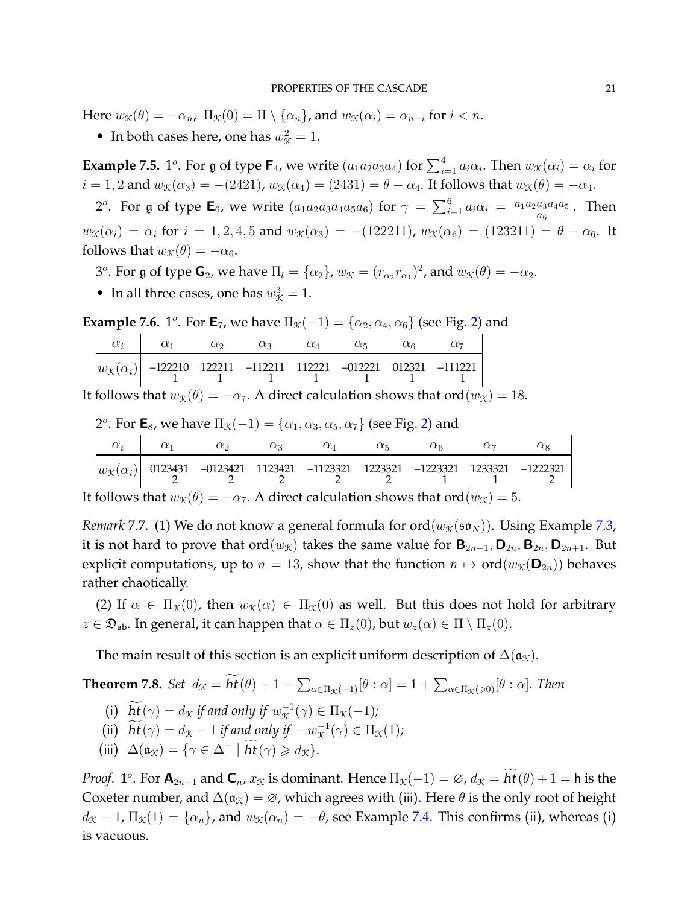Here $w_{\mathcal{K}}(\theta) = -\alpha_n$, $\Pi_{\mathcal{K}}(0) = \Pi \setminus \{\alpha_n\}$, and $w_{\mathcal{K}}(\alpha_i) = \alpha_{n-i}$ for $i < n$.

- In both cases here, one has $w_{\mathcal{K}}^2 = 1$.

**Example 7.5.** $1^o$. For $\mathfrak{g}$ of type $\mathsf{F}_4$, we write $(a_1a_2a_3a_4)$ for $\sum_{i=1}^4 a_i\alpha_i$. Then $w_{\mathcal{K}}(\alpha_i) = \alpha_i$ for $i = 1, 2$ and $w_{\mathcal{K}}(\alpha_3) = -(2421)$, $w_{\mathcal{K}}(\alpha_4) = (2431) = \theta - \alpha_4$. It follows that $w_{\mathcal{K}}(\theta) = -\alpha_4$.

$2^o$. For $\mathfrak{g}$ of type $\mathsf{E}_6$, we write $(a_1a_2a_3a_4a_5a_6)$ for $\gamma = \sum_{i=1}^6 a_i\alpha_i = \begin{smallmatrix} a_1a_2a_3a_4a_5 \\ a_6 \end{smallmatrix}$. Then $w_{\mathcal{K}}(\alpha_i) = \alpha_i$ for $i = 1, 2, 4, 5$ and $w_{\mathcal{K}}(\alpha_3) = -(122211)$, $w_{\mathcal{K}}(\alpha_6) = (123211) = \theta - \alpha_6$. It follows that $w_{\mathcal{K}}(\theta) = -\alpha_6$.

$3^o$. For $\mathfrak{g}$ of type $\mathsf{G}_2$, we have $\Pi_l = \{\alpha_2\}$, $w_{\mathcal{K}} = (r_{\alpha_2}r_{\alpha_1})^2$, and $w_{\mathcal{K}}(\theta) = -\alpha_2$.

- In all three cases, one has $w_{\mathcal{K}}^3 = 1$.

**Example 7.6.** $1^o$. For $\mathsf{E}_7$, we have $\Pi_{\mathcal{K}}(-1) = \{\alpha_2, \alpha_4, \alpha_6\}$ (see Fig. 2) and

| $\alpha_i$ | $\alpha_1$ | $\alpha_2$ | $\alpha_3$ | $\alpha_4$ | $\alpha_5$ | $\alpha_6$ | $\alpha_7$ |
|---|---|---|---|---|---|---|---|
| $w_{\mathcal{K}}(\alpha_i)$ | $-\begin{smallmatrix}122210\\1\end{smallmatrix}$ | $\begin{smallmatrix}122211\\1\end{smallmatrix}$ | $-\begin{smallmatrix}112211\\1\end{smallmatrix}$ | $\begin{smallmatrix}112221\\1\end{smallmatrix}$ | $-\begin{smallmatrix}012221\\1\end{smallmatrix}$ | $\begin{smallmatrix}012321\\1\end{smallmatrix}$ | $-\begin{smallmatrix}111221\\1\end{smallmatrix}$ |

It follows that $w_{\mathcal{K}}(\theta) = -\alpha_7$. A direct calculation shows that $\mathrm{ord}(w_{\mathcal{K}}) = 18$.

$2^o$. For $\mathsf{E}_8$, we have $\Pi_{\mathcal{K}}(-1) = \{\alpha_1, \alpha_3, \alpha_5, \alpha_7\}$ (see Fig. 2) and

| $\alpha_i$ | $\alpha_1$ | $\alpha_2$ | $\alpha_3$ | $\alpha_4$ | $\alpha_5$ | $\alpha_6$ | $\alpha_7$ | $\alpha_8$ |
|---|---|---|---|---|---|---|---|---|
| $w_{\mathcal{K}}(\alpha_i)$ | $\begin{smallmatrix}0123431\\2\end{smallmatrix}$ | $-\begin{smallmatrix}0123421\\2\end{smallmatrix}$ | $\begin{smallmatrix}1123421\\2\end{smallmatrix}$ | $-\begin{smallmatrix}1123321\\2\end{smallmatrix}$ | $\begin{smallmatrix}1223321\\2\end{smallmatrix}$ | $-\begin{smallmatrix}1223321\\1\end{smallmatrix}$ | $\begin{smallmatrix}1233321\\1\end{smallmatrix}$ | $-\begin{smallmatrix}1222321\\2\end{smallmatrix}$ |

It follows that $w_{\mathcal{K}}(\theta) = -\alpha_7$. A direct calculation shows that $\mathrm{ord}(w_{\mathcal{K}}) = 5$.

*Remark* 7.7. (1) We do not know a general formula for $\mathrm{ord}(w_{\mathcal{K}}(\mathfrak{so}_N))$. Using Example 7.3, it is not hard to prove that $\mathrm{ord}(w_{\mathcal{K}})$ takes the same value for $\mathsf{B}_{2n-1}, \mathsf{D}_{2n}, \mathsf{B}_{2n}, \mathsf{D}_{2n+1}$. But explicit computations, up to $n = 13$, show that the function $n \mapsto \mathrm{ord}(w_{\mathcal{K}}(\mathsf{D}_{2n}))$ behaves rather chaotically.

(2) If $\alpha \in \Pi_{\mathcal{K}}(0)$, then $w_{\mathcal{K}}(\alpha) \in \Pi_{\mathcal{K}}(0)$ as well. But this does not hold for arbitrary $z \in \mathfrak{D}_{\mathsf{ab}}$. In general, it can happen that $\alpha \in \Pi_z(0)$, but $w_z(\alpha) \in \Pi \setminus \Pi_z(0)$.

The main result of this section is an explicit uniform description of $\Delta(\mathfrak{a}_{\mathcal{K}})$.

**Theorem 7.8.** *Set* $d_{\mathcal{K}} = \widetilde{ht}(\theta) + 1 - \sum_{\alpha\in\Pi_{\mathcal{K}}(-1)}[\theta : \alpha] = 1 + \sum_{\alpha\in\Pi_{\mathcal{K}}(\geqslant 0)}[\theta : \alpha]$. *Then*

- (i) $\widetilde{ht}(\gamma) = d_{\mathcal{K}}$ *if and only if* $w_{\mathcal{K}}^{-1}(\gamma) \in \Pi_{\mathcal{K}}(-1)$;
- (ii) $\widetilde{ht}(\gamma) = d_{\mathcal{K}} - 1$ *if and only if* $-w_{\mathcal{K}}^{-1}(\gamma) \in \Pi_{\mathcal{K}}(1)$;
- (iii) $\Delta(\mathfrak{a}_{\mathcal{K}}) = \{\gamma \in \Delta^+ \mid \widetilde{ht}(\gamma) \geqslant d_{\mathcal{K}}\}$.

*Proof.* $\mathbf{1^o}$. For $\mathsf{A}_{2n-1}$ and $\mathsf{C}_n$, $x_{\mathcal{K}}$ is dominant. Hence $\Pi_{\mathcal{K}}(-1) = \varnothing$, $d_{\mathcal{K}} = \widetilde{ht}(\theta) + 1 = \mathsf{h}$ is the Coxeter number, and $\Delta(\mathfrak{a}_{\mathcal{K}}) = \varnothing$, which agrees with (iii). Here $\theta$ is the only root of height $d_{\mathcal{K}} - 1$, $\Pi_{\mathcal{K}}(1) = \{\alpha_n\}$, and $w_{\mathcal{K}}(\alpha_n) = -\theta$, see Example 7.4. This confirms (ii), whereas (i) is vacuous.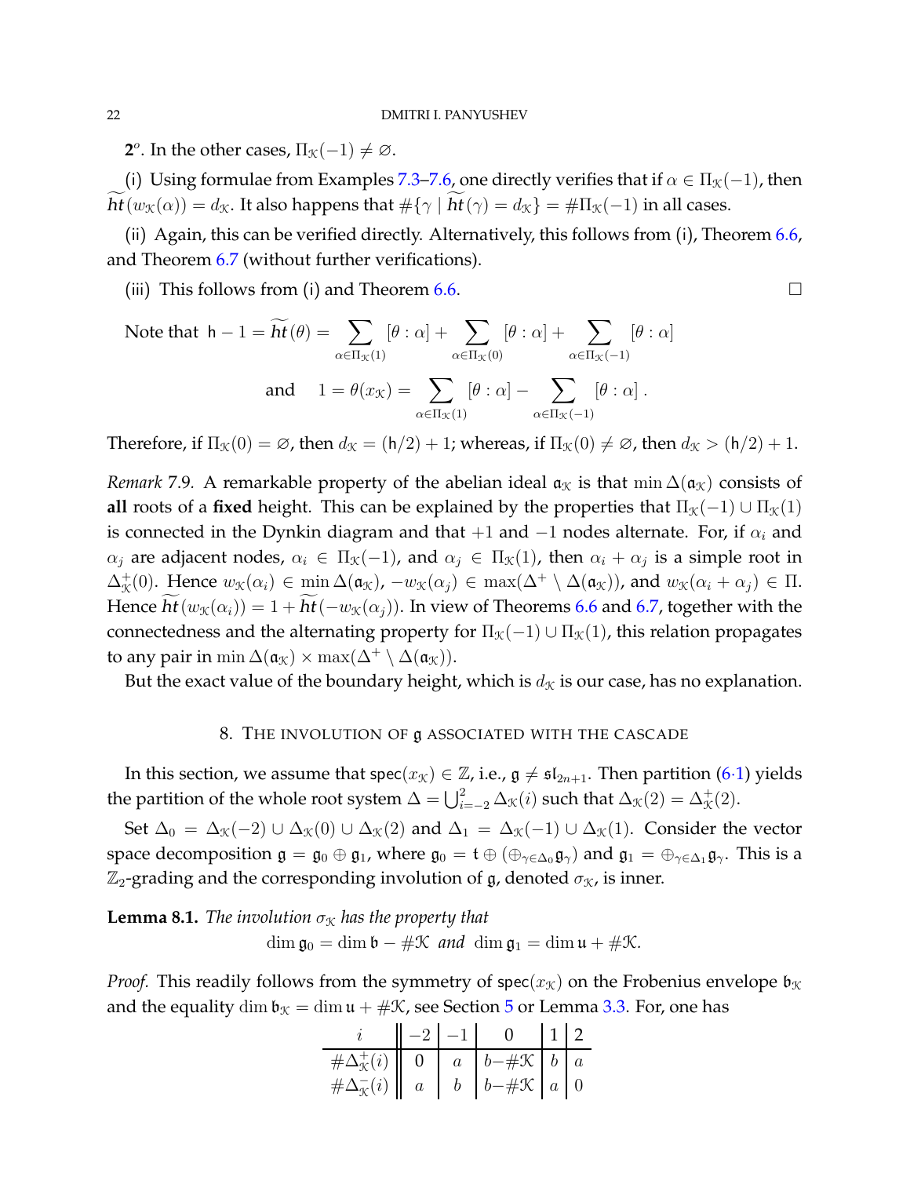**2°**. In the other cases, $\Pi_{\mathcal{K}}(-1) \neq \varnothing$.

(i) Using formulae from Examples 7.3–7.6, one directly verifies that if $\alpha \in \Pi_{\mathcal{K}}(-1)$, then $\widetilde{ht}(w_{\mathcal{K}}(\alpha)) = d_{\mathcal{K}}$. It also happens that $\#\{\gamma \mid \widetilde{ht}(\gamma) = d_{\mathcal{K}}\} = \#\Pi_{\mathcal{K}}(-1)$ in all cases.

(ii) Again, this can be verified directly. Alternatively, this follows from (i), Theorem 6.6, and Theorem 6.7 (without further verifications).

(iii) This follows from (i) and Theorem 6.6. □

Note that 
$$\mathsf{h} - 1 = \widetilde{ht}(\theta) = \sum_{\alpha\in\Pi_{\mathcal{K}}(1)} [\theta : \alpha] + \sum_{\alpha\in\Pi_{\mathcal{K}}(0)} [\theta : \alpha] + \sum_{\alpha\in\Pi_{\mathcal{K}}(-1)} [\theta : \alpha]$$
and
$$1 = \theta(x_{\mathcal{K}}) = \sum_{\alpha\in\Pi_{\mathcal{K}}(1)} [\theta : \alpha] - \sum_{\alpha\in\Pi_{\mathcal{K}}(-1)} [\theta : \alpha] .$$
Therefore, if $\Pi_{\mathcal{K}}(0) = \varnothing$, then $d_{\mathcal{K}} = (\mathsf{h}/2) + 1$; whereas, if $\Pi_{\mathcal{K}}(0) \neq \varnothing$, then $d_{\mathcal{K}} > (\mathsf{h}/2) + 1$.

*Remark* 7.9. A remarkable property of the abelian ideal $\mathfrak{a}_{\mathcal{K}}$ is that $\min \Delta(\mathfrak{a}_{\mathcal{K}})$ consists of **all** roots of a **fixed** height. This can be explained by the properties that $\Pi_{\mathcal{K}}(-1) \cup \Pi_{\mathcal{K}}(1)$ is connected in the Dynkin diagram and that $+1$ and $-1$ nodes alternate. For, if $\alpha_i$ and $\alpha_j$ are adjacent nodes, $\alpha_i \in \Pi_{\mathcal{K}}(-1)$, and $\alpha_j \in \Pi_{\mathcal{K}}(1)$, then $\alpha_i + \alpha_j$ is a simple root in $\Delta^+_{\mathcal{K}}(0)$. Hence $w_{\mathcal{K}}(\alpha_i) \in \min \Delta(\mathfrak{a}_{\mathcal{K}})$, $-w_{\mathcal{K}}(\alpha_j) \in \max(\Delta^+ \setminus \Delta(\mathfrak{a}_{\mathcal{K}}))$, and $w_{\mathcal{K}}(\alpha_i + \alpha_j) \in \Pi$. Hence $\widetilde{ht}(w_{\mathcal{K}}(\alpha_i)) = 1 + \widetilde{ht}(-w_{\mathcal{K}}(\alpha_j))$. In view of Theorems 6.6 and 6.7, together with the connectedness and the alternating property for $\Pi_{\mathcal{K}}(-1) \cup \Pi_{\mathcal{K}}(1)$, this relation propagates to any pair in $\min \Delta(\mathfrak{a}_{\mathcal{K}}) \times \max(\Delta^+ \setminus \Delta(\mathfrak{a}_{\mathcal{K}}))$.

But the exact value of the boundary height, which is $d_{\mathcal{K}}$ is our case, has no explanation.

## 8. The involution of $\mathfrak{g}$ associated with the cascade

In this section, we assume that $\mathsf{spec}(x_{\mathcal{K}}) \in \mathbb{Z}$, i.e., $\mathfrak{g} \neq \mathfrak{sl}_{2n+1}$. Then partition (6·1) yields the partition of the whole root system $\Delta = \bigcup_{i=-2}^{2} \Delta_{\mathcal{K}}(i)$ such that $\Delta_{\mathcal{K}}(2) = \Delta^+_{\mathcal{K}}(2)$.

Set $\Delta_0 = \Delta_{\mathcal{K}}(-2) \cup \Delta_{\mathcal{K}}(0) \cup \Delta_{\mathcal{K}}(2)$ and $\Delta_1 = \Delta_{\mathcal{K}}(-1) \cup \Delta_{\mathcal{K}}(1)$. Consider the vector space decomposition $\mathfrak{g} = \mathfrak{g}_0 \oplus \mathfrak{g}_1$, where $\mathfrak{g}_0 = \mathfrak{t} \oplus (\oplus_{\gamma\in\Delta_0}\mathfrak{g}_\gamma)$ and $\mathfrak{g}_1 = \oplus_{\gamma\in\Delta_1}\mathfrak{g}_\gamma$. This is a $\mathbb{Z}_2$-grading and the corresponding involution of $\mathfrak{g}$, denoted $\sigma_{\mathcal{K}}$, is inner.

**Lemma 8.1.** *The involution $\sigma_{\mathcal{K}}$ has the property that*
$$\dim \mathfrak{g}_0 = \dim \mathfrak{b} - \#\mathcal{K} \ \text{ and } \ \dim \mathfrak{g}_1 = \dim \mathfrak{u} + \#\mathcal{K}.$$

*Proof.* This readily follows from the symmetry of $\mathsf{spec}(x_{\mathcal{K}})$ on the Frobenius envelope $\mathfrak{b}_{\mathcal{K}}$ and the equality $\dim \mathfrak{b}_{\mathcal{K}} = \dim \mathfrak{u} + \#\mathcal{K}$, see Section 5 or Lemma 3.3. For, one has

| $i$ | $-2$ | $-1$ | $0$ | $1$ | $2$ |
|---|---|---|---|---|---|
| $\#\Delta^+_{\mathcal{K}}(i)$ | $0$ | $a$ | $b-\#\mathcal{K}$ | $b$ | $a$ |
| $\#\Delta^-_{\mathcal{K}}(i)$ | $a$ | $b$ | $b-\#\mathcal{K}$ | $a$ | $0$ |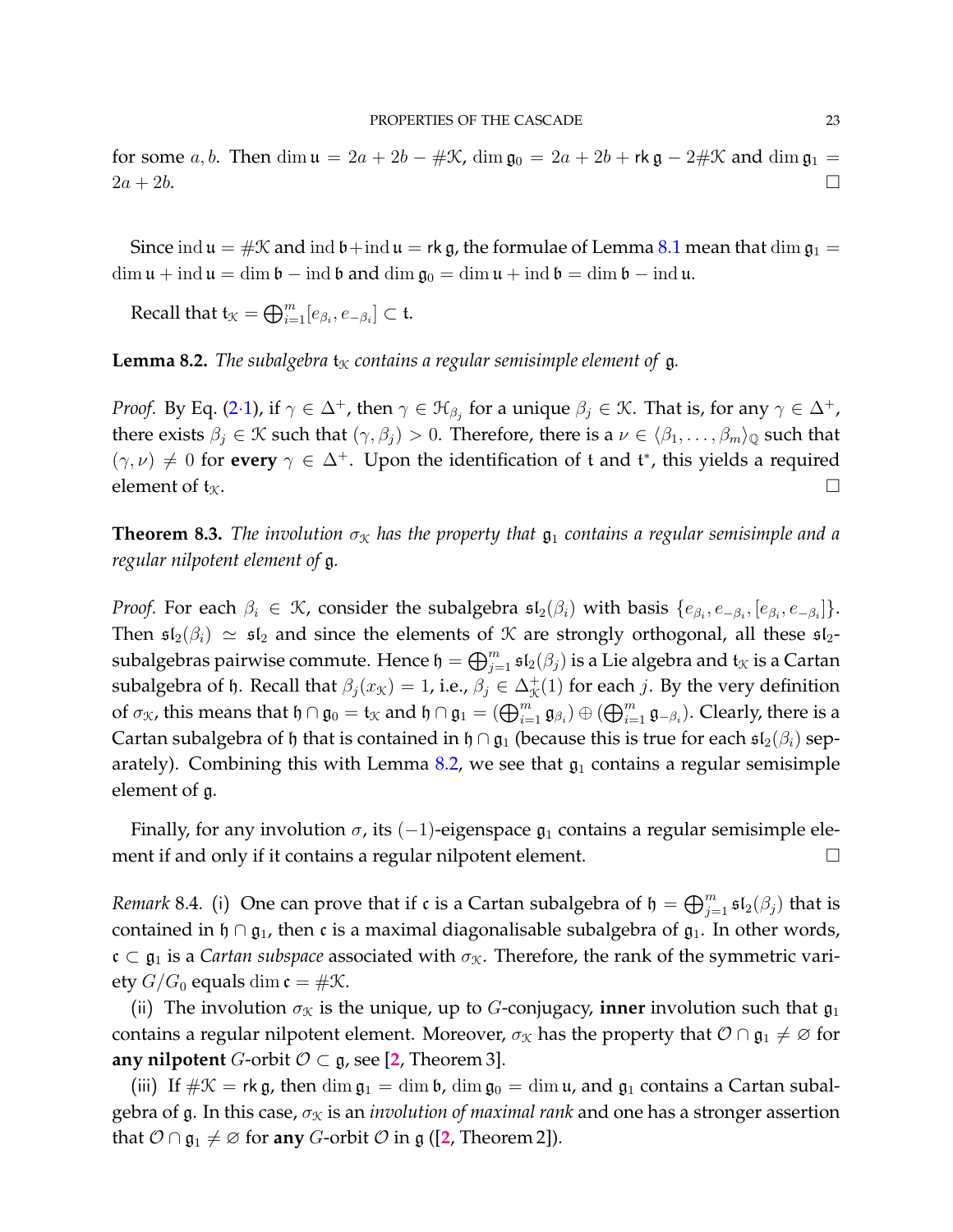for some $a, b$. Then $\dim \mathfrak{u} = 2a + 2b - \#\mathcal{K}$, $\dim \mathfrak{g}_0 = 2a + 2b + \mathsf{rk}\,\mathfrak{g} - 2\#\mathcal{K}$ and $\dim \mathfrak{g}_1 = 2a + 2b$. □

Since $\operatorname{ind} \mathfrak{u} = \#\mathcal{K}$ and $\operatorname{ind} \mathfrak{b} + \operatorname{ind} \mathfrak{u} = \mathsf{rk}\,\mathfrak{g}$, the formulae of Lemma 8.1 mean that $\dim \mathfrak{g}_1 = \dim \mathfrak{u} + \operatorname{ind} \mathfrak{u} = \dim \mathfrak{b} - \operatorname{ind} \mathfrak{b}$ and $\dim \mathfrak{g}_0 = \dim \mathfrak{u} + \operatorname{ind} \mathfrak{b} = \dim \mathfrak{b} - \operatorname{ind} \mathfrak{u}$.

Recall that $\mathfrak{t}_{\mathcal{K}} = \bigoplus_{i=1}^{m} [e_{\beta_i}, e_{-\beta_i}] \subset \mathfrak{t}$.

**Lemma 8.2.** *The subalgebra $\mathfrak{t}_{\mathcal{K}}$ contains a regular semisimple element of $\mathfrak{g}$.*

*Proof.* By Eq. (2·1), if $\gamma \in \Delta^+$, then $\gamma \in \mathcal{H}_{\beta_j}$ for a unique $\beta_j \in \mathcal{K}$. That is, for any $\gamma \in \Delta^+$, there exists $\beta_j \in \mathcal{K}$ such that $(\gamma, \beta_j) > 0$. Therefore, there is a $\nu \in \langle \beta_1, \dots, \beta_m \rangle_{\mathbb{Q}}$ such that $(\gamma, \nu) \neq 0$ for **every** $\gamma \in \Delta^+$. Upon the identification of $\mathfrak{t}$ and $\mathfrak{t}^*$, this yields a required element of $\mathfrak{t}_{\mathcal{K}}$. □

**Theorem 8.3.** *The involution $\sigma_{\mathcal{K}}$ has the property that $\mathfrak{g}_1$ contains a regular semisimple and a regular nilpotent element of $\mathfrak{g}$.*

*Proof.* For each $\beta_i \in \mathcal{K}$, consider the subalgebra $\mathfrak{sl}_2(\beta_i)$ with basis $\{e_{\beta_i}, e_{-\beta_i}, [e_{\beta_i}, e_{-\beta_i}]\}$. Then $\mathfrak{sl}_2(\beta_i) \simeq \mathfrak{sl}_2$ and since the elements of $\mathcal{K}$ are strongly orthogonal, all these $\mathfrak{sl}_2$-subalgebras pairwise commute. Hence $\mathfrak{h} = \bigoplus_{j=1}^{m} \mathfrak{sl}_2(\beta_j)$ is a Lie algebra and $\mathfrak{t}_{\mathcal{K}}$ is a Cartan subalgebra of $\mathfrak{h}$. Recall that $\beta_j(x_{\mathcal{K}}) = 1$, i.e., $\beta_j \in \Delta^+_{\mathcal{K}}(1)$ for each $j$. By the very definition of $\sigma_{\mathcal{K}}$, this means that $\mathfrak{h} \cap \mathfrak{g}_0 = \mathfrak{t}_{\mathcal{K}}$ and $\mathfrak{h} \cap \mathfrak{g}_1 = (\bigoplus_{i=1}^{m} \mathfrak{g}_{\beta_i}) \oplus (\bigoplus_{i=1}^{m} \mathfrak{g}_{-\beta_i})$. Clearly, there is a Cartan subalgebra of $\mathfrak{h}$ that is contained in $\mathfrak{h} \cap \mathfrak{g}_1$ (because this is true for each $\mathfrak{sl}_2(\beta_i)$ separately). Combining this with Lemma 8.2, we see that $\mathfrak{g}_1$ contains a regular semisimple element of $\mathfrak{g}$.

Finally, for any involution $\sigma$, its $(-1)$-eigenspace $\mathfrak{g}_1$ contains a regular semisimple element if and only if it contains a regular nilpotent element. □

*Remark* 8.4. (i) One can prove that if $\mathfrak{c}$ is a Cartan subalgebra of $\mathfrak{h} = \bigoplus_{j=1}^{m} \mathfrak{sl}_2(\beta_j)$ that is contained in $\mathfrak{h} \cap \mathfrak{g}_1$, then $\mathfrak{c}$ is a maximal diagonalisable subalgebra of $\mathfrak{g}_1$. In other words, $\mathfrak{c} \subset \mathfrak{g}_1$ is a *Cartan subspace* associated with $\sigma_{\mathcal{K}}$. Therefore, the rank of the symmetric variety $G/G_0$ equals $\dim \mathfrak{c} = \#\mathcal{K}$.

(ii) The involution $\sigma_{\mathcal{K}}$ is the unique, up to $G$-conjugacy, **inner** involution such that $\mathfrak{g}_1$ contains a regular nilpotent element. Moreover, $\sigma_{\mathcal{K}}$ has the property that $\mathcal{O} \cap \mathfrak{g}_1 \neq \varnothing$ for **any nilpotent** $G$-orbit $\mathcal{O} \subset \mathfrak{g}$, see [2, Theorem 3].

(iii) If $\#\mathcal{K} = \mathsf{rk}\,\mathfrak{g}$, then $\dim \mathfrak{g}_1 = \dim \mathfrak{b}$, $\dim \mathfrak{g}_0 = \dim \mathfrak{u}$, and $\mathfrak{g}_1$ contains a Cartan subalgebra of $\mathfrak{g}$. In this case, $\sigma_{\mathcal{K}}$ is an *involution of maximal rank* and one has a stronger assertion that $\mathcal{O} \cap \mathfrak{g}_1 \neq \varnothing$ for **any** $G$-orbit $\mathcal{O}$ in $\mathfrak{g}$ ([2, Theorem 2]).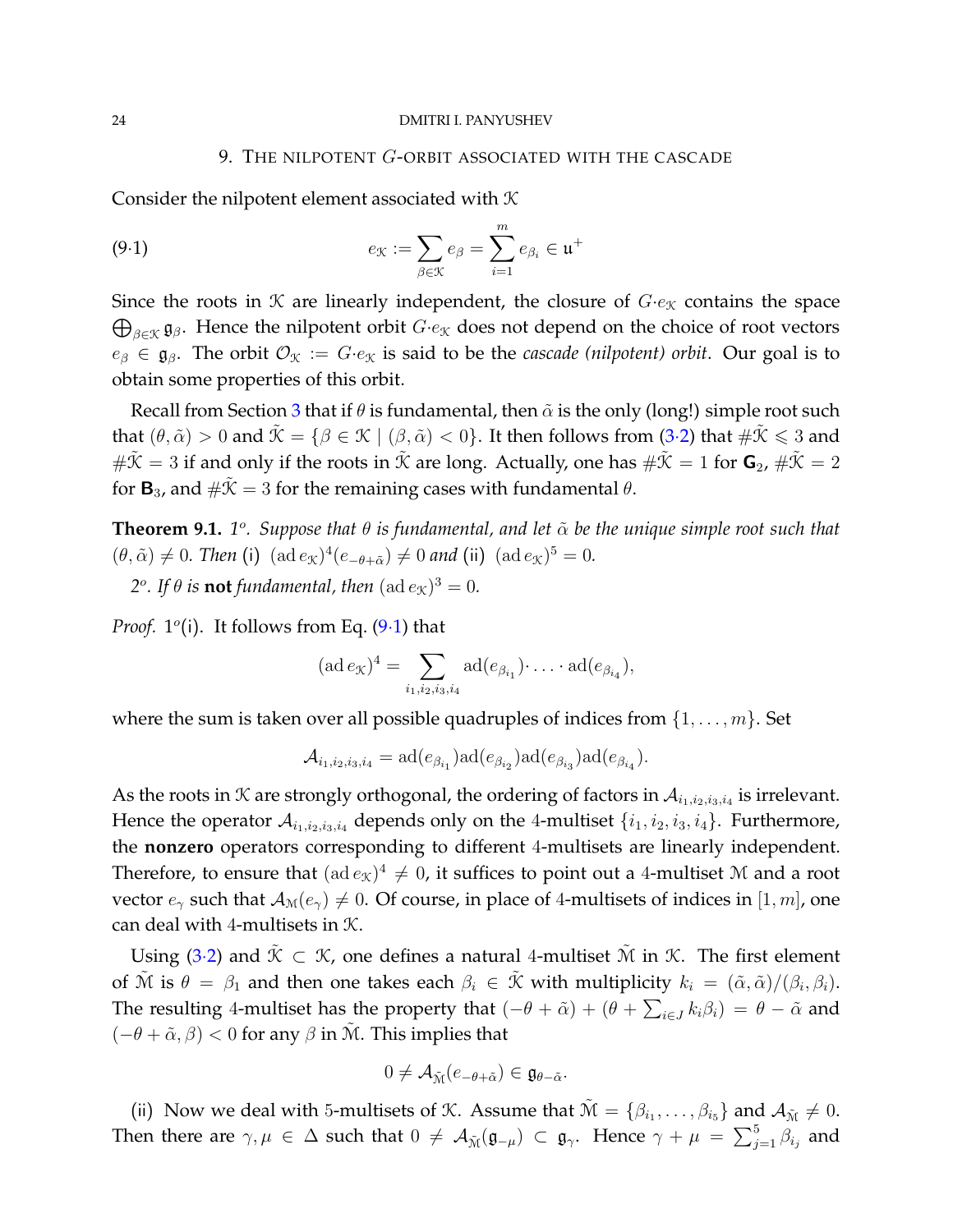## 9. The nilpotent $G$-orbit associated with the cascade

Consider the nilpotent element associated with $\mathcal{K}$

$$e_{\mathcal{K}} := \sum_{\beta\in\mathcal{K}} e_\beta = \sum_{i=1}^{m} e_{\beta_i} \in \mathfrak{u}^+ \tag{9·1}$$

Since the roots in $\mathcal{K}$ are linearly independent, the closure of $G{\cdot}e_{\mathcal{K}}$ contains the space $\bigoplus_{\beta\in\mathcal{K}}\mathfrak{g}_\beta$. Hence the nilpotent orbit $G{\cdot}e_{\mathcal{K}}$ does not depend on the choice of root vectors $e_\beta\in\mathfrak{g}_\beta$. The orbit $\mathcal{O}_{\mathcal{K}} := G{\cdot}e_{\mathcal{K}}$ is said to be the *cascade (nilpotent) orbit*. Our goal is to obtain some properties of this orbit.

Recall from Section 3 that if $\theta$ is fundamental, then $\tilde\alpha$ is the only (long!) simple root such that $(\theta,\tilde\alpha)>0$ and $\tilde{\mathcal{K}}=\{\beta\in\mathcal{K}\mid(\beta,\tilde\alpha)<0\}$. It then follows from (3·2) that $\#\tilde{\mathcal{K}}\leqslant 3$ and $\#\tilde{\mathcal{K}}=3$ if and only if the roots in $\tilde{\mathcal{K}}$ are long. Actually, one has $\#\tilde{\mathcal{K}}=1$ for $\mathbf{G}_2$, $\#\tilde{\mathcal{K}}=2$ for $\mathbf{B}_3$, and $\#\tilde{\mathcal{K}}=3$ for the remaining cases with fundamental $\theta$.

**Theorem 9.1.** *$1^o$. Suppose that $\theta$ is fundamental, and let $\tilde\alpha$ be the unique simple root such that $(\theta,\tilde\alpha)\neq 0$. Then* (i) $(\mathrm{ad}\, e_{\mathcal{K}})^4(e_{-\theta+\tilde\alpha})\neq 0$ *and* (ii) $(\mathrm{ad}\, e_{\mathcal{K}})^5=0$.

*$2^o$. If $\theta$ is* **not** *fundamental, then* $(\mathrm{ad}\, e_{\mathcal{K}})^3=0$.

*Proof.* $1^o$(i). It follows from Eq. (9·1) that

$$(\mathrm{ad}\, e_{\mathcal{K}})^4=\sum_{i_1,i_2,i_3,i_4}\mathrm{ad}(e_{\beta_{i_1}}){\cdot}\ldots{\cdot}\,\mathrm{ad}(e_{\beta_{i_4}}),$$

where the sum is taken over all possible quadruples of indices from $\{1,\dots,m\}$. Set

$$\mathcal{A}_{i_1,i_2,i_3,i_4}=\mathrm{ad}(e_{\beta_{i_1}})\mathrm{ad}(e_{\beta_{i_2}})\mathrm{ad}(e_{\beta_{i_3}})\mathrm{ad}(e_{\beta_{i_4}}).$$

As the roots in $\mathcal{K}$ are strongly orthogonal, the ordering of factors in $\mathcal{A}_{i_1,i_2,i_3,i_4}$ is irrelevant. Hence the operator $\mathcal{A}_{i_1,i_2,i_3,i_4}$ depends only on the 4-multiset $\{i_1,i_2,i_3,i_4\}$. Furthermore, the **nonzero** operators corresponding to different 4-multisets are linearly independent. Therefore, to ensure that $(\mathrm{ad}\, e_{\mathcal{K}})^4\neq 0$, it suffices to point out a 4-multiset $\mathcal{M}$ and a root vector $e_\gamma$ such that $\mathcal{A}_{\mathcal{M}}(e_\gamma)\neq 0$. Of course, in place of 4-multisets of indices in $[1,m]$, one can deal with 4-multisets in $\mathcal{K}$.

Using (3·2) and $\tilde{\mathcal{K}}\subset\mathcal{K}$, one defines a natural 4-multiset $\tilde{\mathcal{M}}$ in $\mathcal{K}$. The first element of $\tilde{\mathcal{M}}$ is $\theta=\beta_1$ and then one takes each $\beta_i\in\tilde{\mathcal{K}}$ with multiplicity $k_i=(\tilde\alpha,\tilde\alpha)/(\beta_i,\beta_i)$. The resulting 4-multiset has the property that $(-\theta+\tilde\alpha)+(\theta+\sum_{i\in J}k_i\beta_i)=\theta-\tilde\alpha$ and $(-\theta+\tilde\alpha,\beta)<0$ for any $\beta$ in $\tilde{\mathcal{M}}$. This implies that

$$0\neq\mathcal{A}_{\tilde{\mathcal{M}}}(e_{-\theta+\tilde\alpha})\in\mathfrak{g}_{\theta-\tilde\alpha}.$$

(ii) Now we deal with 5-multisets of $\mathcal{K}$. Assume that $\tilde{\mathcal{M}}=\{\beta_{i_1},\dots,\beta_{i_5}\}$ and $\mathcal{A}_{\tilde{\mathcal{M}}}\neq 0$. Then there are $\gamma,\mu\in\Delta$ such that $0\neq\mathcal{A}_{\tilde{\mathcal{M}}}(\mathfrak{g}_{-\mu})\subset\mathfrak{g}_\gamma$. Hence $\gamma+\mu=\sum_{j=1}^{5}\beta_{i_j}$ and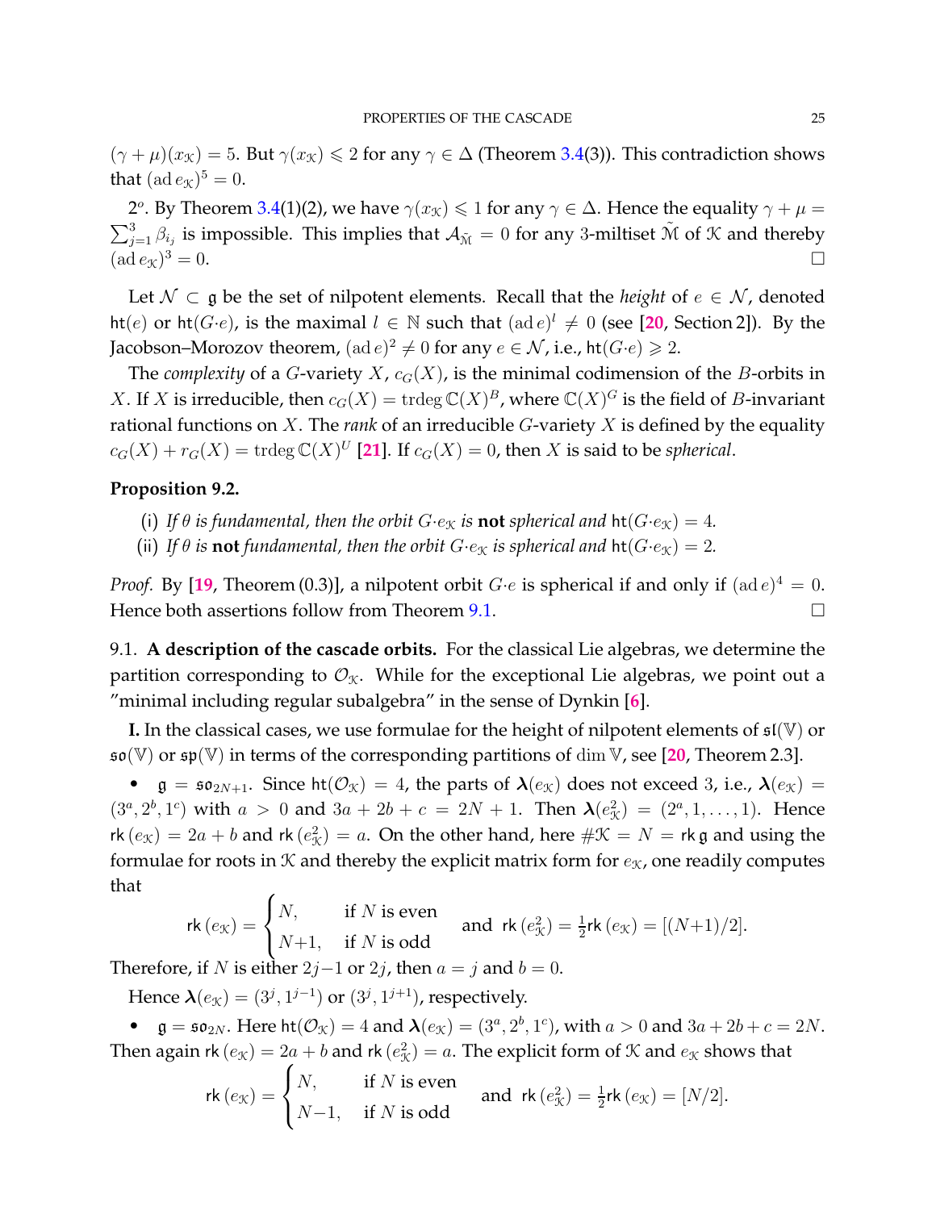$(\gamma+\mu)(x_{\mathcal K}) = 5$. But $\gamma(x_{\mathcal K}) \leqslant 2$ for any $\gamma \in \Delta$ (Theorem 3.4(3)). This contradiction shows that $(\mathrm{ad}\, e_{\mathcal K})^5 = 0$.

$2^o$. By Theorem 3.4(1)(2), we have $\gamma(x_{\mathcal K}) \leqslant 1$ for any $\gamma \in \Delta$. Hence the equality $\gamma + \mu = \sum_{j=1}^{3} \beta_{i_j}$ is impossible. This implies that $\mathcal{A}_{\tilde{\mathcal M}} = 0$ for any 3-miltiset $\tilde{\mathcal M}$ of $\mathcal K$ and thereby $(\mathrm{ad}\, e_{\mathcal K})^3 = 0$. $\square$

Let $\mathcal N \subset \mathfrak g$ be the set of nilpotent elements. Recall that the *height* of $e \in \mathcal N$, denoted $\mathsf{ht}(e)$ or $\mathsf{ht}(G{\cdot}e)$, is the maximal $l \in \mathbb N$ such that $(\mathrm{ad}\, e)^l \neq 0$ (see [20, Section 2]). By the Jacobson–Morozov theorem, $(\mathrm{ad}\, e)^2 \neq 0$ for any $e \in \mathcal N$, i.e., $\mathsf{ht}(G{\cdot}e) \geqslant 2$.

The *complexity* of a $G$-variety $X$, $c_G(X)$, is the minimal codimension of the $B$-orbits in $X$. If $X$ is irreducible, then $c_G(X) = \mathrm{trdeg}\, \mathbb C(X)^B$, where $\mathbb C(X)^G$ is the field of $B$-invariant rational functions on $X$. The *rank* of an irreducible $G$-variety $X$ is defined by the equality $c_G(X) + r_G(X) = \mathrm{trdeg}\, \mathbb C(X)^U$ [21]. If $c_G(X) = 0$, then $X$ is said to be *spherical*.

**Proposition 9.2.**

(i) *If $\theta$ is fundamental, then the orbit $G{\cdot}e_{\mathcal K}$ is* **not** *spherical and $\mathsf{ht}(G{\cdot}e_{\mathcal K}) = 4$.*

(ii) *If $\theta$ is* **not** *fundamental, then the orbit $G{\cdot}e_{\mathcal K}$ is spherical and $\mathsf{ht}(G{\cdot}e_{\mathcal K}) = 2$.*

*Proof.* By [19, Theorem (0.3)], a nilpotent orbit $G{\cdot}e$ is spherical if and only if $(\mathrm{ad}\, e)^4 = 0$. Hence both assertions follow from Theorem 9.1. $\square$

9.1. **A description of the cascade orbits.** For the classical Lie algebras, we determine the partition corresponding to $\mathcal O_{\mathcal K}$. While for the exceptional Lie algebras, we point out a "minimal including regular subalgebra" in the sense of Dynkin [6].

**I.** In the classical cases, we use formulae for the height of nilpotent elements of $\mathfrak{sl}(\mathbb V)$ or $\mathfrak{so}(\mathbb V)$ or $\mathfrak{sp}(\mathbb V)$ in terms of the corresponding partitions of $\dim \mathbb V$, see [20, Theorem 2.3].

- $\mathfrak g = \mathfrak{so}_{2N+1}$. Since $\mathsf{ht}(\mathcal O_{\mathcal K}) = 4$, the parts of $\boldsymbol\lambda(e_{\mathcal K})$ does not exceed 3, i.e., $\boldsymbol\lambda(e_{\mathcal K}) = (3^a, 2^b, 1^c)$ with $a > 0$ and $3a + 2b + c = 2N+1$. Then $\boldsymbol\lambda(e_{\mathcal K}^2) = (2^a, 1, \dots, 1)$. Hence $\mathsf{rk}\,(e_{\mathcal K}) = 2a + b$ and $\mathsf{rk}\,(e_{\mathcal K}^2) = a$. On the other hand, here $\#\mathcal K = N = \mathsf{rk}\, \mathfrak g$ and using the formulae for roots in $\mathcal K$ and thereby the explicit matrix form for $e_{\mathcal K}$, one readily computes that

$$\mathsf{rk}\,(e_{\mathcal K}) = \begin{cases} N, & \text{if } N \text{ is even} \\ N{+}1, & \text{if } N \text{ is odd} \end{cases} \quad \text{and} \quad \mathsf{rk}\,(e_{\mathcal K}^2) = \tfrac12 \mathsf{rk}\,(e_{\mathcal K}) = [(N{+}1)/2].$$

Therefore, if $N$ is either $2j{-}1$ or $2j$, then $a = j$ and $b = 0$.

Hence $\boldsymbol\lambda(e_{\mathcal K}) = (3^j, 1^{j-1})$ or $(3^j, 1^{j+1})$, respectively.

- $\mathfrak g = \mathfrak{so}_{2N}$. Here $\mathsf{ht}(\mathcal O_{\mathcal K}) = 4$ and $\boldsymbol\lambda(e_{\mathcal K}) = (3^a, 2^b, 1^c)$, with $a > 0$ and $3a + 2b + c = 2N$. Then again $\mathsf{rk}\,(e_{\mathcal K}) = 2a + b$ and $\mathsf{rk}\,(e_{\mathcal K}^2) = a$. The explicit form of $\mathcal K$ and $e_{\mathcal K}$ shows that

$$\mathsf{rk}\,(e_{\mathcal K}) = \begin{cases} N, & \text{if } N \text{ is even} \\ N{-}1, & \text{if } N \text{ is odd} \end{cases} \quad \text{and} \quad \mathsf{rk}\,(e_{\mathcal K}^2) = \tfrac12 \mathsf{rk}\,(e_{\mathcal K}) = [N/2].$$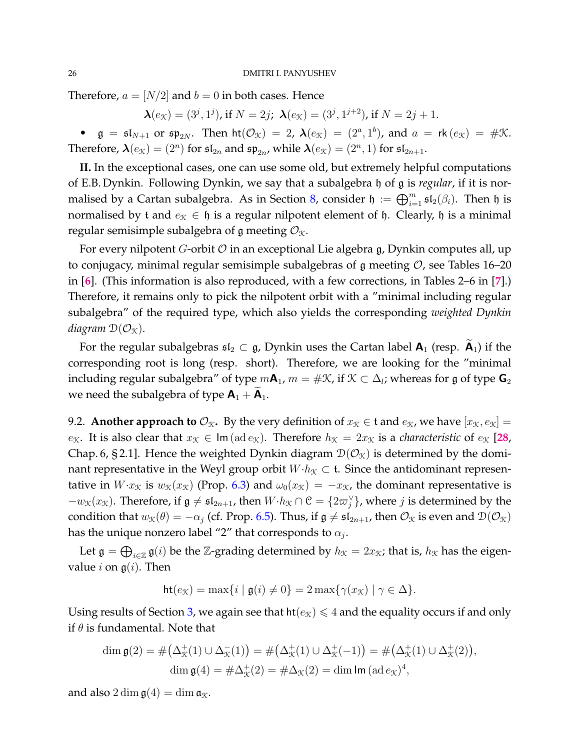Therefore, $a = [N/2]$ and $b = 0$ in both cases. Hence

$$\boldsymbol{\lambda}(e_{\mathcal{K}}) = (3^j, 1^j), \text{ if } N = 2j; \ \boldsymbol{\lambda}(e_{\mathcal{K}}) = (3^j, 1^{j+2}), \text{ if } N = 2j+1.$$

- $\mathfrak{g} = \mathfrak{sl}_{N+1}$ or $\mathfrak{sp}_{2N}$. Then $\mathsf{ht}(\mathcal{O}_{\mathcal{K}}) = 2$, $\boldsymbol{\lambda}(e_{\mathcal{K}}) = (2^a, 1^b)$, and $a = \mathsf{rk}\,(e_{\mathcal{K}}) = \#\mathcal{K}$. Therefore, $\boldsymbol{\lambda}(e_{\mathcal{K}}) = (2^n)$ for $\mathfrak{sl}_{2n}$ and $\mathfrak{sp}_{2n}$, while $\boldsymbol{\lambda}(e_{\mathcal{K}}) = (2^n, 1)$ for $\mathfrak{sl}_{2n+1}$.

**II.** In the exceptional cases, one can use some old, but extremely helpful computations of E.B. Dynkin. Following Dynkin, we say that a subalgebra $\mathfrak{h}$ of $\mathfrak{g}$ is *regular*, if it is normalised by a Cartan subalgebra. As in Section 8, consider $\mathfrak{h} := \bigoplus_{i=1}^{m} \mathfrak{sl}_2(\beta_i)$. Then $\mathfrak{h}$ is normalised by $\mathfrak{t}$ and $e_{\mathcal{K}} \in \mathfrak{h}$ is a regular nilpotent element of $\mathfrak{h}$. Clearly, $\mathfrak{h}$ is a minimal regular semisimple subalgebra of $\mathfrak{g}$ meeting $\mathcal{O}_{\mathcal{K}}$.

For every nilpotent $G$-orbit $\mathcal{O}$ in an exceptional Lie algebra $\mathfrak{g}$, Dynkin computes all, up to conjugacy, minimal regular semisimple subalgebras of $\mathfrak{g}$ meeting $\mathcal{O}$, see Tables 16–20 in [6]. (This information is also reproduced, with a few corrections, in Tables 2–6 in [7].) Therefore, it remains only to pick the nilpotent orbit with a "minimal including regular subalgebra" of the required type, which also yields the corresponding *weighted Dynkin diagram* $\mathcal{D}(\mathcal{O}_{\mathcal{K}})$.

For the regular subalgebras $\mathfrak{sl}_2 \subset \mathfrak{g}$, Dynkin uses the Cartan label $\mathbf{A}_1$ (resp. $\widetilde{\mathbf{A}}_1$) if the corresponding root is long (resp. short). Therefore, we are looking for the "minimal including regular subalgebra" of type $m\mathbf{A}_1$, $m = \#\mathcal{K}$, if $\mathcal{K} \subset \Delta_l$; whereas for $\mathfrak{g}$ of type $\mathbf{G}_2$ we need the subalgebra of type $\mathbf{A}_1 + \widetilde{\mathbf{A}}_1$.

9.2. **Another approach to $\mathcal{O}_{\mathcal{K}}$.** By the very definition of $x_{\mathcal{K}} \in \mathfrak{t}$ and $e_{\mathcal{K}}$, we have $[x_{\mathcal{K}}, e_{\mathcal{K}}] = e_{\mathcal{K}}$. It is also clear that $x_{\mathcal{K}} \in \mathsf{Im}\,(\mathrm{ad}\, e_{\mathcal{K}})$. Therefore $h_{\mathcal{K}} = 2x_{\mathcal{K}}$ is a *characteristic* of $e_{\mathcal{K}}$ [28, Chap. 6, §2.1]. Hence the weighted Dynkin diagram $\mathcal{D}(\mathcal{O}_{\mathcal{K}})$ is determined by the dominant representative in the Weyl group orbit $W{\cdot}h_{\mathcal{K}} \subset \mathfrak{t}$. Since the antidominant representative in $W{\cdot}x_{\mathcal{K}}$ is $w_{\mathcal{K}}(x_{\mathcal{K}})$ (Prop. 6.3) and $\omega_0(x_{\mathcal{K}}) = -x_{\mathcal{K}}$, the dominant representative is $-w_{\mathcal{K}}(x_{\mathcal{K}})$. Therefore, if $\mathfrak{g} \ne \mathfrak{sl}_{2n+1}$, then $W{\cdot}h_{\mathcal{K}} \cap \mathcal{C} = \{2\varpi_j^\vee\}$, where $j$ is determined by the condition that $w_{\mathcal{K}}(\theta) = -\alpha_j$ (cf. Prop. 6.5). Thus, if $\mathfrak{g} \ne \mathfrak{sl}_{2n+1}$, then $\mathcal{O}_{\mathcal{K}}$ is even and $\mathcal{D}(\mathcal{O}_{\mathcal{K}})$ has the unique nonzero label "2" that corresponds to $\alpha_j$.

Let $\mathfrak{g} = \bigoplus_{i\in\mathbb{Z}} \mathfrak{g}(i)$ be the $\mathbb{Z}$-grading determined by $h_{\mathcal{K}} = 2x_{\mathcal{K}}$; that is, $h_{\mathcal{K}}$ has the eigenvalue $i$ on $\mathfrak{g}(i)$. Then

$$\mathsf{ht}(e_{\mathcal{K}}) = \max\{i \mid \mathfrak{g}(i) \ne 0\} = 2\max\{\gamma(x_{\mathcal{K}}) \mid \gamma \in \Delta\}.$$

Using results of Section 3, we again see that $\mathsf{ht}(e_{\mathcal{K}}) \leqslant 4$ and the equality occurs if and only if $\theta$ is fundamental. Note that

$$\dim \mathfrak{g}(2) = \#\big(\Delta^+_{\mathcal{K}}(1) \cup \Delta^-_{\mathcal{K}}(1)\big) = \#\big(\Delta^+_{\mathcal{K}}(1) \cup \Delta^+_{\mathcal{K}}(-1)\big) = \#\big(\Delta^+_{\mathcal{K}}(1) \cup \Delta^+_{\mathcal{K}}(2)\big),$$
$$\dim \mathfrak{g}(4) = \#\Delta^+_{\mathcal{K}}(2) = \#\Delta_{\mathcal{K}}(2) = \dim \mathsf{Im}\,(\mathrm{ad}\, e_{\mathcal{K}})^4,$$

and also $2\dim \mathfrak{g}(4) = \dim \mathfrak{a}_{\mathcal{K}}$.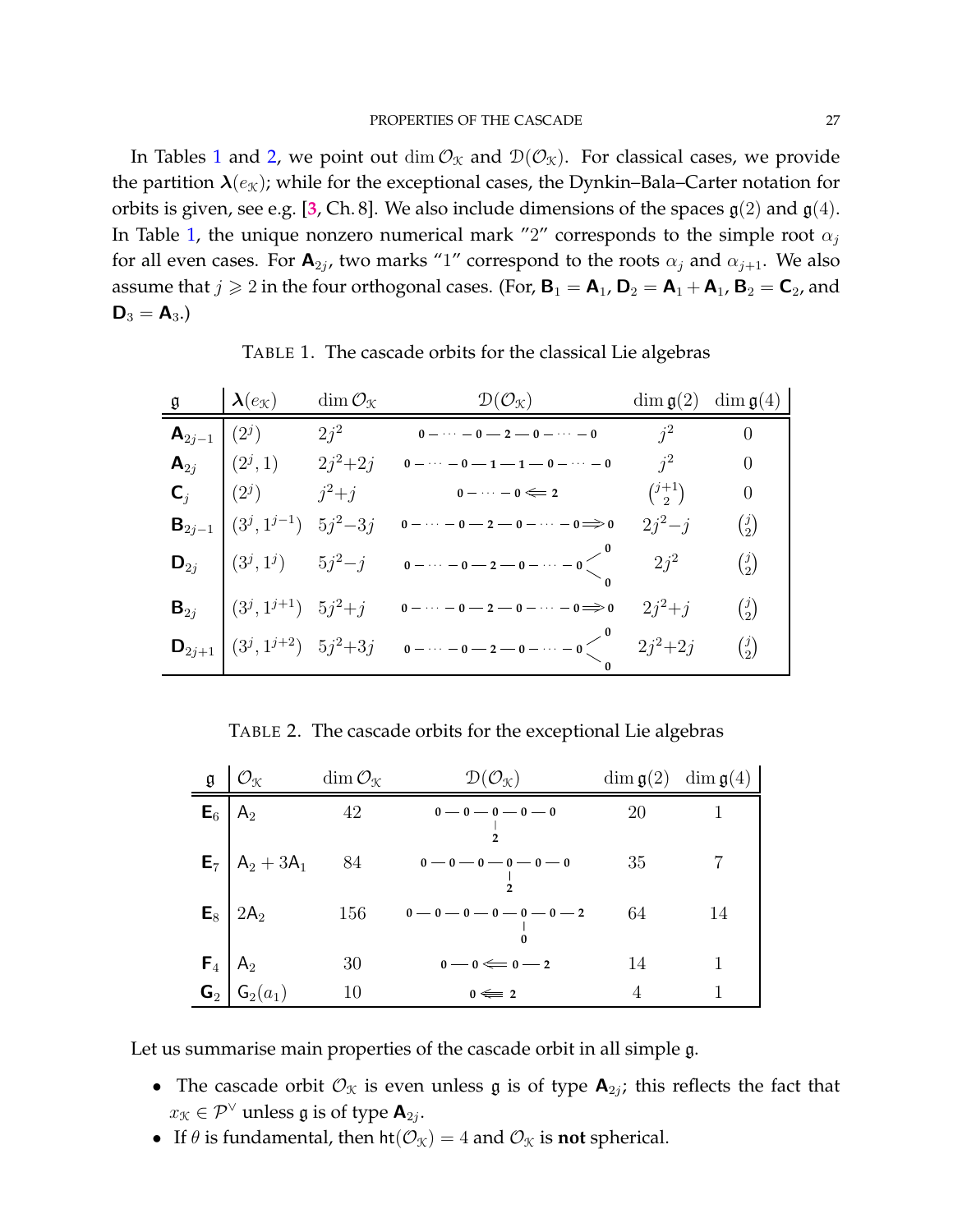In Tables 1 and 2, we point out $\dim \mathcal{O}_{\mathcal{K}}$ and $\mathcal{D}(\mathcal{O}_{\mathcal{K}})$. For classical cases, we provide the partition $\boldsymbol{\lambda}(e_{\mathcal{K}})$; while for the exceptional cases, the Dynkin–Bala–Carter notation for orbits is given, see e.g. [3, Ch. 8]. We also include dimensions of the spaces $\mathfrak{g}(2)$ and $\mathfrak{g}(4)$. In Table 1, the unique nonzero numerical mark "2" corresponds to the simple root $\alpha_j$ for all even cases. For $\mathbf{A}_{2j}$, two marks "1" correspond to the roots $\alpha_j$ and $\alpha_{j+1}$. We also assume that $j \geqslant 2$ in the four orthogonal cases. (For, $\mathbf{B}_1 = \mathbf{A}_1$, $\mathbf{D}_2 = \mathbf{A}_1 + \mathbf{A}_1$, $\mathbf{B}_2 = \mathbf{C}_2$, and $\mathbf{D}_3 = \mathbf{A}_3$.)

TABLE 1. The cascade orbits for the classical Lie algebras

| $\mathfrak{g}$ | $\boldsymbol{\lambda}(e_{\mathcal{K}})$ | $\dim \mathcal{O}_{\mathcal{K}}$ | $\mathcal{D}(\mathcal{O}_{\mathcal{K}})$ | $\dim \mathfrak{g}(2)$ | $\dim \mathfrak{g}(4)$ |
|---|---|---|---|---|---|
| $\mathbf{A}_{2j-1}$ | $(2^j)$ | $2j^2$ | 0 — ⋯ — 0 — 2 — 0 — ⋯ — 0 | $j^2$ | 0 |
| $\mathbf{A}_{2j}$ | $(2^j, 1)$ | $2j^2+2j$ | 0 — ⋯ — 0 — 1 — 1 — 0 — ⋯ — 0 | $j^2$ | 0 |
| $\mathbf{C}_j$ | $(2^j)$ | $j^2+j$ | 0 — ⋯ — 0 ⇐ 2 | $\binom{j+1}{2}$ | 0 |
| $\mathbf{B}_{2j-1}$ | $(3^j, 1^{j-1})$ | $5j^2-3j$ | 0 — ⋯ — 0 — 2 — 0 — ⋯ — 0 ⇒ 0 | $2j^2-j$ | $\binom{j}{2}$ |
| $\mathbf{D}_{2j}$ | $(3^j, 1^j)$ | $5j^2-j$ | 0 — ⋯ — 0 — 2 — 0 — ⋯ — 0 < (0, 0) | $2j^2$ | $\binom{j}{2}$ |
| $\mathbf{B}_{2j}$ | $(3^j, 1^{j+1})$ | $5j^2+j$ | 0 — ⋯ — 0 — 2 — 0 — ⋯ — 0 ⇒ 0 | $2j^2+j$ | $\binom{j}{2}$ |
| $\mathbf{D}_{2j+1}$ | $(3^j, 1^{j+2})$ | $5j^2+3j$ | 0 — ⋯ — 0 — 2 — 0 — ⋯ — 0 < (0, 0) | $2j^2+2j$ | $\binom{j}{2}$ |

TABLE 2. The cascade orbits for the exceptional Lie algebras

| $\mathfrak{g}$ | $\mathcal{O}_{\mathcal{K}}$ | $\dim \mathcal{O}_{\mathcal{K}}$ | $\mathcal{D}(\mathcal{O}_{\mathcal{K}})$ | $\dim \mathfrak{g}(2)$ | $\dim \mathfrak{g}(4)$ |
|---|---|---|---|---|---|
| $\mathbf{E}_6$ | $\mathsf{A}_2$ | 42 | 0 — 0 — 0 — 0 — 0, with 2 attached to the middle node | 20 | 1 |
| $\mathbf{E}_7$ | $\mathsf{A}_2 + 3\mathsf{A}_1$ | 84 | 0 — 0 — 0 — 0 — 0 — 0, with 2 attached to the fourth node | 35 | 7 |
| $\mathbf{E}_8$ | $2\mathsf{A}_2$ | 156 | 0 — 0 — 0 — 0 — 0 — 0 — 2, with 0 attached to the fifth node | 64 | 14 |
| $\mathbf{F}_4$ | $\mathsf{A}_2$ | 30 | 0 — 0 ⇐ 0 — 2 | 14 | 1 |
| $\mathbf{G}_2$ | $\mathsf{G}_2(a_1)$ | 10 | 0 ⇚ 2 | 4 | 1 |

Let us summarise main properties of the cascade orbit in all simple $\mathfrak{g}$.

- The cascade orbit $\mathcal{O}_{\mathcal{K}}$ is even unless $\mathfrak{g}$ is of type $\mathbf{A}_{2j}$; this reflects the fact that $x_{\mathcal{K}} \in \mathcal{P}^\vee$ unless $\mathfrak{g}$ is of type $\mathbf{A}_{2j}$.
- If $\theta$ is fundamental, then $\mathsf{ht}(\mathcal{O}_{\mathcal{K}}) = 4$ and $\mathcal{O}_{\mathcal{K}}$ is **not** spherical.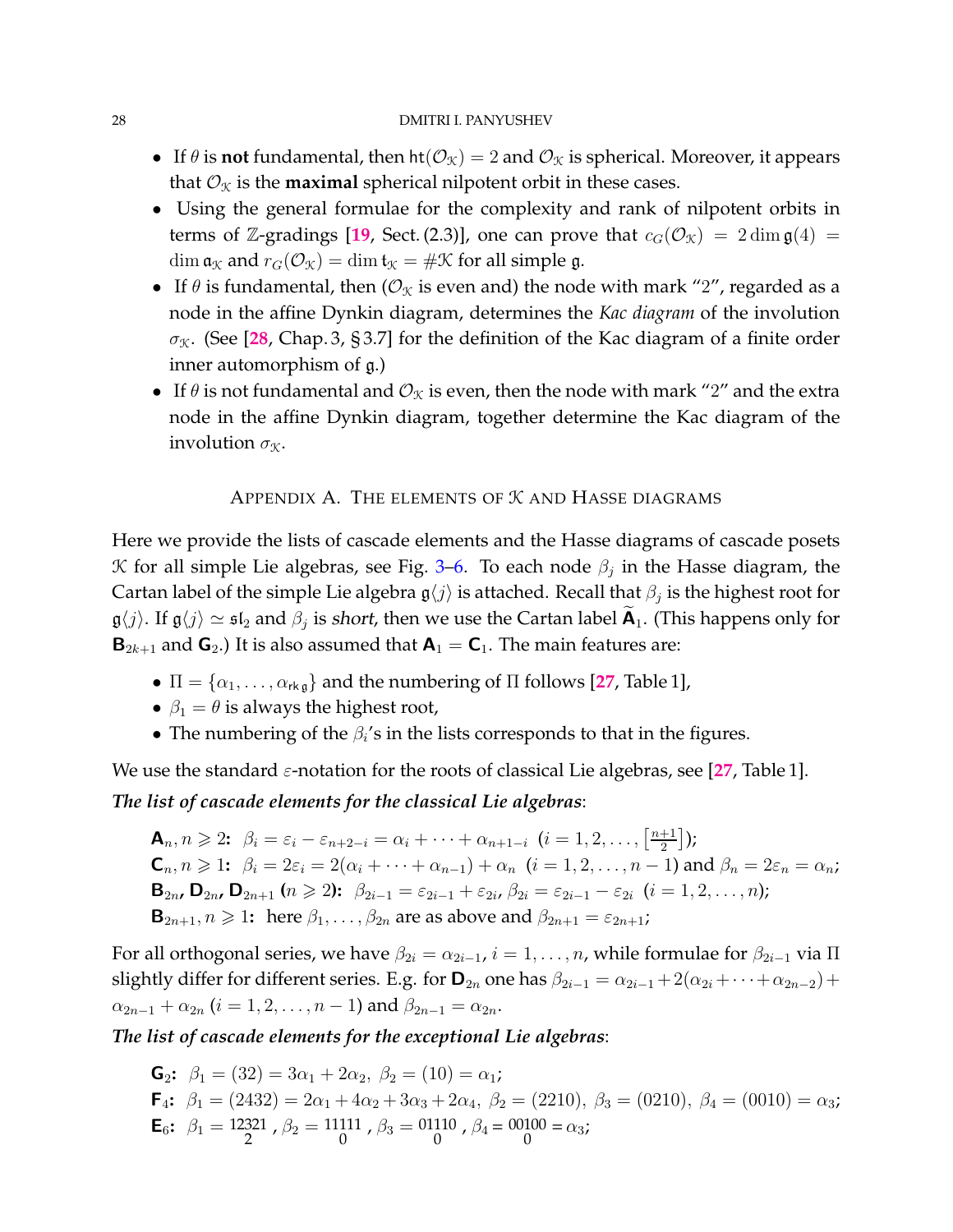- If $\theta$ is **not** fundamental, then $\mathsf{ht}(\mathcal{O}_{\mathcal{K}}) = 2$ and $\mathcal{O}_{\mathcal{K}}$ is spherical. Moreover, it appears that $\mathcal{O}_{\mathcal{K}}$ is the **maximal** spherical nilpotent orbit in these cases.
- Using the general formulae for the complexity and rank of nilpotent orbits in terms of $\mathbb{Z}$-gradings [19, Sect. (2.3)], one can prove that $c_G(\mathcal{O}_{\mathcal{K}}) = 2\dim\mathfrak{g}(4) = \dim\mathfrak{a}_{\mathcal{K}}$ and $r_G(\mathcal{O}_{\mathcal{K}}) = \dim\mathfrak{t}_{\mathcal{K}} = \#\mathcal{K}$ for all simple $\mathfrak{g}$.
- If $\theta$ is fundamental, then ($\mathcal{O}_{\mathcal{K}}$ is even and) the node with mark "2", regarded as a node in the affine Dynkin diagram, determines the *Kac diagram* of the involution $\sigma_{\mathcal{K}}$. (See [28, Chap. 3, § 3.7] for the definition of the Kac diagram of a finite order inner automorphism of $\mathfrak{g}$.)
- If $\theta$ is not fundamental and $\mathcal{O}_{\mathcal{K}}$ is even, then the node with mark "2" and the extra node in the affine Dynkin diagram, together determine the Kac diagram of the involution $\sigma_{\mathcal{K}}$.

## Appendix A. The elements of $\mathcal{K}$ and Hasse diagrams

Here we provide the lists of cascade elements and the Hasse diagrams of cascade posets $\mathcal{K}$ for all simple Lie algebras, see Fig. 3–6. To each node $\beta_j$ in the Hasse diagram, the Cartan label of the simple Lie algebra $\mathfrak{g}\langle j\rangle$ is attached. Recall that $\beta_j$ is the highest root for $\mathfrak{g}\langle j\rangle$. If $\mathfrak{g}\langle j\rangle \simeq \mathfrak{sl}_2$ and $\beta_j$ is *short*, then we use the Cartan label $\widetilde{\mathsf{A}}_1$. (This happens only for $\mathsf{B}_{2k+1}$ and $\mathsf{G}_2$.) It is also assumed that $\mathsf{A}_1 = \mathsf{C}_1$. The main features are:

- $\Pi = \{\alpha_1, \dots, \alpha_{\mathsf{rk}\,\mathfrak{g}}\}$ and the numbering of $\Pi$ follows [27, Table 1],
- $\beta_1 = \theta$ is always the highest root,
- The numbering of the $\beta_i$'s in the lists corresponds to that in the figures.

We use the standard $\varepsilon$-notation for the roots of classical Lie algebras, see [27, Table 1].

***The list of cascade elements for the classical Lie algebras***:

$\mathsf{A}_n, n \geqslant 2$**:** $\beta_i = \varepsilon_i - \varepsilon_{n+2-i} = \alpha_i + \dots + \alpha_{n+1-i}$ $(i = 1, 2, \dots, [\frac{n+1}{2}])$;
$\mathsf{C}_n, n \geqslant 1$**:** $\beta_i = 2\varepsilon_i = 2(\alpha_i + \dots + \alpha_{n-1}) + \alpha_n$ $(i = 1, 2, \dots, n-1)$ and $\beta_n = 2\varepsilon_n = \alpha_n$;
$\mathsf{B}_{2n}$, $\mathsf{D}_{2n}$, $\mathsf{D}_{2n+1}$ $(n \geqslant 2)$**:** $\beta_{2i-1} = \varepsilon_{2i-1} + \varepsilon_{2i}$, $\beta_{2i} = \varepsilon_{2i-1} - \varepsilon_{2i}$ $(i = 1, 2, \dots, n)$;
$\mathsf{B}_{2n+1}, n \geqslant 1$**:** here $\beta_1, \dots, \beta_{2n}$ are as above and $\beta_{2n+1} = \varepsilon_{2n+1}$;

For all orthogonal series, we have $\beta_{2i} = \alpha_{2i-1}$, $i = 1, \dots, n$, while formulae for $\beta_{2i-1}$ via $\Pi$ slightly differ for different series. E.g. for $\mathsf{D}_{2n}$ one has $\beta_{2i-1} = \alpha_{2i-1} + 2(\alpha_{2i} + \dots + \alpha_{2n-2}) + \alpha_{2n-1} + \alpha_{2n}$ $(i = 1, 2, \dots, n-1)$ and $\beta_{2n-1} = \alpha_{2n}$.

***The list of cascade elements for the exceptional Lie algebras***:

$\mathsf{G}_2$**:** $\beta_1 = (32) = 3\alpha_1 + 2\alpha_2$, $\beta_2 = (10) = \alpha_1$;
$\mathsf{F}_4$**:** $\beta_1 = (2432) = 2\alpha_1 + 4\alpha_2 + 3\alpha_3 + 2\alpha_4$, $\beta_2 = (2210)$, $\beta_3 = (0210)$, $\beta_4 = (0010) = \alpha_3$;
$\mathsf{E}_6$**:** $\beta_1 = \begin{smallmatrix}12321\\2\end{smallmatrix}$, $\beta_2 = \begin{smallmatrix}11111\\0\end{smallmatrix}$, $\beta_3 = \begin{smallmatrix}01110\\0\end{smallmatrix}$, $\beta_4 = \begin{smallmatrix}00100\\0\end{smallmatrix} = \alpha_3$;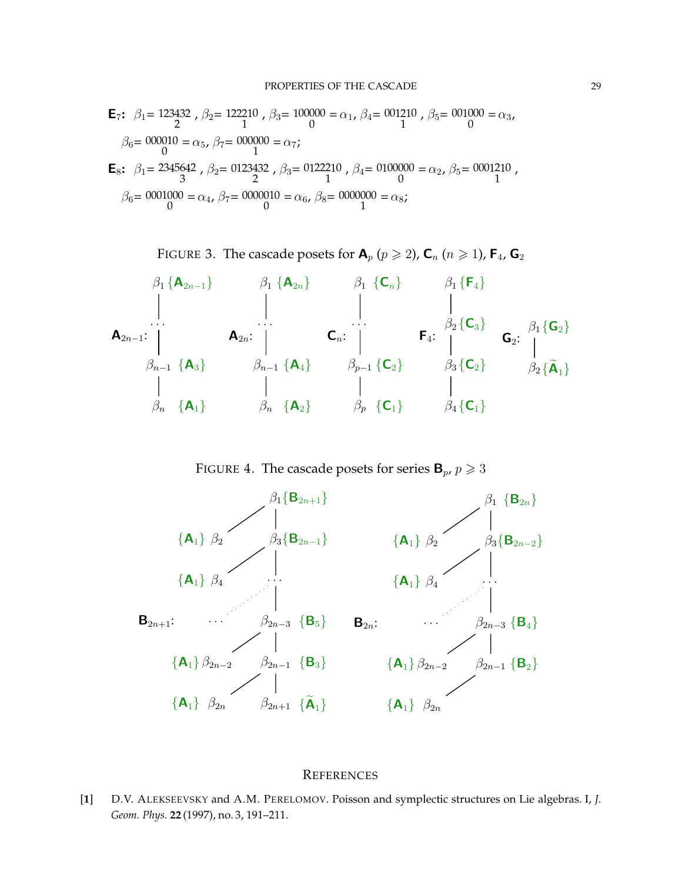**E**$_7$**:** $\beta_1 = \begin{smallmatrix}123432\\2\end{smallmatrix}$, $\beta_2 = \begin{smallmatrix}122210\\1\end{smallmatrix}$, $\beta_3 = \begin{smallmatrix}100000\\0\end{smallmatrix} = \alpha_1$, $\beta_4 = \begin{smallmatrix}001210\\1\end{smallmatrix}$, $\beta_5 = \begin{smallmatrix}001000\\0\end{smallmatrix} = \alpha_3$, $\beta_6 = \begin{smallmatrix}000010\\0\end{smallmatrix} = \alpha_5$, $\beta_7 = \begin{smallmatrix}000000\\1\end{smallmatrix} = \alpha_7$;

**E**$_8$**:** $\beta_1 = \begin{smallmatrix}2345642\\3\end{smallmatrix}$, $\beta_2 = \begin{smallmatrix}0123432\\2\end{smallmatrix}$, $\beta_3 = \begin{smallmatrix}0122210\\1\end{smallmatrix}$, $\beta_4 = \begin{smallmatrix}0100000\\0\end{smallmatrix} = \alpha_2$, $\beta_5 = \begin{smallmatrix}0001210\\1\end{smallmatrix}$, $\beta_6 = \begin{smallmatrix}0001000\\0\end{smallmatrix} = \alpha_4$, $\beta_7 = \begin{smallmatrix}0000010\\0\end{smallmatrix} = \alpha_6$, $\beta_8 = \begin{smallmatrix}0000000\\1\end{smallmatrix} = \alpha_8$;

FIGURE 3. The cascade posets for **A**$_p$ ($p \geqslant 2$), **C**$_n$ ($n \geqslant 1$), **F**$_4$, **G**$_2$

**A**$_{2n-1}$: $\beta_1\{\mathbf{A}_{2n-1}\}$ — $\cdots$ — $\beta_{n-1}\{\mathbf{A}_3\}$ — $\beta_n\{\mathbf{A}_1\}$

**A**$_{2n}$: $\beta_1\{\mathbf{A}_{2n}\}$ — $\cdots$ — $\beta_{n-1}\{\mathbf{A}_4\}$ — $\beta_n\{\mathbf{A}_2\}$

**C**$_n$: $\beta_1\{\mathbf{C}_n\}$ — $\cdots$ — $\beta_{p-1}\{\mathbf{C}_2\}$ — $\beta_p\{\mathbf{C}_1\}$

**F**$_4$: $\beta_1\{\mathbf{F}_4\}$ — $\beta_2\{\mathbf{C}_3\}$ — $\beta_3\{\mathbf{C}_2\}$ — $\beta_4\{\mathbf{C}_1\}$

**G**$_2$: $\beta_1\{\mathbf{G}_2\}$ — $\beta_2\{\widetilde{\mathbf{A}}_1\}$

FIGURE 4. The cascade posets for series **B**$_p$, $p \geqslant 3$

**B**$_{2n+1}$: $\beta_1\{\mathbf{B}_{2n+1}\}$ — $\beta_3\{\mathbf{B}_{2n-1}\}$ — $\cdots$ — $\beta_{2n-3}\{\mathbf{B}_5\}$ — $\beta_{2n-1}\{\mathbf{B}_3\}$ — $\beta_{2n+1}\{\widetilde{\mathbf{A}}_1\}$; with side branches $\{\mathbf{A}_1\}\,\beta_2$, $\{\mathbf{A}_1\}\,\beta_4$, $\ldots$, $\{\mathbf{A}_1\}\,\beta_{2n-2}$, $\{\mathbf{A}_1\}\,\beta_{2n}$

**B**$_{2n}$: $\beta_1\{\mathbf{B}_{2n}\}$ — $\beta_3\{\mathbf{B}_{2n-2}\}$ — $\cdots$ — $\beta_{2n-3}\{\mathbf{B}_4\}$ — $\beta_{2n-1}\{\mathbf{B}_2\}$; with side branches $\{\mathbf{A}_1\}\,\beta_2$, $\{\mathbf{A}_1\}\,\beta_4$, $\ldots$, $\{\mathbf{A}_1\}\,\beta_{2n-2}$, $\{\mathbf{A}_1\}\,\beta_{2n}$

## REFERENCES

[1] D.V. ALEKSEEVSKY and A.M. PERELOMOV. Poisson and symplectic structures on Lie algebras. I, *J. Geom. Phys.* **22** (1997), no. 3, 191–211.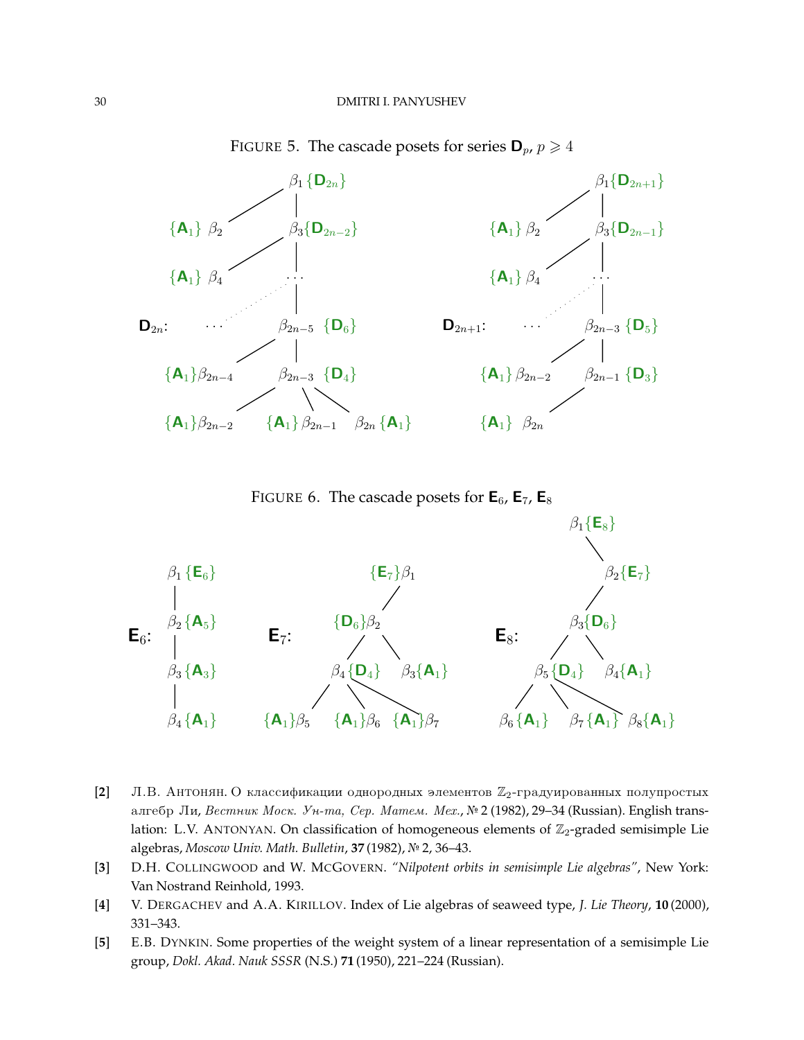FIGURE 5. The cascade posets for series $\mathbf{D}_p$, $p \geqslant 4$

FIGURE 6. The cascade posets for $\mathbf{E}_6$, $\mathbf{E}_7$, $\mathbf{E}_8$

[2] Л.В. АНТОНЯН. О классификации однородных элементов $\mathbb{Z}_2$-градуированных полупростых алгебр Ли, *Вестник Моск. Ун-та, Сер. Матем. Мех.*, № 2 (1982), 29–34 (Russian). English translation: L.V. ANTONYAN. On classification of homogeneous elements of $\mathbb{Z}_2$-graded semisimple Lie algebras, *Moscow Univ. Math. Bulletin*, **37** (1982), № 2, 36–43.

[3] D.H. COLLINGWOOD and W. MCGOVERN. *"Nilpotent orbits in semisimple Lie algebras"*, New York: Van Nostrand Reinhold, 1993.

[4] V. DERGACHEV and A.A. KIRILLOV. Index of Lie algebras of seaweed type, *J. Lie Theory*, **10** (2000), 331–343.

[5] E.B. DYNKIN. Some properties of the weight system of a linear representation of a semisimple Lie group, *Dokl. Akad. Nauk SSSR* (N.S.) **71** (1950), 221–224 (Russian).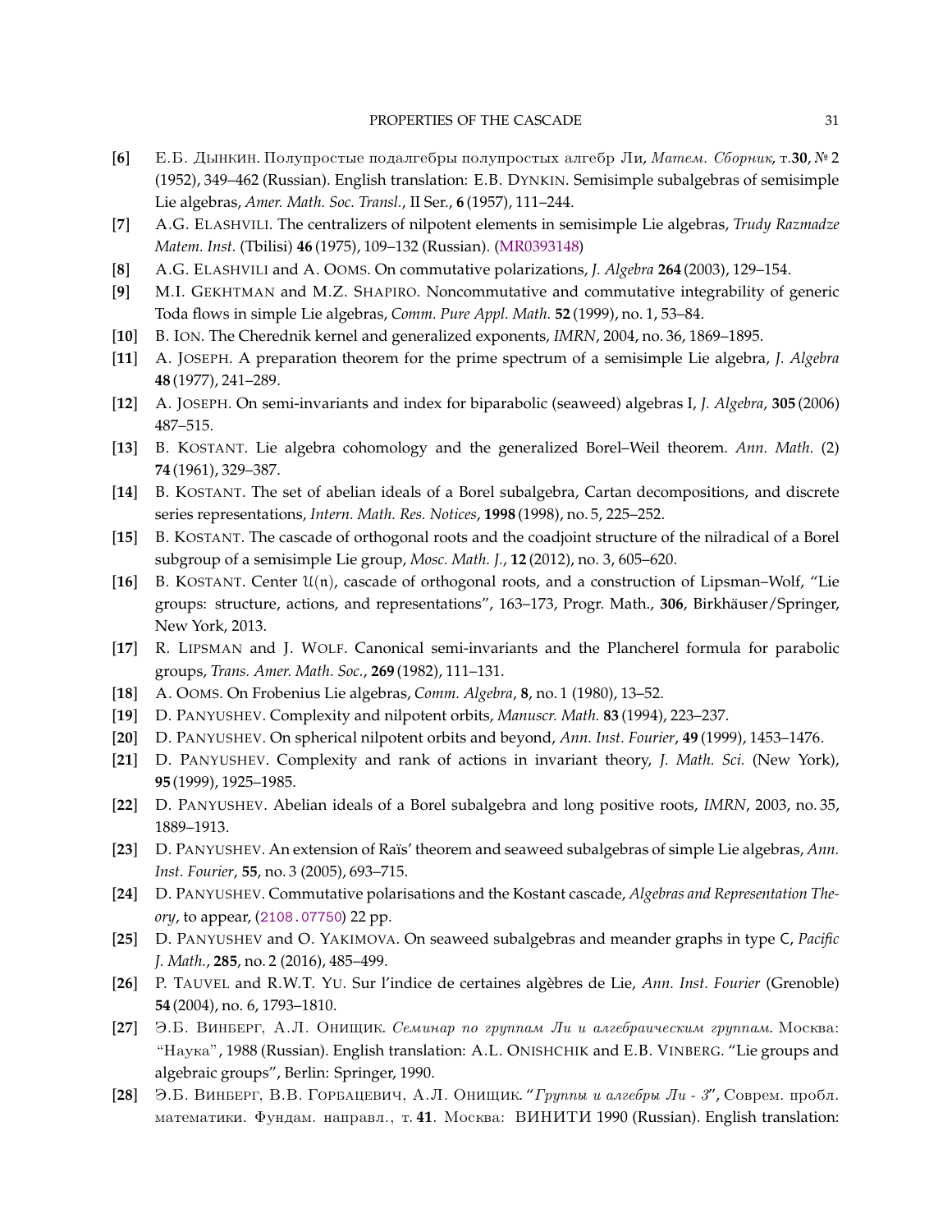- **[6]** Е.Б. Дынкин. Полупростые подалгебры полупростых алгебр Ли, *Матем. Сборник*, т.**30**, № 2 (1952), 349–462 (Russian). English translation: E.B. DYNKIN. Semisimple subalgebras of semisimple Lie algebras, *Amer. Math. Soc. Transl.*, II Ser., **6** (1957), 111–244.
- **[7]** A.G. ELASHVILI. The centralizers of nilpotent elements in semisimple Lie algebras, *Trudy Razmadze Matem. Inst.* (Tbilisi) **46** (1975), 109–132 (Russian). (MR0393148)
- **[8]** A.G. ELASHVILI and A. OOMS. On commutative polarizations, *J. Algebra* **264** (2003), 129–154.
- **[9]** M.I. GEKHTMAN and M.Z. SHAPIRO. Noncommutative and commutative integrability of generic Toda flows in simple Lie algebras, *Comm. Pure Appl. Math.* **52** (1999), no. 1, 53–84.
- **[10]** B. ION. The Cherednik kernel and generalized exponents, *IMRN*, 2004, no. 36, 1869–1895.
- **[11]** A. JOSEPH. A preparation theorem for the prime spectrum of a semisimple Lie algebra, *J. Algebra* **48** (1977), 241–289.
- **[12]** A. JOSEPH. On semi-invariants and index for biparabolic (seaweed) algebras I, *J. Algebra*, **305** (2006) 487–515.
- **[13]** B. KOSTANT. Lie algebra cohomology and the generalized Borel–Weil theorem. *Ann. Math.* (2) **74** (1961), 329–387.
- **[14]** B. KOSTANT. The set of abelian ideals of a Borel subalgebra, Cartan decompositions, and discrete series representations, *Intern. Math. Res. Notices*, **1998** (1998), no. 5, 225–252.
- **[15]** B. KOSTANT. The cascade of orthogonal roots and the coadjoint structure of the nilradical of a Borel subgroup of a semisimple Lie group, *Mosc. Math. J.*, **12** (2012), no. 3, 605–620.
- **[16]** B. KOSTANT. Center $\mathcal{U}(\mathfrak{n})$, cascade of orthogonal roots, and a construction of Lipsman–Wolf, "Lie groups: structure, actions, and representations", 163–173, Progr. Math., **306**, Birkhäuser/Springer, New York, 2013.
- **[17]** R. LIPSMAN and J. WOLF. Canonical semi-invariants and the Plancherel formula for parabolic groups, *Trans. Amer. Math. Soc.*, **269** (1982), 111–131.
- **[18]** A. OOMS. On Frobenius Lie algebras, *Comm. Algebra*, **8**, no. 1 (1980), 13–52.
- **[19]** D. PANYUSHEV. Complexity and nilpotent orbits, *Manuscr. Math.* **83** (1994), 223–237.
- **[20]** D. PANYUSHEV. On spherical nilpotent orbits and beyond, *Ann. Inst. Fourier*, **49** (1999), 1453–1476.
- **[21]** D. PANYUSHEV. Complexity and rank of actions in invariant theory, *J. Math. Sci.* (New York), **95** (1999), 1925–1985.
- **[22]** D. PANYUSHEV. Abelian ideals of a Borel subalgebra and long positive roots, *IMRN*, 2003, no. 35, 1889–1913.
- **[23]** D. PANYUSHEV. An extension of Raïs' theorem and seaweed subalgebras of simple Lie algebras, *Ann. Inst. Fourier*, **55**, no. 3 (2005), 693–715.
- **[24]** D. PANYUSHEV. Commutative polarisations and the Kostant cascade, *Algebras and Representation Theory*, to appear, (2108.07750) 22 pp.
- **[25]** D. PANYUSHEV and O. YAKIMOVA. On seaweed subalgebras and meander graphs in type C, *Pacific J. Math.*, **285**, no. 2 (2016), 485–499.
- **[26]** P. TAUVEL and R.W.T. YU. Sur l'indice de certaines algèbres de Lie, *Ann. Inst. Fourier* (Grenoble) **54** (2004), no. 6, 1793–1810.
- **[27]** Э.Б. ВИНБЕРГ, А.Л. ОНИЩИК. *Семинар по группам Ли и алгебраическим группам*. Москва: "Наука", 1988 (Russian). English translation: A.L. ONISHCHIK and E.B. VINBERG. "Lie groups and algebraic groups", Berlin: Springer, 1990.
- **[28]** Э.Б. ВИНБЕРГ, В.В. ГОРБАЦЕВИЧ, А.Л. ОНИЩИК. "*Группы и алгебры Ли - 3*", Соврем. пробл. математики. Фундам. направл., т. **41**. Москва: ВИНИТИ 1990 (Russian). English translation: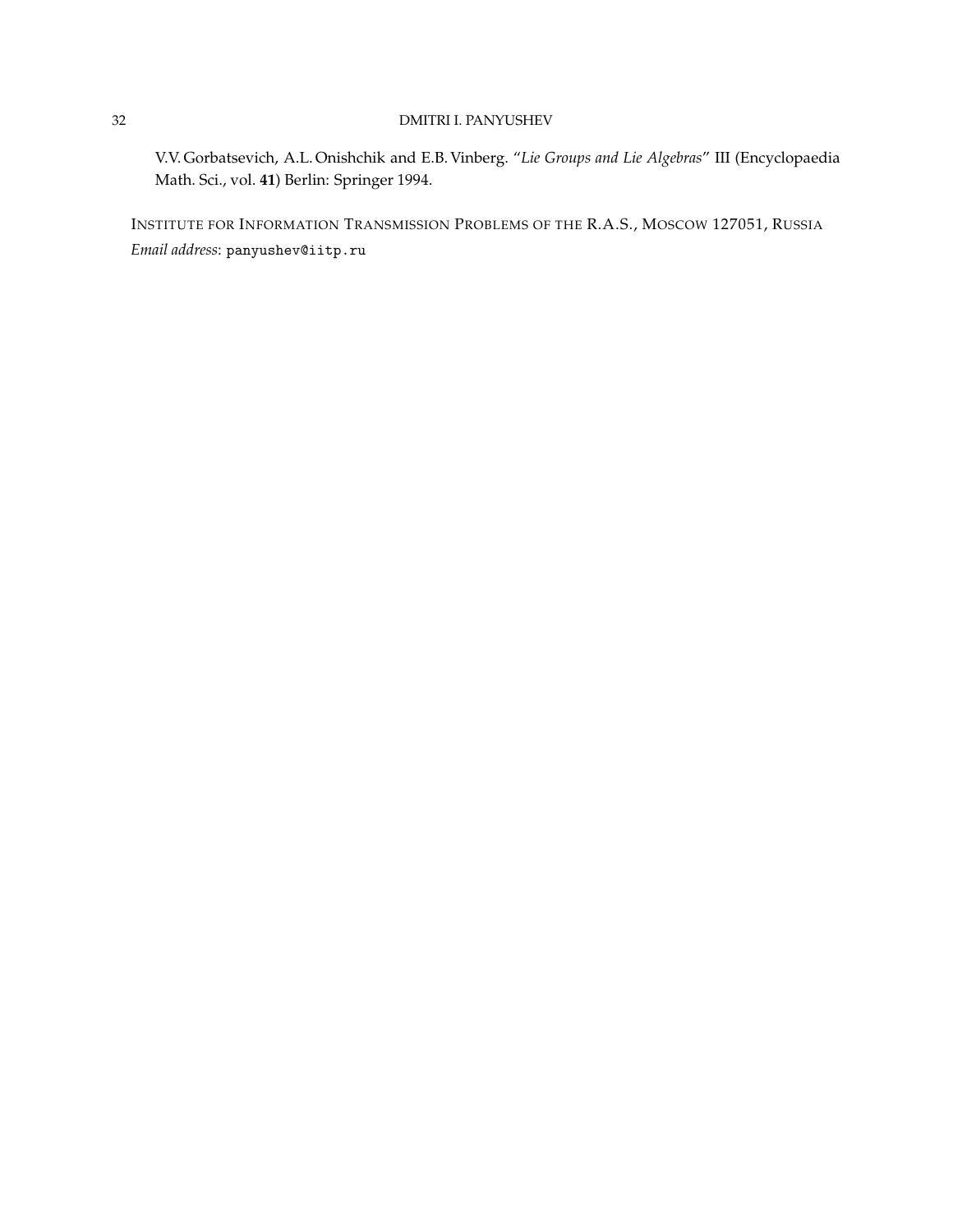V.V. Gorbatsevich, A.L. Onishchik and E.B. Vinberg. "*Lie Groups and Lie Algebras*" III (Encyclopaedia Math. Sci., vol. **41**) Berlin: Springer 1994.

INSTITUTE FOR INFORMATION TRANSMISSION PROBLEMS OF THE R.A.S., MOSCOW 127051, RUSSIA

*Email address*: `panyushev@iitp.ru`